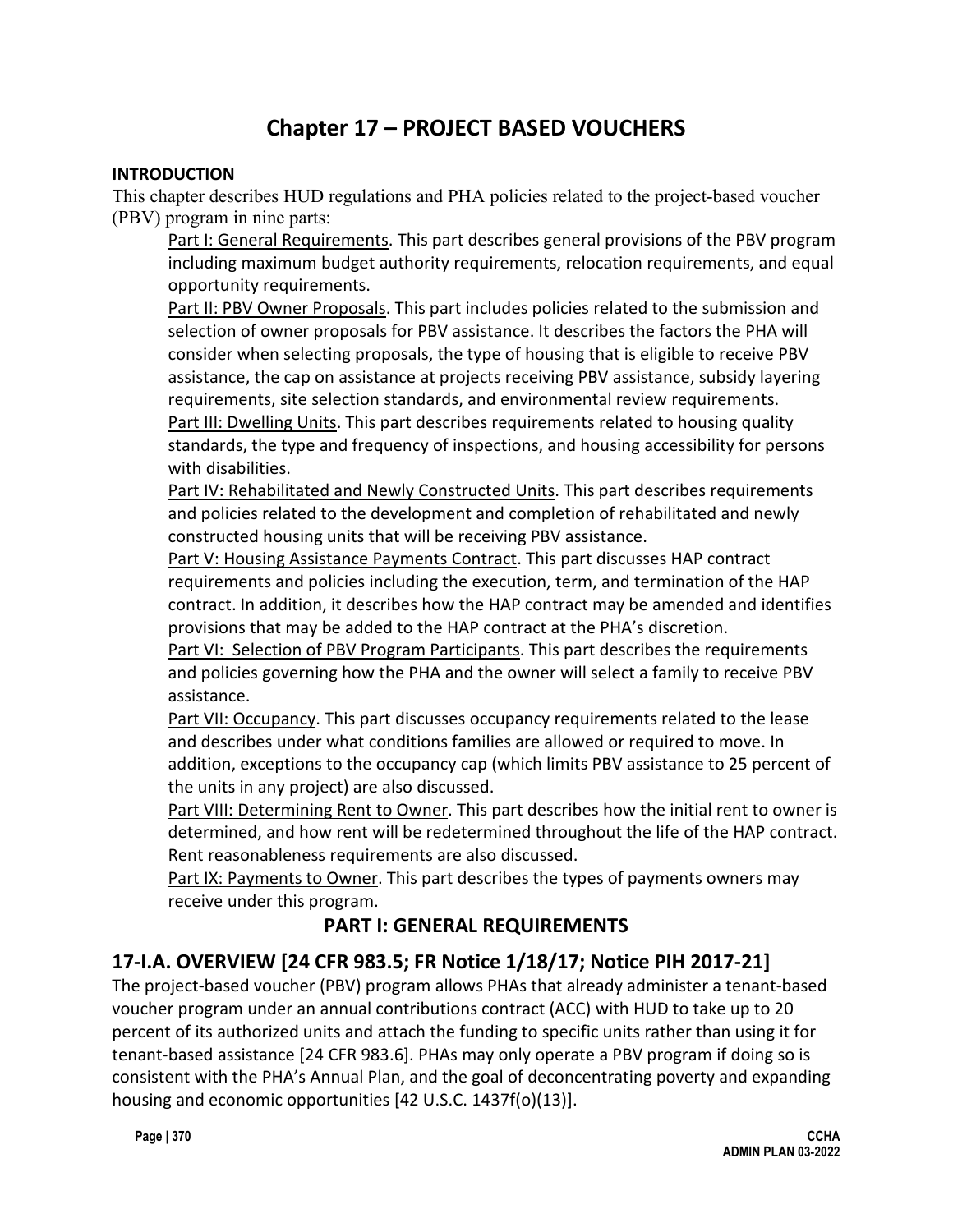# Chapter 17 – PROJECT BASED VOUCHERS

**INTRODUCTION**

This chapter describes HUD regulations and PHA policies related to the project-based voucher (PBV) program in nine parts:

Part I: General Requirements. This part describes general provisions of the PBV program including maximum budget authority requirements, relocation requirements, and equal opportunity requirements.

Part II: PBV Owner Proposals. This part includes policies related to the submission and selection of owner proposals for PBV assistance. It describes the factors the PHA will consider when selecting proposals, the type of housing that is eligible to receive PBV assistance, the cap on assistance at projects receiving PBV assistance, subsidy layering requirements, site selection standards, and environmental review requirements.

Part III: Dwelling Units. This part describes requirements related to housing quality standards, the type and frequency of inspections, and housing accessibility for persons with disabilities.

Part IV: Rehabilitated and Newly Constructed Units. This part describes requirements and policies related to the development and completion of rehabilitated and newly constructed housing units that will be receiving PBV assistance.

Part V: Housing Assistance Payments Contract. This part discusses HAP contract requirements and policies including the execution, term, and termination of the HAP contract. In addition, it describes how the HAP contract may be amended and identifies provisions that may be added to the HAP contract at the PHA's discretion.

Part VI: Selection of PBV Program Participants. This part describes the requirements and policies governing how the PHA and the owner will select a family to receive PBV assistance.

Part VII: Occupancy. This part discusses occupancy requirements related to the lease and describes under what conditions families are allowed or required to move. In addition, exceptions to the occupancy cap (which limits PBV assistance to 25 percent of the units in any project) are also discussed.

Part VIII: Determining Rent to Owner. This part describes how the initial rent to owner is determined, and how rent will be redetermined throughout the life of the HAP contract. Rent reasonableness requirements are also discussed.

Part IX: Payments to Owner. This part describes the types of payments owners may receive under this program.

## PART I: GENERAL REQUIREMENTS

## 17-I.A. OVERVIEW [24 CFR 983.5; FR Notice 1/18/17; Notice PIH 2017-21]

The project-based voucher (PBV) program allows PHAs that already administer a tenant-based voucher program under an annual contributions contract (ACC) with HUD to take up to 20 percent of its authorized units and attach the funding to specific units rather than using it for tenant-based assistance [24 CFR 983.6]. PHAs may only operate a PBV program if doing so is consistent with the PHA's Annual Plan, and the goal of deconcentrating poverty and expanding housing and economic opportunities [42 U.S.C. 1437f(o)(13)].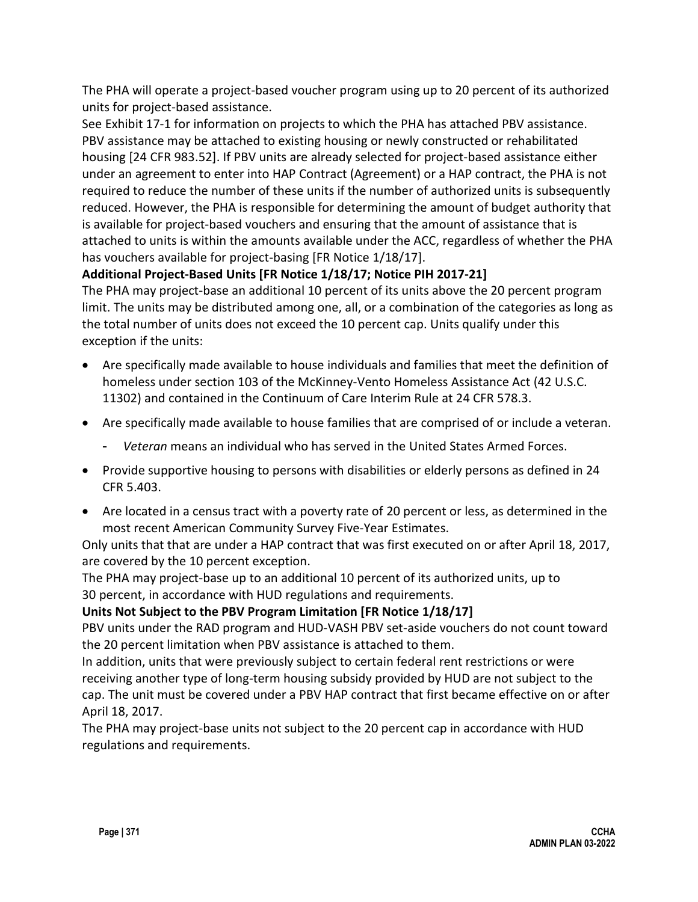The PHA will operate a project-based voucher program using up to 20 percent of its authorized units for project-based assistance.

See Exhibit 17-1 for information on projects to which the PHA has attached PBV assistance.

PBV assistance may be attached to existing housing or newly constructed or rehabilitated housing [24 CFR 983.52]. If PBV units are already selected for project-based assistance either under an agreement to enter into HAP Contract (Agreement) or a HAP contract, the PHA is not required to reduce the number of these units if the number of authorized units is subsequently reduced. However, the PHA is responsible for determining the amount of budget authority that is available for project-based vouchers and ensuring that the amount of assistance that is attached to units is within the amounts available under the ACC, regardless of whether the PHA has vouchers available for project-basing [FR Notice 1/18/17].

**Additional Project-Based Units [FR Notice 1/18/17; Notice PIH 2017-21]**

The PHA may project-base an additional 10 percent of its units above the 20 percent program limit. The units may be distributed among one, all, or a combination of the categories as long as the total number of units does not exceed the 10 percent cap. Units qualify under this exception if the units:

- Are specifically made available to house individuals and families that meet the definition of homeless under section 103 of the McKinney-Vento Homeless Assistance Act (42 U.S.C. 11302) and contained in the Continuum of Care Interim Rule at 24 CFR 578.3.
- Are specifically made available to house families that are comprised of or include a veteran.
  - *Veteran* means an individual who has served in the United States Armed Forces.
- Provide supportive housing to persons with disabilities or elderly persons as defined in 24 CFR 5.403.
- Are located in a census tract with a poverty rate of 20 percent or less, as determined in the most recent American Community Survey Five-Year Estimates.

Only units that that are under a HAP contract that was first executed on or after April 18, 2017, are covered by the 10 percent exception.

The PHA may project-base up to an additional 10 percent of its authorized units, up to 30 percent, in accordance with HUD regulations and requirements.

**Units Not Subject to the PBV Program Limitation [FR Notice 1/18/17]**

PBV units under the RAD program and HUD-VASH PBV set-aside vouchers do not count toward the 20 percent limitation when PBV assistance is attached to them.

In addition, units that were previously subject to certain federal rent restrictions or were receiving another type of long-term housing subsidy provided by HUD are not subject to the cap. The unit must be covered under a PBV HAP contract that first became effective on or after April 18, 2017.

The PHA may project-base units not subject to the 20 percent cap in accordance with HUD regulations and requirements.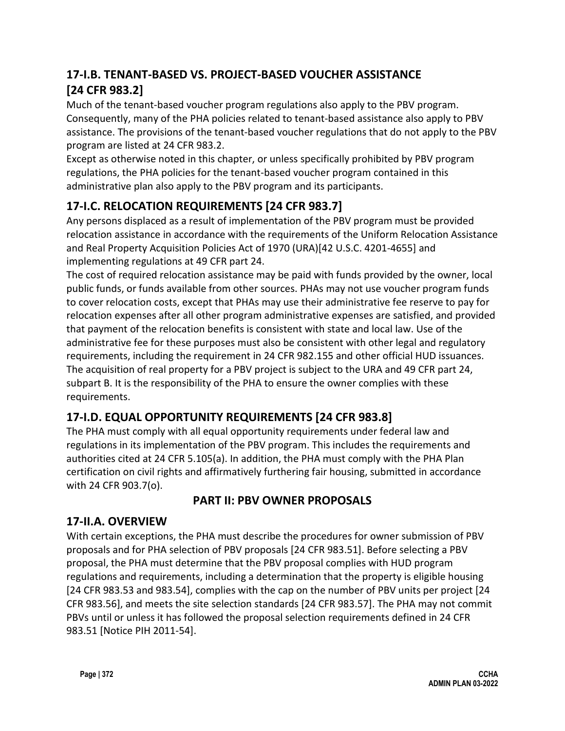## 17-I.B. TENANT-BASED VS. PROJECT-BASED VOUCHER ASSISTANCE [24 CFR 983.2]

Much of the tenant-based voucher program regulations also apply to the PBV program. Consequently, many of the PHA policies related to tenant-based assistance also apply to PBV assistance. The provisions of the tenant-based voucher regulations that do not apply to the PBV program are listed at 24 CFR 983.2.

Except as otherwise noted in this chapter, or unless specifically prohibited by PBV program regulations, the PHA policies for the tenant-based voucher program contained in this administrative plan also apply to the PBV program and its participants.

## 17-I.C. RELOCATION REQUIREMENTS [24 CFR 983.7]

Any persons displaced as a result of implementation of the PBV program must be provided relocation assistance in accordance with the requirements of the Uniform Relocation Assistance and Real Property Acquisition Policies Act of 1970 (URA)[42 U.S.C. 4201-4655] and implementing regulations at 49 CFR part 24.

The cost of required relocation assistance may be paid with funds provided by the owner, local public funds, or funds available from other sources. PHAs may not use voucher program funds to cover relocation costs, except that PHAs may use their administrative fee reserve to pay for relocation expenses after all other program administrative expenses are satisfied, and provided that payment of the relocation benefits is consistent with state and local law. Use of the administrative fee for these purposes must also be consistent with other legal and regulatory requirements, including the requirement in 24 CFR 982.155 and other official HUD issuances.

The acquisition of real property for a PBV project is subject to the URA and 49 CFR part 24, subpart B. It is the responsibility of the PHA to ensure the owner complies with these requirements.

## 17-I.D. EQUAL OPPORTUNITY REQUIREMENTS [24 CFR 983.8]

The PHA must comply with all equal opportunity requirements under federal law and regulations in its implementation of the PBV program. This includes the requirements and authorities cited at 24 CFR 5.105(a). In addition, the PHA must comply with the PHA Plan certification on civil rights and affirmatively furthering fair housing, submitted in accordance with 24 CFR 903.7(o).

# PART II: PBV OWNER PROPOSALS

## 17-II.A. OVERVIEW

With certain exceptions, the PHA must describe the procedures for owner submission of PBV proposals and for PHA selection of PBV proposals [24 CFR 983.51]. Before selecting a PBV proposal, the PHA must determine that the PBV proposal complies with HUD program regulations and requirements, including a determination that the property is eligible housing [24 CFR 983.53 and 983.54], complies with the cap on the number of PBV units per project [24 CFR 983.56], and meets the site selection standards [24 CFR 983.57]. The PHA may not commit PBVs until or unless it has followed the proposal selection requirements defined in 24 CFR 983.51 [Notice PIH 2011-54].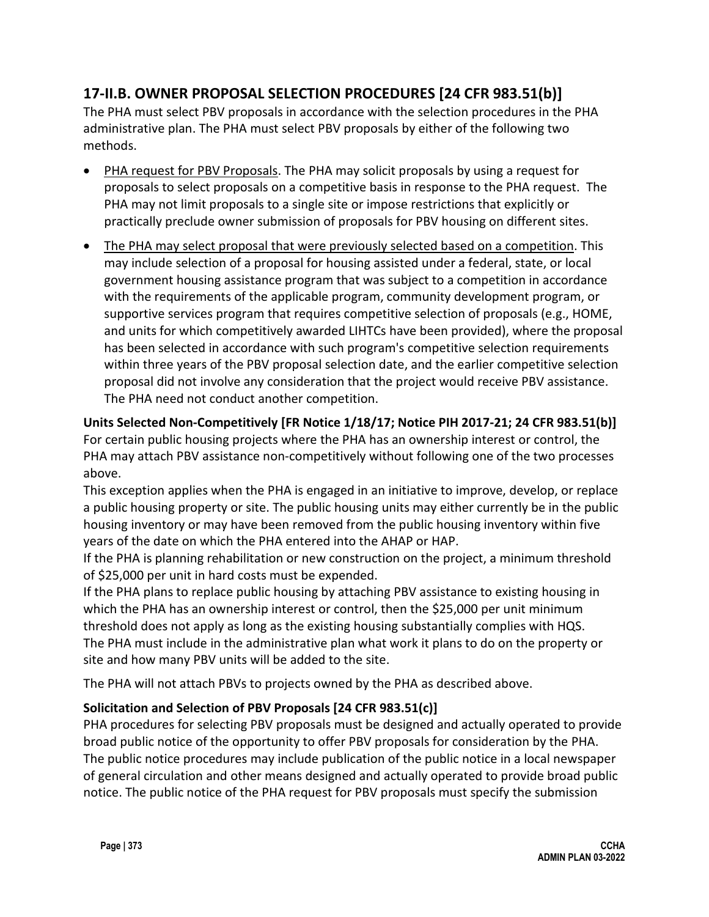## 17-II.B. OWNER PROPOSAL SELECTION PROCEDURES [24 CFR 983.51(b)]

The PHA must select PBV proposals in accordance with the selection procedures in the PHA administrative plan. The PHA must select PBV proposals by either of the following two methods.

- PHA request for PBV Proposals. The PHA may solicit proposals by using a request for proposals to select proposals on a competitive basis in response to the PHA request. The PHA may not limit proposals to a single site or impose restrictions that explicitly or practically preclude owner submission of proposals for PBV housing on different sites.
- The PHA may select proposal that were previously selected based on a competition. This may include selection of a proposal for housing assisted under a federal, state, or local government housing assistance program that was subject to a competition in accordance with the requirements of the applicable program, community development program, or supportive services program that requires competitive selection of proposals (e.g., HOME, and units for which competitively awarded LIHTCs have been provided), where the proposal has been selected in accordance with such program's competitive selection requirements within three years of the PBV proposal selection date, and the earlier competitive selection proposal did not involve any consideration that the project would receive PBV assistance. The PHA need not conduct another competition.

**Units Selected Non-Competitively [FR Notice 1/18/17; Notice PIH 2017-21; 24 CFR 983.51(b)]**

For certain public housing projects where the PHA has an ownership interest or control, the PHA may attach PBV assistance non-competitively without following one of the two processes above.

This exception applies when the PHA is engaged in an initiative to improve, develop, or replace a public housing property or site. The public housing units may either currently be in the public housing inventory or may have been removed from the public housing inventory within five years of the date on which the PHA entered into the AHAP or HAP.

If the PHA is planning rehabilitation or new construction on the project, a minimum threshold of $25,000 per unit in hard costs must be expended.

If the PHA plans to replace public housing by attaching PBV assistance to existing housing in which the PHA has an ownership interest or control, then the $25,000 per unit minimum threshold does not apply as long as the existing housing substantially complies with HQS.

The PHA must include in the administrative plan what work it plans to do on the property or site and how many PBV units will be added to the site.

The PHA will not attach PBVs to projects owned by the PHA as described above.

**Solicitation and Selection of PBV Proposals [24 CFR 983.51(c)]**

PHA procedures for selecting PBV proposals must be designed and actually operated to provide broad public notice of the opportunity to offer PBV proposals for consideration by the PHA. The public notice procedures may include publication of the public notice in a local newspaper of general circulation and other means designed and actually operated to provide broad public notice. The public notice of the PHA request for PBV proposals must specify the submission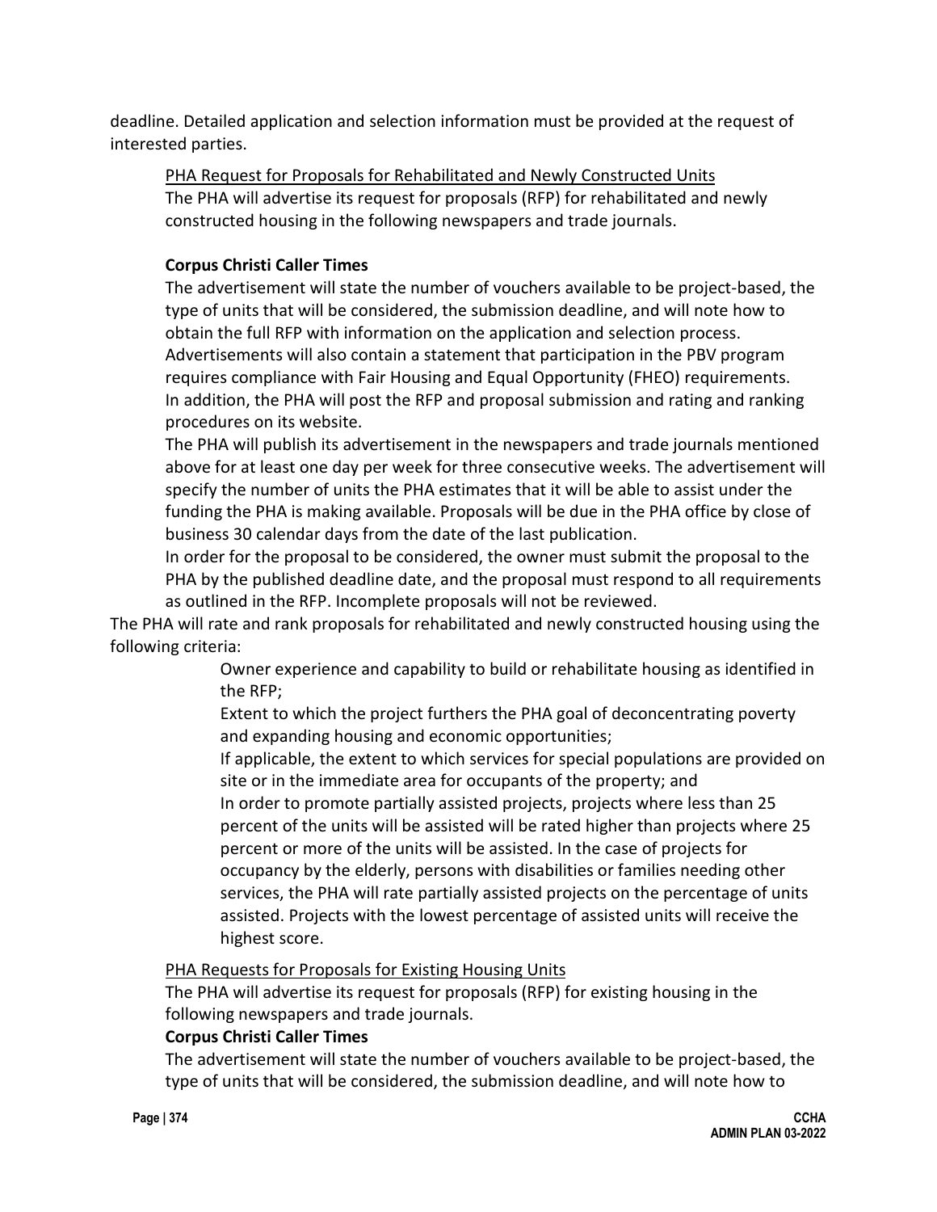deadline. Detailed application and selection information must be provided at the request of interested parties.

PHA Request for Proposals for Rehabilitated and Newly Constructed Units

The PHA will advertise its request for proposals (RFP) for rehabilitated and newly constructed housing in the following newspapers and trade journals.

**Corpus Christi Caller Times**

The advertisement will state the number of vouchers available to be project-based, the type of units that will be considered, the submission deadline, and will note how to obtain the full RFP with information on the application and selection process. Advertisements will also contain a statement that participation in the PBV program requires compliance with Fair Housing and Equal Opportunity (FHEO) requirements. In addition, the PHA will post the RFP and proposal submission and rating and ranking procedures on its website.

The PHA will publish its advertisement in the newspapers and trade journals mentioned above for at least one day per week for three consecutive weeks. The advertisement will specify the number of units the PHA estimates that it will be able to assist under the funding the PHA is making available. Proposals will be due in the PHA office by close of business 30 calendar days from the date of the last publication.

In order for the proposal to be considered, the owner must submit the proposal to the PHA by the published deadline date, and the proposal must respond to all requirements as outlined in the RFP. Incomplete proposals will not be reviewed.

The PHA will rate and rank proposals for rehabilitated and newly constructed housing using the following criteria:

Owner experience and capability to build or rehabilitate housing as identified in the RFP;

Extent to which the project furthers the PHA goal of deconcentrating poverty and expanding housing and economic opportunities;

If applicable, the extent to which services for special populations are provided on site or in the immediate area for occupants of the property; and

In order to promote partially assisted projects, projects where less than 25 percent of the units will be assisted will be rated higher than projects where 25 percent or more of the units will be assisted. In the case of projects for occupancy by the elderly, persons with disabilities or families needing other services, the PHA will rate partially assisted projects on the percentage of units assisted. Projects with the lowest percentage of assisted units will receive the highest score.

PHA Requests for Proposals for Existing Housing Units

The PHA will advertise its request for proposals (RFP) for existing housing in the following newspapers and trade journals.

**Corpus Christi Caller Times**

The advertisement will state the number of vouchers available to be project-based, the type of units that will be considered, the submission deadline, and will note how to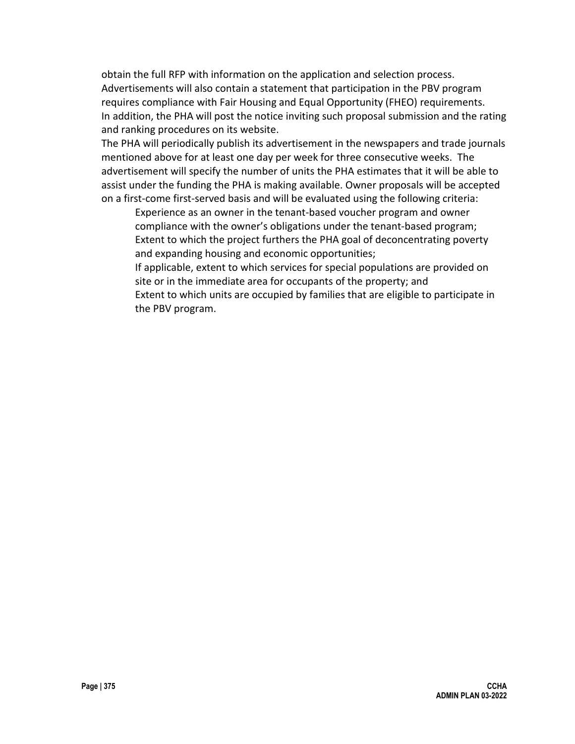obtain the full RFP with information on the application and selection process. Advertisements will also contain a statement that participation in the PBV program requires compliance with Fair Housing and Equal Opportunity (FHEO) requirements. In addition, the PHA will post the notice inviting such proposal submission and the rating and ranking procedures on its website.

The PHA will periodically publish its advertisement in the newspapers and trade journals mentioned above for at least one day per week for three consecutive weeks. The advertisement will specify the number of units the PHA estimates that it will be able to assist under the funding the PHA is making available. Owner proposals will be accepted on a first-come first-served basis and will be evaluated using the following criteria:

- Experience as an owner in the tenant-based voucher program and owner compliance with the owner's obligations under the tenant-based program;
- Extent to which the project furthers the PHA goal of deconcentrating poverty and expanding housing and economic opportunities;
- If applicable, extent to which services for special populations are provided on site or in the immediate area for occupants of the property; and
- Extent to which units are occupied by families that are eligible to participate in the PBV program.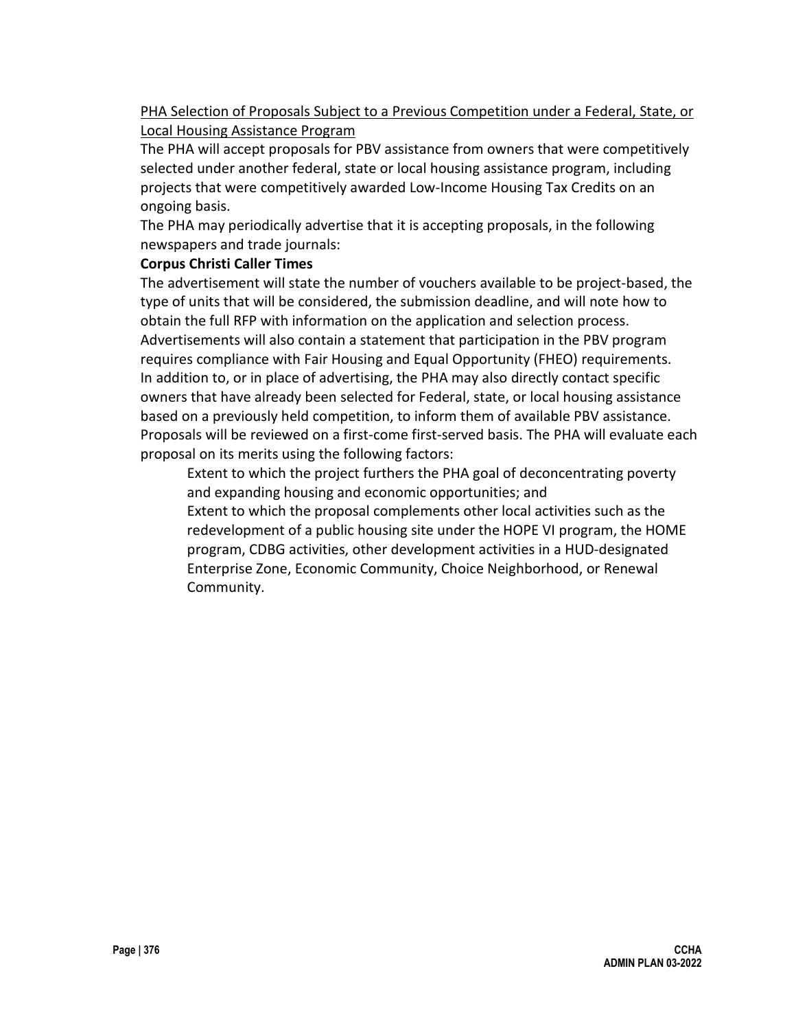PHA Selection of Proposals Subject to a Previous Competition under a Federal, State, or Local Housing Assistance Program

The PHA will accept proposals for PBV assistance from owners that were competitively selected under another federal, state or local housing assistance program, including projects that were competitively awarded Low-Income Housing Tax Credits on an ongoing basis.

The PHA may periodically advertise that it is accepting proposals, in the following newspapers and trade journals:

**Corpus Christi Caller Times**

The advertisement will state the number of vouchers available to be project-based, the type of units that will be considered, the submission deadline, and will note how to obtain the full RFP with information on the application and selection process. Advertisements will also contain a statement that participation in the PBV program requires compliance with Fair Housing and Equal Opportunity (FHEO) requirements.

In addition to, or in place of advertising, the PHA may also directly contact specific owners that have already been selected for Federal, state, or local housing assistance based on a previously held competition, to inform them of available PBV assistance.

Proposals will be reviewed on a first-come first-served basis. The PHA will evaluate each proposal on its merits using the following factors:

Extent to which the project furthers the PHA goal of deconcentrating poverty and expanding housing and economic opportunities; and

Extent to which the proposal complements other local activities such as the redevelopment of a public housing site under the HOPE VI program, the HOME program, CDBG activities, other development activities in a HUD-designated Enterprise Zone, Economic Community, Choice Neighborhood, or Renewal Community.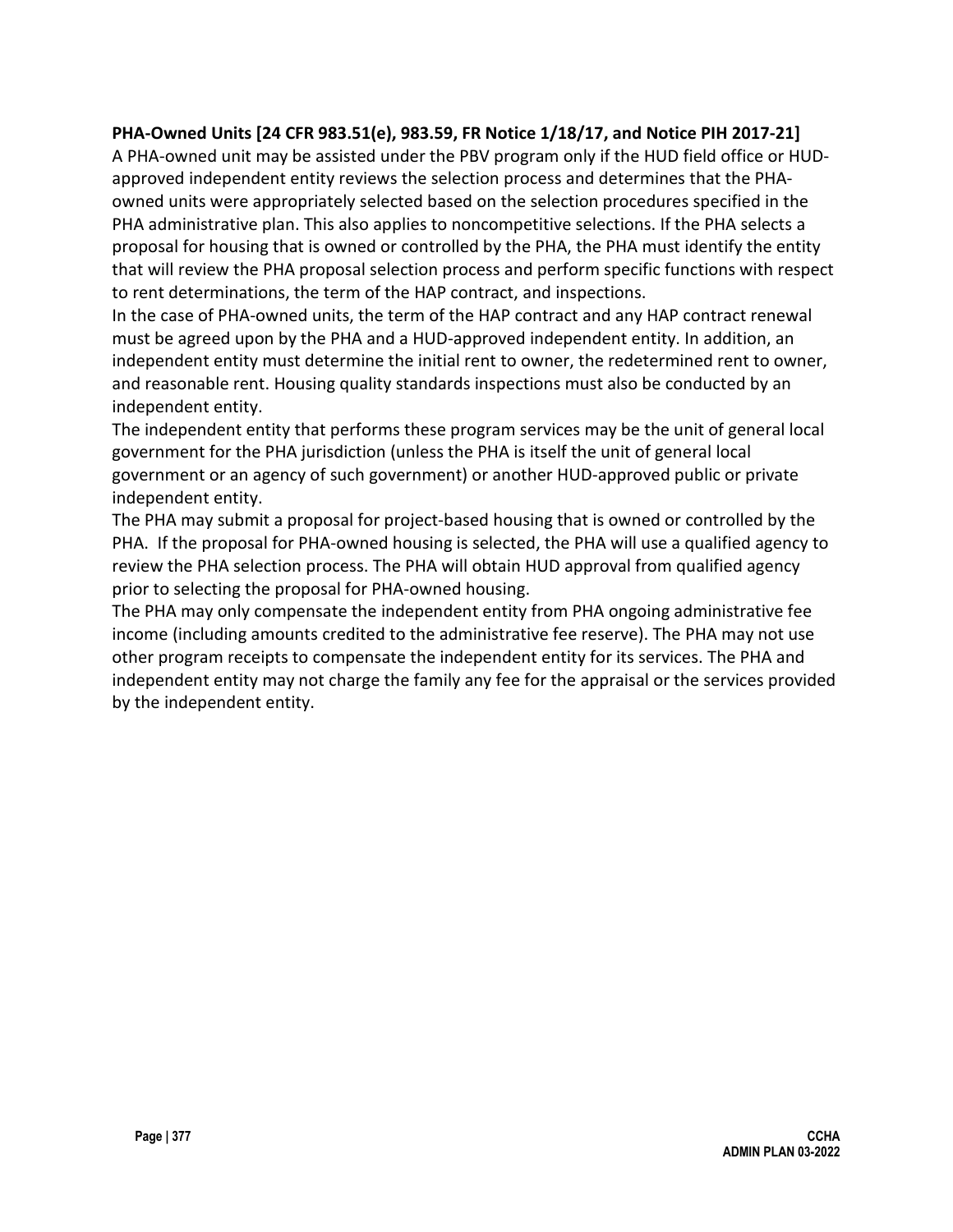**PHA-Owned Units [24 CFR 983.51(e), 983.59, FR Notice 1/18/17, and Notice PIH 2017-21]**

A PHA-owned unit may be assisted under the PBV program only if the HUD field office or HUD-approved independent entity reviews the selection process and determines that the PHA-owned units were appropriately selected based on the selection procedures specified in the PHA administrative plan. This also applies to noncompetitive selections. If the PHA selects a proposal for housing that is owned or controlled by the PHA, the PHA must identify the entity that will review the PHA proposal selection process and perform specific functions with respect to rent determinations, the term of the HAP contract, and inspections.

In the case of PHA-owned units, the term of the HAP contract and any HAP contract renewal must be agreed upon by the PHA and a HUD-approved independent entity. In addition, an independent entity must determine the initial rent to owner, the redetermined rent to owner, and reasonable rent. Housing quality standards inspections must also be conducted by an independent entity.

The independent entity that performs these program services may be the unit of general local government for the PHA jurisdiction (unless the PHA is itself the unit of general local government or an agency of such government) or another HUD-approved public or private independent entity.

The PHA may submit a proposal for project-based housing that is owned or controlled by the PHA. If the proposal for PHA-owned housing is selected, the PHA will use a qualified agency to review the PHA selection process. The PHA will obtain HUD approval from qualified agency prior to selecting the proposal for PHA-owned housing.

The PHA may only compensate the independent entity from PHA ongoing administrative fee income (including amounts credited to the administrative fee reserve). The PHA may not use other program receipts to compensate the independent entity for its services. The PHA and independent entity may not charge the family any fee for the appraisal or the services provided by the independent entity.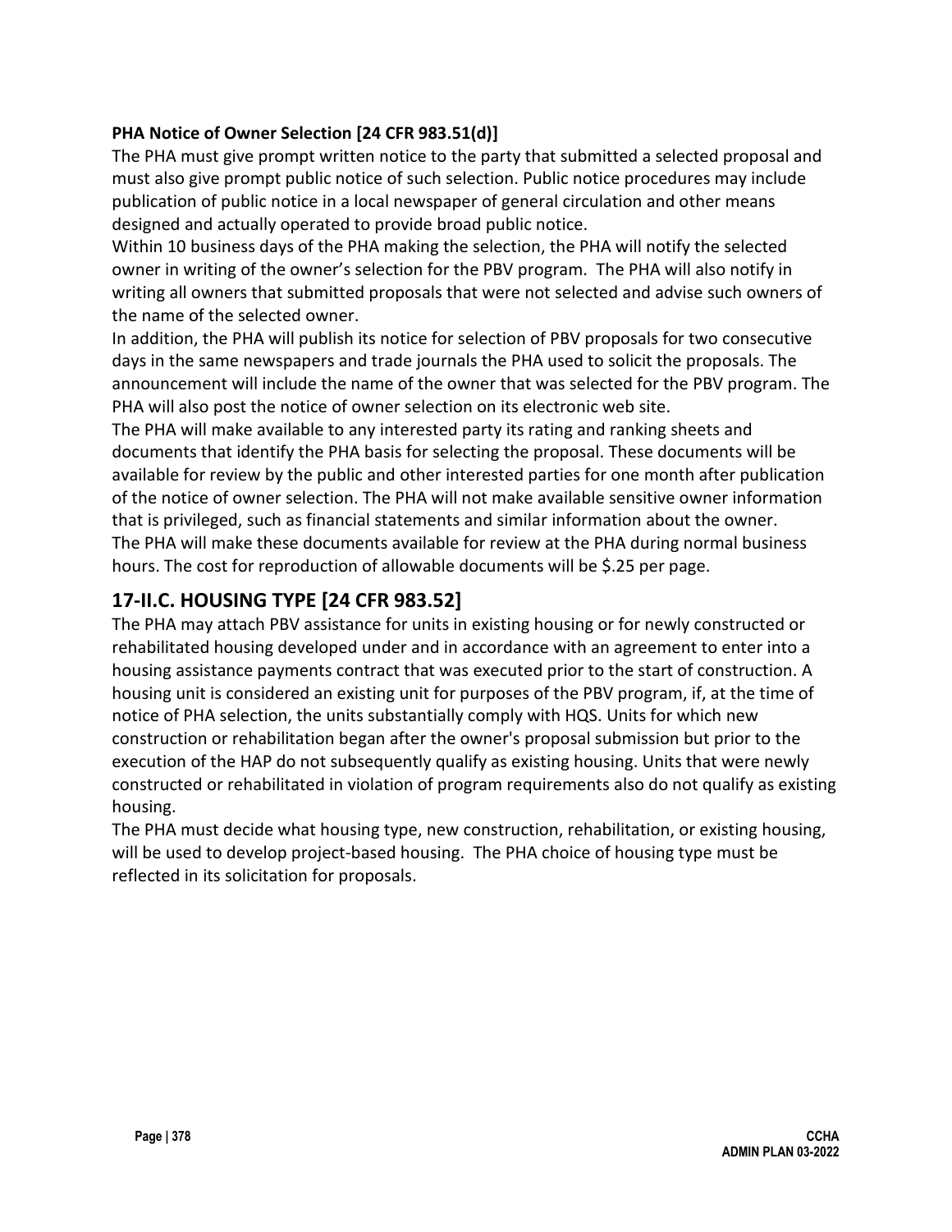**PHA Notice of Owner Selection [24 CFR 983.51(d)]**

The PHA must give prompt written notice to the party that submitted a selected proposal and must also give prompt public notice of such selection. Public notice procedures may include publication of public notice in a local newspaper of general circulation and other means designed and actually operated to provide broad public notice.

Within 10 business days of the PHA making the selection, the PHA will notify the selected owner in writing of the owner's selection for the PBV program. The PHA will also notify in writing all owners that submitted proposals that were not selected and advise such owners of the name of the selected owner.

In addition, the PHA will publish its notice for selection of PBV proposals for two consecutive days in the same newspapers and trade journals the PHA used to solicit the proposals. The announcement will include the name of the owner that was selected for the PBV program. The PHA will also post the notice of owner selection on its electronic web site.

The PHA will make available to any interested party its rating and ranking sheets and documents that identify the PHA basis for selecting the proposal. These documents will be available for review by the public and other interested parties for one month after publication of the notice of owner selection. The PHA will not make available sensitive owner information that is privileged, such as financial statements and similar information about the owner.

The PHA will make these documents available for review at the PHA during normal business hours. The cost for reproduction of allowable documents will be $.25 per page.

## 17-II.C. HOUSING TYPE [24 CFR 983.52]

The PHA may attach PBV assistance for units in existing housing or for newly constructed or rehabilitated housing developed under and in accordance with an agreement to enter into a housing assistance payments contract that was executed prior to the start of construction. A housing unit is considered an existing unit for purposes of the PBV program, if, at the time of notice of PHA selection, the units substantially comply with HQS. Units for which new construction or rehabilitation began after the owner's proposal submission but prior to the execution of the HAP do not subsequently qualify as existing housing. Units that were newly constructed or rehabilitated in violation of program requirements also do not qualify as existing housing.

The PHA must decide what housing type, new construction, rehabilitation, or existing housing, will be used to develop project-based housing. The PHA choice of housing type must be reflected in its solicitation for proposals.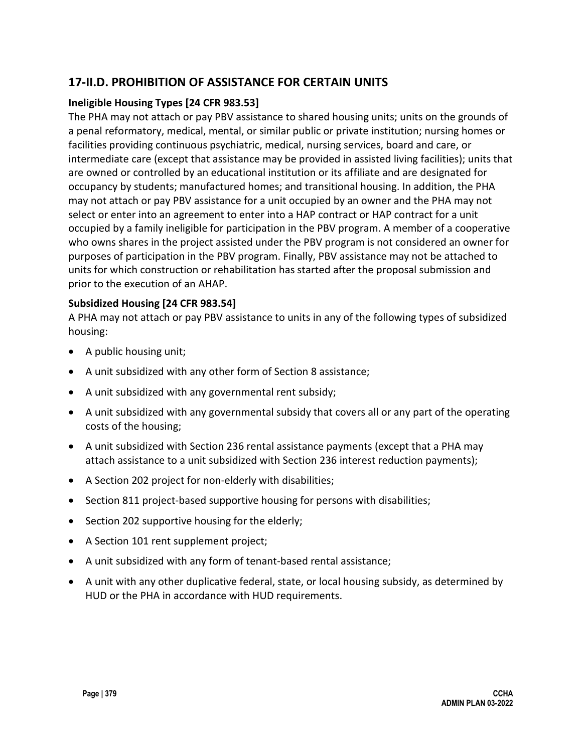## 17-II.D. PROHIBITION OF ASSISTANCE FOR CERTAIN UNITS

### Ineligible Housing Types [24 CFR 983.53]

The PHA may not attach or pay PBV assistance to shared housing units; units on the grounds of a penal reformatory, medical, mental, or similar public or private institution; nursing homes or facilities providing continuous psychiatric, medical, nursing services, board and care, or intermediate care (except that assistance may be provided in assisted living facilities); units that are owned or controlled by an educational institution or its affiliate and are designated for occupancy by students; manufactured homes; and transitional housing. In addition, the PHA may not attach or pay PBV assistance for a unit occupied by an owner and the PHA may not select or enter into an agreement to enter into a HAP contract or HAP contract for a unit occupied by a family ineligible for participation in the PBV program. A member of a cooperative who owns shares in the project assisted under the PBV program is not considered an owner for purposes of participation in the PBV program. Finally, PBV assistance may not be attached to units for which construction or rehabilitation has started after the proposal submission and prior to the execution of an AHAP.

### Subsidized Housing [24 CFR 983.54]

A PHA may not attach or pay PBV assistance to units in any of the following types of subsidized housing:

- A public housing unit;
- A unit subsidized with any other form of Section 8 assistance;
- A unit subsidized with any governmental rent subsidy;
- A unit subsidized with any governmental subsidy that covers all or any part of the operating costs of the housing;
- A unit subsidized with Section 236 rental assistance payments (except that a PHA may attach assistance to a unit subsidized with Section 236 interest reduction payments);
- A Section 202 project for non-elderly with disabilities;
- Section 811 project-based supportive housing for persons with disabilities;
- Section 202 supportive housing for the elderly;
- A Section 101 rent supplement project;
- A unit subsidized with any form of tenant-based rental assistance;
- A unit with any other duplicative federal, state, or local housing subsidy, as determined by HUD or the PHA in accordance with HUD requirements.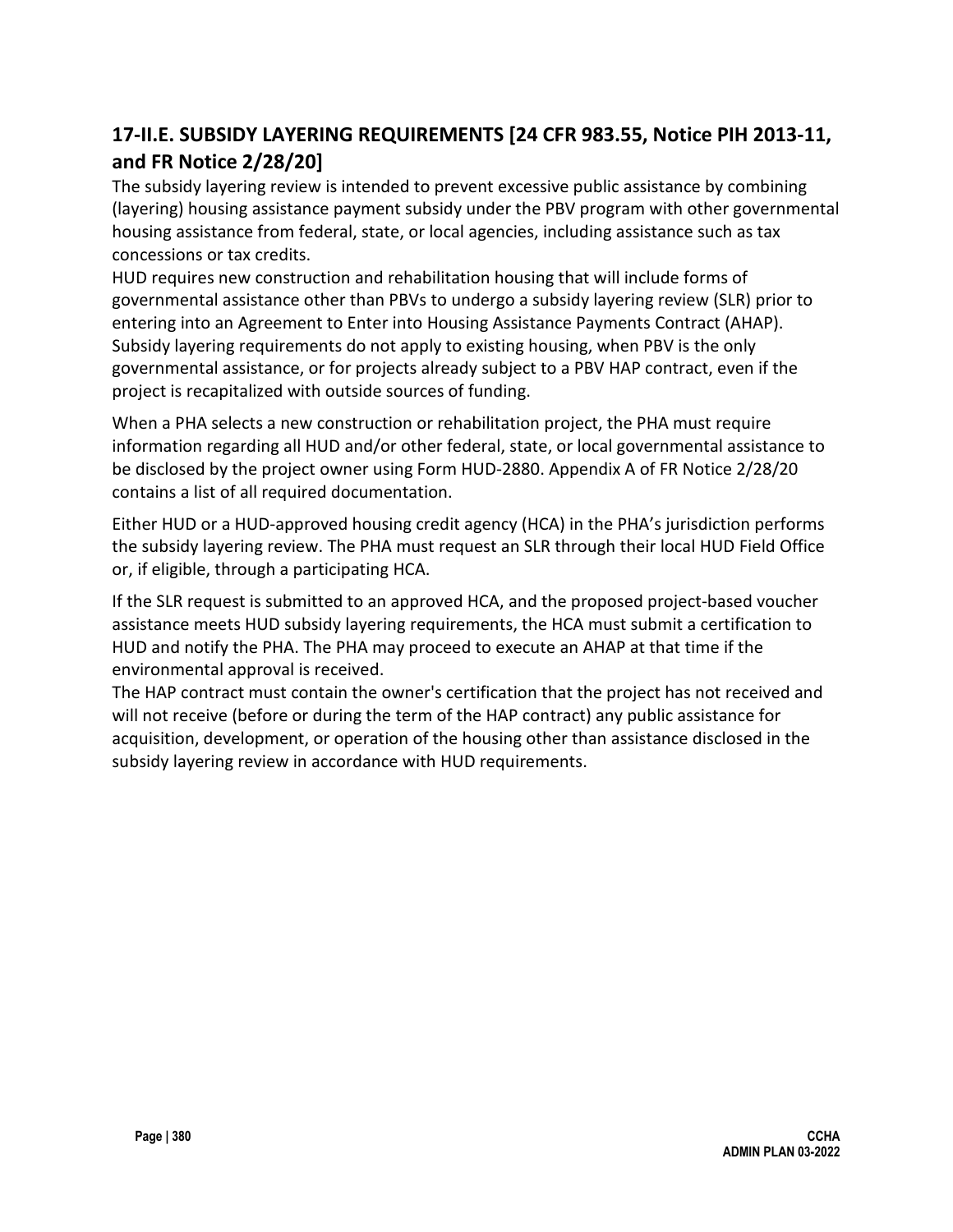## 17-II.E. SUBSIDY LAYERING REQUIREMENTS [24 CFR 983.55, Notice PIH 2013-11, and FR Notice 2/28/20]

The subsidy layering review is intended to prevent excessive public assistance by combining (layering) housing assistance payment subsidy under the PBV program with other governmental housing assistance from federal, state, or local agencies, including assistance such as tax concessions or tax credits.

HUD requires new construction and rehabilitation housing that will include forms of governmental assistance other than PBVs to undergo a subsidy layering review (SLR) prior to entering into an Agreement to Enter into Housing Assistance Payments Contract (AHAP). Subsidy layering requirements do not apply to existing housing, when PBV is the only governmental assistance, or for projects already subject to a PBV HAP contract, even if the project is recapitalized with outside sources of funding.

When a PHA selects a new construction or rehabilitation project, the PHA must require information regarding all HUD and/or other federal, state, or local governmental assistance to be disclosed by the project owner using Form HUD-2880. Appendix A of FR Notice 2/28/20 contains a list of all required documentation.

Either HUD or a HUD-approved housing credit agency (HCA) in the PHA's jurisdiction performs the subsidy layering review. The PHA must request an SLR through their local HUD Field Office or, if eligible, through a participating HCA.

If the SLR request is submitted to an approved HCA, and the proposed project-based voucher assistance meets HUD subsidy layering requirements, the HCA must submit a certification to HUD and notify the PHA. The PHA may proceed to execute an AHAP at that time if the environmental approval is received.

The HAP contract must contain the owner's certification that the project has not received and will not receive (before or during the term of the HAP contract) any public assistance for acquisition, development, or operation of the housing other than assistance disclosed in the subsidy layering review in accordance with HUD requirements.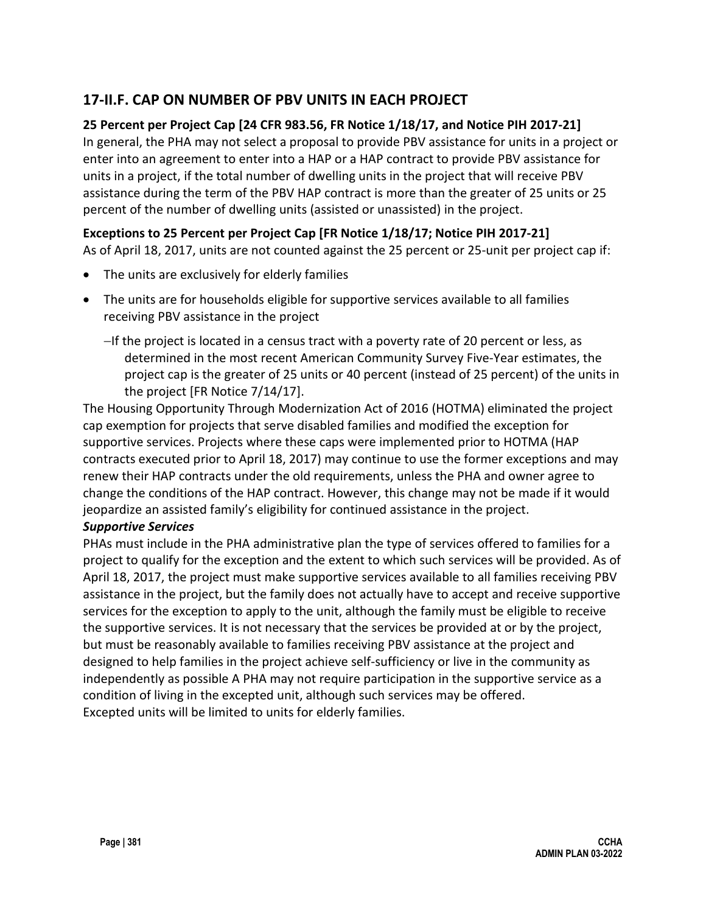## 17-II.F. CAP ON NUMBER OF PBV UNITS IN EACH PROJECT

**25 Percent per Project Cap [24 CFR 983.56, FR Notice 1/18/17, and Notice PIH 2017-21]**

In general, the PHA may not select a proposal to provide PBV assistance for units in a project or enter into an agreement to enter into a HAP or a HAP contract to provide PBV assistance for units in a project, if the total number of dwelling units in the project that will receive PBV assistance during the term of the PBV HAP contract is more than the greater of 25 units or 25 percent of the number of dwelling units (assisted or unassisted) in the project.

**Exceptions to 25 Percent per Project Cap [FR Notice 1/18/17; Notice PIH 2017-21]**

As of April 18, 2017, units are not counted against the 25 percent or 25-unit per project cap if:

- The units are exclusively for elderly families
- The units are for households eligible for supportive services available to all families receiving PBV assistance in the project
  - –If the project is located in a census tract with a poverty rate of 20 percent or less, as determined in the most recent American Community Survey Five-Year estimates, the project cap is the greater of 25 units or 40 percent (instead of 25 percent) of the units in the project [FR Notice 7/14/17].

The Housing Opportunity Through Modernization Act of 2016 (HOTMA) eliminated the project cap exemption for projects that serve disabled families and modified the exception for supportive services. Projects where these caps were implemented prior to HOTMA (HAP contracts executed prior to April 18, 2017) may continue to use the former exceptions and may renew their HAP contracts under the old requirements, unless the PHA and owner agree to change the conditions of the HAP contract. However, this change may not be made if it would jeopardize an assisted family's eligibility for continued assistance in the project.

***Supportive Services***

PHAs must include in the PHA administrative plan the type of services offered to families for a project to qualify for the exception and the extent to which such services will be provided. As of April 18, 2017, the project must make supportive services available to all families receiving PBV assistance in the project, but the family does not actually have to accept and receive supportive services for the exception to apply to the unit, although the family must be eligible to receive the supportive services. It is not necessary that the services be provided at or by the project, but must be reasonably available to families receiving PBV assistance at the project and designed to help families in the project achieve self-sufficiency or live in the community as independently as possible A PHA may not require participation in the supportive service as a condition of living in the excepted unit, although such services may be offered.

Excepted units will be limited to units for elderly families.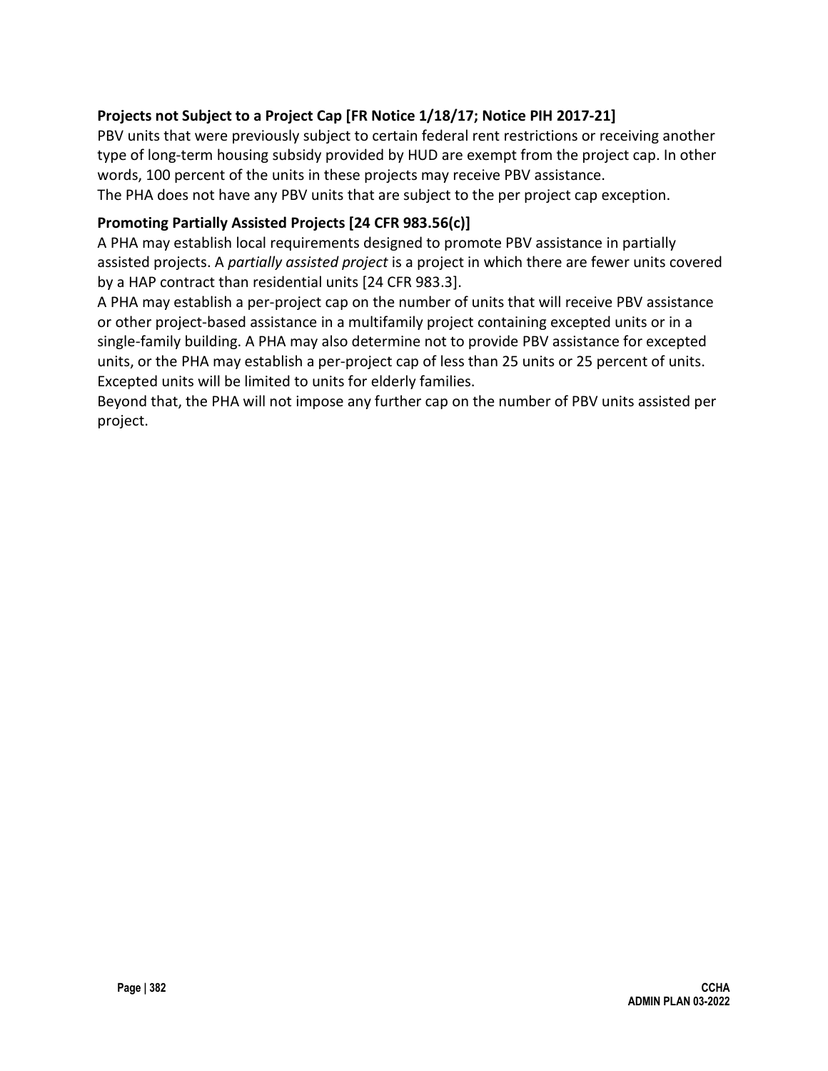### Projects not Subject to a Project Cap [FR Notice 1/18/17; Notice PIH 2017-21]

PBV units that were previously subject to certain federal rent restrictions or receiving another type of long-term housing subsidy provided by HUD are exempt from the project cap. In other words, 100 percent of the units in these projects may receive PBV assistance.

The PHA does not have any PBV units that are subject to the per project cap exception.

### Promoting Partially Assisted Projects [24 CFR 983.56(c)]

A PHA may establish local requirements designed to promote PBV assistance in partially assisted projects. A *partially assisted project* is a project in which there are fewer units covered by a HAP contract than residential units [24 CFR 983.3].

A PHA may establish a per-project cap on the number of units that will receive PBV assistance or other project-based assistance in a multifamily project containing excepted units or in a single-family building. A PHA may also determine not to provide PBV assistance for excepted units, or the PHA may establish a per-project cap of less than 25 units or 25 percent of units.

Excepted units will be limited to units for elderly families.

Beyond that, the PHA will not impose any further cap on the number of PBV units assisted per project.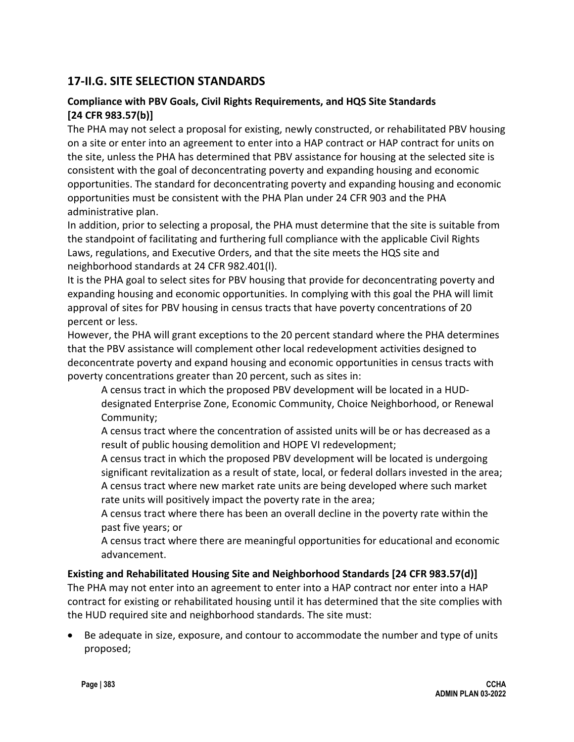## 17-II.G. SITE SELECTION STANDARDS

### Compliance with PBV Goals, Civil Rights Requirements, and HQS Site Standards [24 CFR 983.57(b)]

The PHA may not select a proposal for existing, newly constructed, or rehabilitated PBV housing on a site or enter into an agreement to enter into a HAP contract or HAP contract for units on the site, unless the PHA has determined that PBV assistance for housing at the selected site is consistent with the goal of deconcentrating poverty and expanding housing and economic opportunities. The standard for deconcentrating poverty and expanding housing and economic opportunities must be consistent with the PHA Plan under 24 CFR 903 and the PHA administrative plan.

In addition, prior to selecting a proposal, the PHA must determine that the site is suitable from the standpoint of facilitating and furthering full compliance with the applicable Civil Rights Laws, regulations, and Executive Orders, and that the site meets the HQS site and neighborhood standards at 24 CFR 982.401(l).

It is the PHA goal to select sites for PBV housing that provide for deconcentrating poverty and expanding housing and economic opportunities. In complying with this goal the PHA will limit approval of sites for PBV housing in census tracts that have poverty concentrations of 20 percent or less.

However, the PHA will grant exceptions to the 20 percent standard where the PHA determines that the PBV assistance will complement other local redevelopment activities designed to deconcentrate poverty and expand housing and economic opportunities in census tracts with poverty concentrations greater than 20 percent, such as sites in:

A census tract in which the proposed PBV development will be located in a HUD-designated Enterprise Zone, Economic Community, Choice Neighborhood, or Renewal Community;

A census tract where the concentration of assisted units will be or has decreased as a result of public housing demolition and HOPE VI redevelopment;

A census tract in which the proposed PBV development will be located is undergoing significant revitalization as a result of state, local, or federal dollars invested in the area;

A census tract where new market rate units are being developed where such market rate units will positively impact the poverty rate in the area;

A census tract where there has been an overall decline in the poverty rate within the past five years; or

A census tract where there are meaningful opportunities for educational and economic advancement.

### Existing and Rehabilitated Housing Site and Neighborhood Standards [24 CFR 983.57(d)]

The PHA may not enter into an agreement to enter into a HAP contract nor enter into a HAP contract for existing or rehabilitated housing until it has determined that the site complies with the HUD required site and neighborhood standards. The site must:

- Be adequate in size, exposure, and contour to accommodate the number and type of units proposed;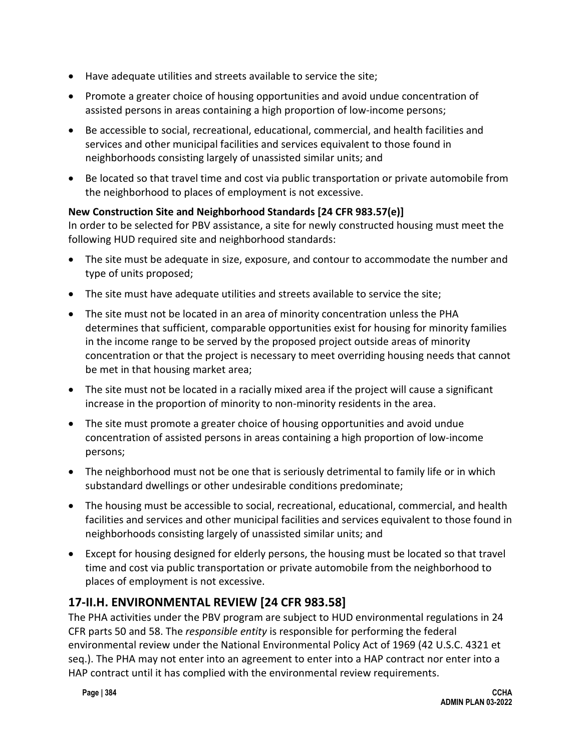- Have adequate utilities and streets available to service the site;
- Promote a greater choice of housing opportunities and avoid undue concentration of assisted persons in areas containing a high proportion of low-income persons;
- Be accessible to social, recreational, educational, commercial, and health facilities and services and other municipal facilities and services equivalent to those found in neighborhoods consisting largely of unassisted similar units; and
- Be located so that travel time and cost via public transportation or private automobile from the neighborhood to places of employment is not excessive.

**New Construction Site and Neighborhood Standards [24 CFR 983.57(e)]**

In order to be selected for PBV assistance, a site for newly constructed housing must meet the following HUD required site and neighborhood standards:

- The site must be adequate in size, exposure, and contour to accommodate the number and type of units proposed;
- The site must have adequate utilities and streets available to service the site;
- The site must not be located in an area of minority concentration unless the PHA determines that sufficient, comparable opportunities exist for housing for minority families in the income range to be served by the proposed project outside areas of minority concentration or that the project is necessary to meet overriding housing needs that cannot be met in that housing market area;
- The site must not be located in a racially mixed area if the project will cause a significant increase in the proportion of minority to non-minority residents in the area.
- The site must promote a greater choice of housing opportunities and avoid undue concentration of assisted persons in areas containing a high proportion of low-income persons;
- The neighborhood must not be one that is seriously detrimental to family life or in which substandard dwellings or other undesirable conditions predominate;
- The housing must be accessible to social, recreational, educational, commercial, and health facilities and services and other municipal facilities and services equivalent to those found in neighborhoods consisting largely of unassisted similar units; and
- Except for housing designed for elderly persons, the housing must be located so that travel time and cost via public transportation or private automobile from the neighborhood to places of employment is not excessive.

## 17-II.H. ENVIRONMENTAL REVIEW [24 CFR 983.58]

The PHA activities under the PBV program are subject to HUD environmental regulations in 24 CFR parts 50 and 58. The *responsible entity* is responsible for performing the federal environmental review under the National Environmental Policy Act of 1969 (42 U.S.C. 4321 et seq.). The PHA may not enter into an agreement to enter into a HAP contract nor enter into a HAP contract until it has complied with the environmental review requirements.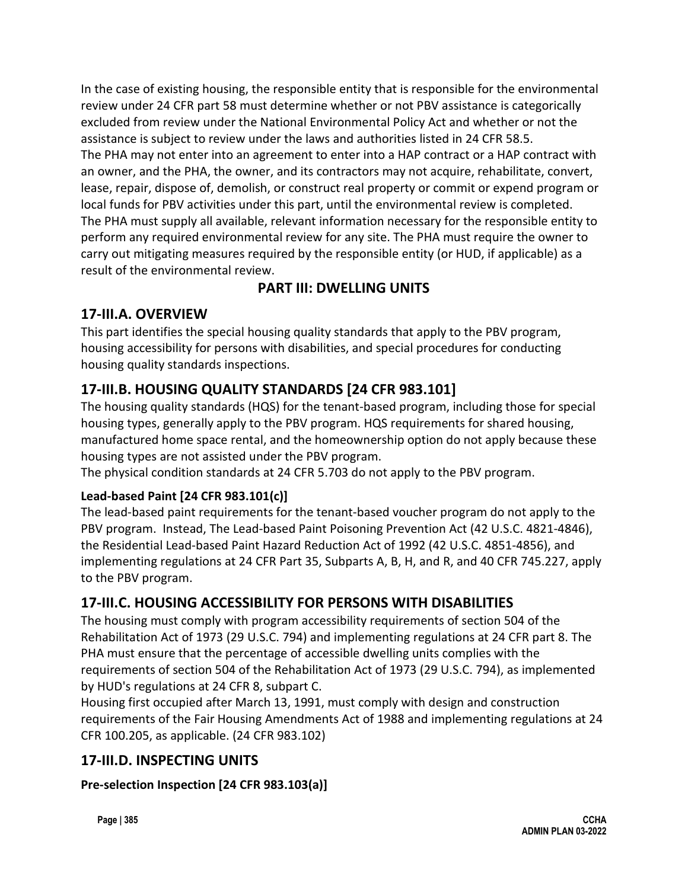In the case of existing housing, the responsible entity that is responsible for the environmental review under 24 CFR part 58 must determine whether or not PBV assistance is categorically excluded from review under the National Environmental Policy Act and whether or not the assistance is subject to review under the laws and authorities listed in 24 CFR 58.5.

The PHA may not enter into an agreement to enter into a HAP contract or a HAP contract with an owner, and the PHA, the owner, and its contractors may not acquire, rehabilitate, convert, lease, repair, dispose of, demolish, or construct real property or commit or expend program or local funds for PBV activities under this part, until the environmental review is completed.

The PHA must supply all available, relevant information necessary for the responsible entity to perform any required environmental review for any site. The PHA must require the owner to carry out mitigating measures required by the responsible entity (or HUD, if applicable) as a result of the environmental review.

## PART III: DWELLING UNITS

## 17-III.A. OVERVIEW

This part identifies the special housing quality standards that apply to the PBV program, housing accessibility for persons with disabilities, and special procedures for conducting housing quality standards inspections.

## 17-III.B. HOUSING QUALITY STANDARDS [24 CFR 983.101]

The housing quality standards (HQS) for the tenant-based program, including those for special housing types, generally apply to the PBV program. HQS requirements for shared housing, manufactured home space rental, and the homeownership option do not apply because these housing types are not assisted under the PBV program.

The physical condition standards at 24 CFR 5.703 do not apply to the PBV program.

### Lead-based Paint [24 CFR 983.101(c)]

The lead-based paint requirements for the tenant-based voucher program do not apply to the PBV program. Instead, The Lead-based Paint Poisoning Prevention Act (42 U.S.C. 4821-4846), the Residential Lead-based Paint Hazard Reduction Act of 1992 (42 U.S.C. 4851-4856), and implementing regulations at 24 CFR Part 35, Subparts A, B, H, and R, and 40 CFR 745.227, apply to the PBV program.

## 17-III.C. HOUSING ACCESSIBILITY FOR PERSONS WITH DISABILITIES

The housing must comply with program accessibility requirements of section 504 of the Rehabilitation Act of 1973 (29 U.S.C. 794) and implementing regulations at 24 CFR part 8. The PHA must ensure that the percentage of accessible dwelling units complies with the requirements of section 504 of the Rehabilitation Act of 1973 (29 U.S.C. 794), as implemented by HUD's regulations at 24 CFR 8, subpart C.

Housing first occupied after March 13, 1991, must comply with design and construction requirements of the Fair Housing Amendments Act of 1988 and implementing regulations at 24 CFR 100.205, as applicable. (24 CFR 983.102)

## 17-III.D. INSPECTING UNITS

### Pre-selection Inspection [24 CFR 983.103(a)]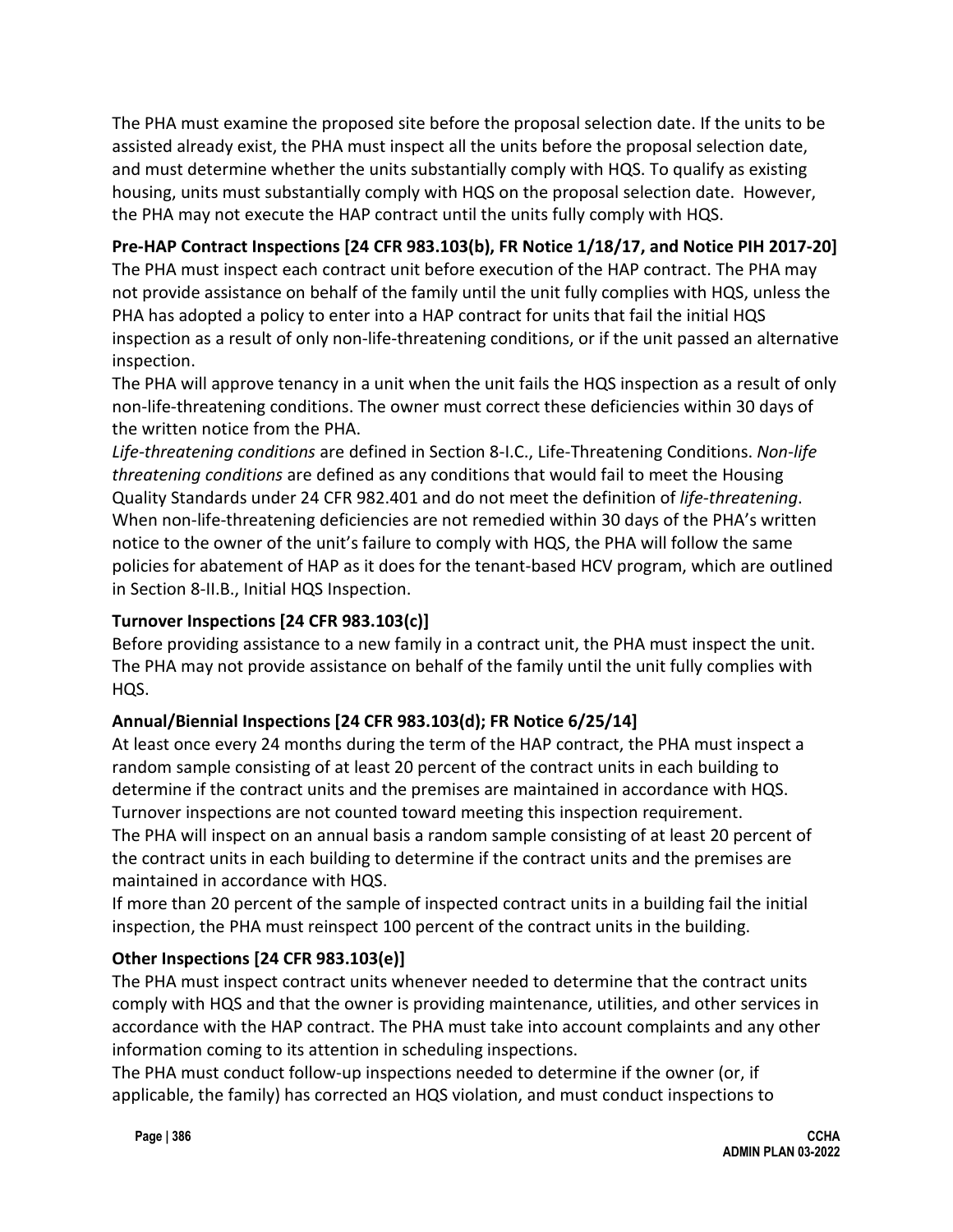The PHA must examine the proposed site before the proposal selection date. If the units to be assisted already exist, the PHA must inspect all the units before the proposal selection date, and must determine whether the units substantially comply with HQS. To qualify as existing housing, units must substantially comply with HQS on the proposal selection date. However, the PHA may not execute the HAP contract until the units fully comply with HQS.

**Pre-HAP Contract Inspections [24 CFR 983.103(b), FR Notice 1/18/17, and Notice PIH 2017-20]**

The PHA must inspect each contract unit before execution of the HAP contract. The PHA may not provide assistance on behalf of the family until the unit fully complies with HQS, unless the PHA has adopted a policy to enter into a HAP contract for units that fail the initial HQS inspection as a result of only non-life-threatening conditions, or if the unit passed an alternative inspection.

The PHA will approve tenancy in a unit when the unit fails the HQS inspection as a result of only non-life-threatening conditions. The owner must correct these deficiencies within 30 days of the written notice from the PHA.

*Life-threatening conditions* are defined in Section 8-I.C., Life-Threatening Conditions. *Non-life threatening conditions* are defined as any conditions that would fail to meet the Housing Quality Standards under 24 CFR 982.401 and do not meet the definition of *life-threatening*. When non-life-threatening deficiencies are not remedied within 30 days of the PHA's written notice to the owner of the unit's failure to comply with HQS, the PHA will follow the same policies for abatement of HAP as it does for the tenant-based HCV program, which are outlined in Section 8-II.B., Initial HQS Inspection.

**Turnover Inspections [24 CFR 983.103(c)]**

Before providing assistance to a new family in a contract unit, the PHA must inspect the unit. The PHA may not provide assistance on behalf of the family until the unit fully complies with HQS.

**Annual/Biennial Inspections [24 CFR 983.103(d); FR Notice 6/25/14]**

At least once every 24 months during the term of the HAP contract, the PHA must inspect a random sample consisting of at least 20 percent of the contract units in each building to determine if the contract units and the premises are maintained in accordance with HQS. Turnover inspections are not counted toward meeting this inspection requirement.

The PHA will inspect on an annual basis a random sample consisting of at least 20 percent of the contract units in each building to determine if the contract units and the premises are maintained in accordance with HQS.

If more than 20 percent of the sample of inspected contract units in a building fail the initial inspection, the PHA must reinspect 100 percent of the contract units in the building.

**Other Inspections [24 CFR 983.103(e)]**

The PHA must inspect contract units whenever needed to determine that the contract units comply with HQS and that the owner is providing maintenance, utilities, and other services in accordance with the HAP contract. The PHA must take into account complaints and any other information coming to its attention in scheduling inspections.

The PHA must conduct follow-up inspections needed to determine if the owner (or, if applicable, the family) has corrected an HQS violation, and must conduct inspections to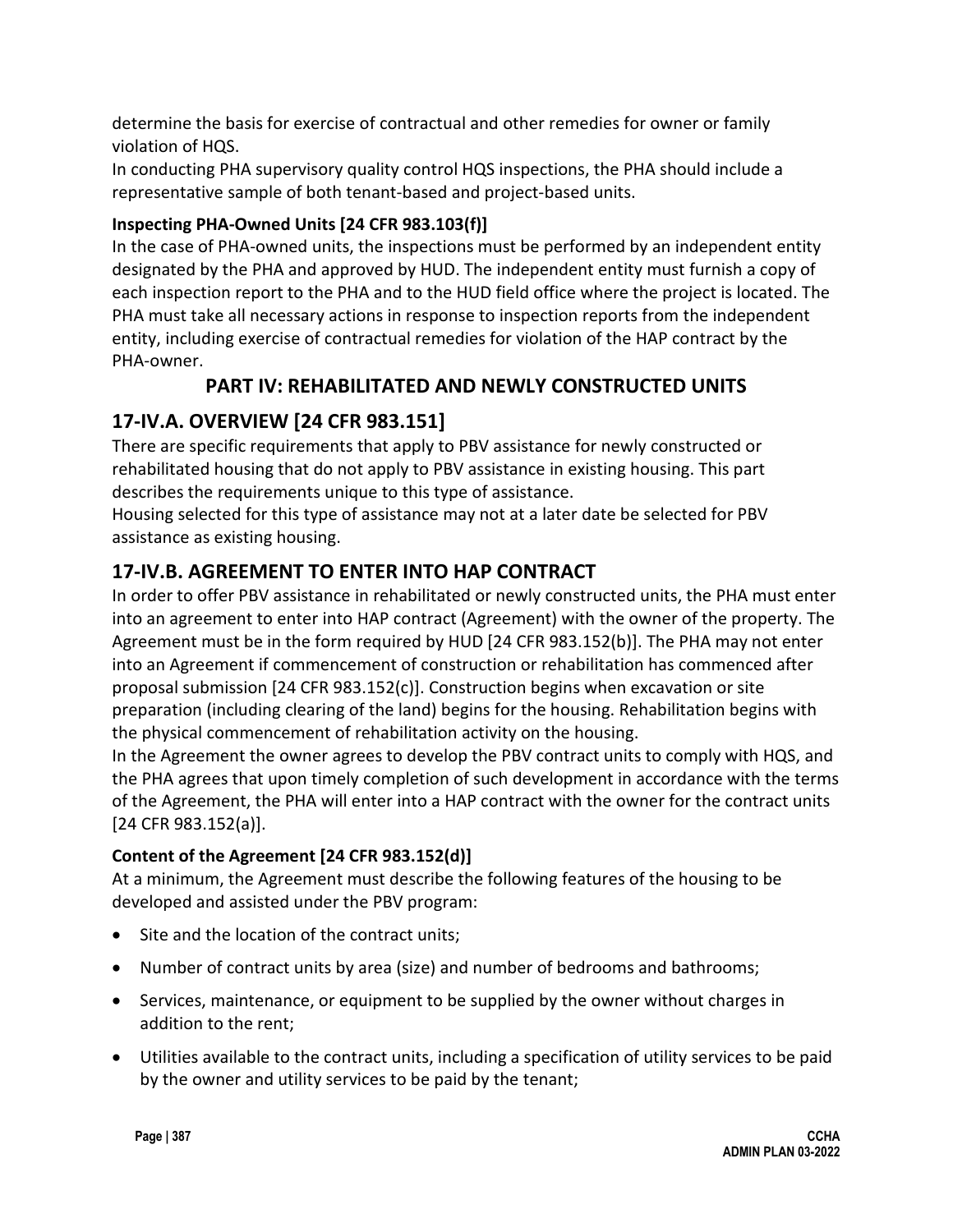determine the basis for exercise of contractual and other remedies for owner or family violation of HQS.

In conducting PHA supervisory quality control HQS inspections, the PHA should include a representative sample of both tenant-based and project-based units.

**Inspecting PHA-Owned Units [24 CFR 983.103(f)]**

In the case of PHA-owned units, the inspections must be performed by an independent entity designated by the PHA and approved by HUD. The independent entity must furnish a copy of each inspection report to the PHA and to the HUD field office where the project is located. The PHA must take all necessary actions in response to inspection reports from the independent entity, including exercise of contractual remedies for violation of the HAP contract by the PHA-owner.

# PART IV: REHABILITATED AND NEWLY CONSTRUCTED UNITS

## 17-IV.A. OVERVIEW [24 CFR 983.151]

There are specific requirements that apply to PBV assistance for newly constructed or rehabilitated housing that do not apply to PBV assistance in existing housing. This part describes the requirements unique to this type of assistance.

Housing selected for this type of assistance may not at a later date be selected for PBV assistance as existing housing.

## 17-IV.B. AGREEMENT TO ENTER INTO HAP CONTRACT

In order to offer PBV assistance in rehabilitated or newly constructed units, the PHA must enter into an agreement to enter into HAP contract (Agreement) with the owner of the property. The Agreement must be in the form required by HUD [24 CFR 983.152(b)]. The PHA may not enter into an Agreement if commencement of construction or rehabilitation has commenced after proposal submission [24 CFR 983.152(c)]. Construction begins when excavation or site preparation (including clearing of the land) begins for the housing. Rehabilitation begins with the physical commencement of rehabilitation activity on the housing.

In the Agreement the owner agrees to develop the PBV contract units to comply with HQS, and the PHA agrees that upon timely completion of such development in accordance with the terms of the Agreement, the PHA will enter into a HAP contract with the owner for the contract units [24 CFR 983.152(a)].

**Content of the Agreement [24 CFR 983.152(d)]**

At a minimum, the Agreement must describe the following features of the housing to be developed and assisted under the PBV program:

- Site and the location of the contract units;
- Number of contract units by area (size) and number of bedrooms and bathrooms;
- Services, maintenance, or equipment to be supplied by the owner without charges in addition to the rent;
- Utilities available to the contract units, including a specification of utility services to be paid by the owner and utility services to be paid by the tenant;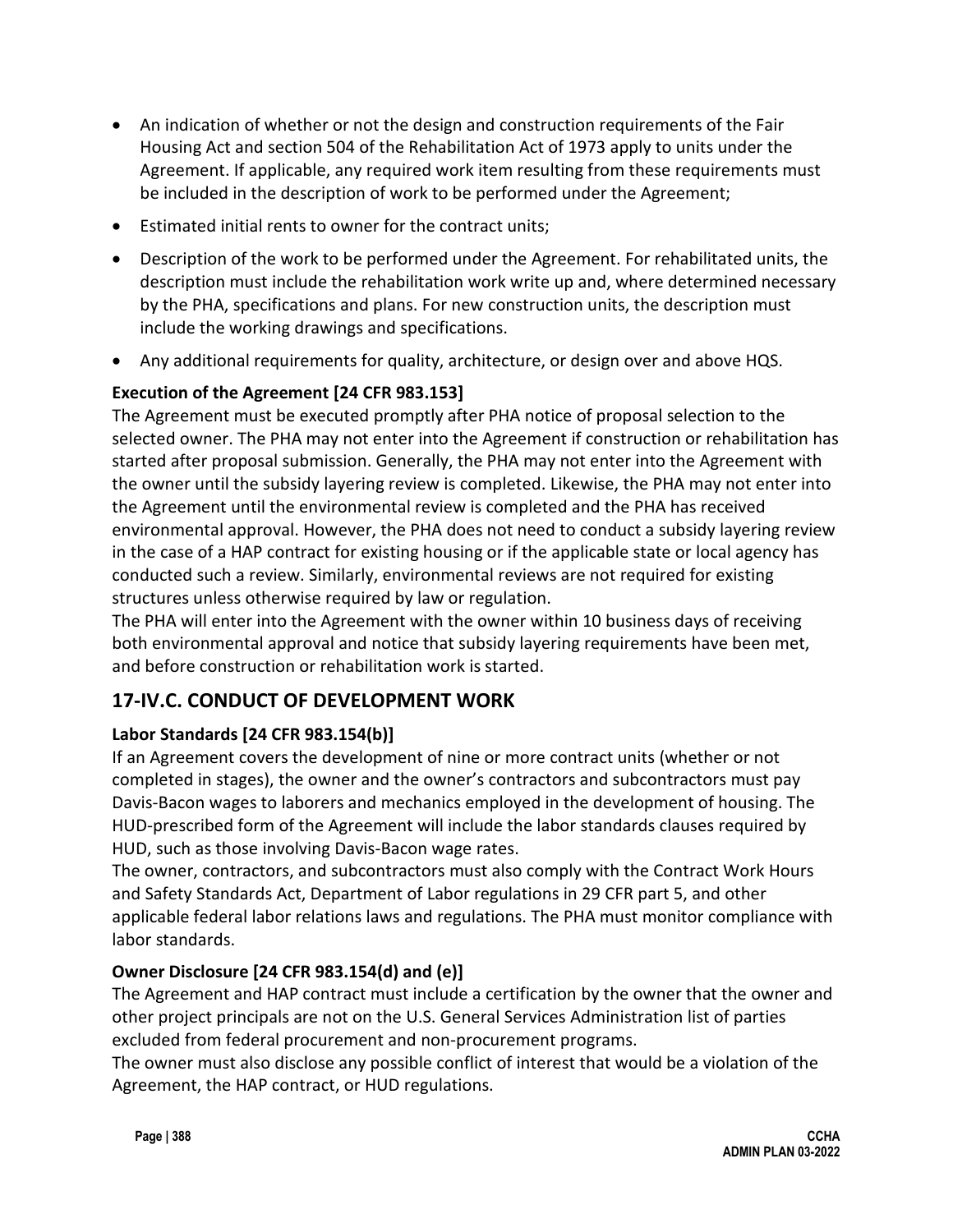- An indication of whether or not the design and construction requirements of the Fair Housing Act and section 504 of the Rehabilitation Act of 1973 apply to units under the Agreement. If applicable, any required work item resulting from these requirements must be included in the description of work to be performed under the Agreement;
- Estimated initial rents to owner for the contract units;
- Description of the work to be performed under the Agreement. For rehabilitated units, the description must include the rehabilitation work write up and, where determined necessary by the PHA, specifications and plans. For new construction units, the description must include the working drawings and specifications.
- Any additional requirements for quality, architecture, or design over and above HQS.

**Execution of the Agreement [24 CFR 983.153]**

The Agreement must be executed promptly after PHA notice of proposal selection to the selected owner. The PHA may not enter into the Agreement if construction or rehabilitation has started after proposal submission. Generally, the PHA may not enter into the Agreement with the owner until the subsidy layering review is completed. Likewise, the PHA may not enter into the Agreement until the environmental review is completed and the PHA has received environmental approval. However, the PHA does not need to conduct a subsidy layering review in the case of a HAP contract for existing housing or if the applicable state or local agency has conducted such a review. Similarly, environmental reviews are not required for existing structures unless otherwise required by law or regulation.

The PHA will enter into the Agreement with the owner within 10 business days of receiving both environmental approval and notice that subsidy layering requirements have been met, and before construction or rehabilitation work is started.

## 17-IV.C. CONDUCT OF DEVELOPMENT WORK

**Labor Standards [24 CFR 983.154(b)]**

If an Agreement covers the development of nine or more contract units (whether or not completed in stages), the owner and the owner's contractors and subcontractors must pay Davis-Bacon wages to laborers and mechanics employed in the development of housing. The HUD-prescribed form of the Agreement will include the labor standards clauses required by HUD, such as those involving Davis-Bacon wage rates.

The owner, contractors, and subcontractors must also comply with the Contract Work Hours and Safety Standards Act, Department of Labor regulations in 29 CFR part 5, and other applicable federal labor relations laws and regulations. The PHA must monitor compliance with labor standards.

**Owner Disclosure [24 CFR 983.154(d) and (e)]**

The Agreement and HAP contract must include a certification by the owner that the owner and other project principals are not on the U.S. General Services Administration list of parties excluded from federal procurement and non-procurement programs.

The owner must also disclose any possible conflict of interest that would be a violation of the Agreement, the HAP contract, or HUD regulations.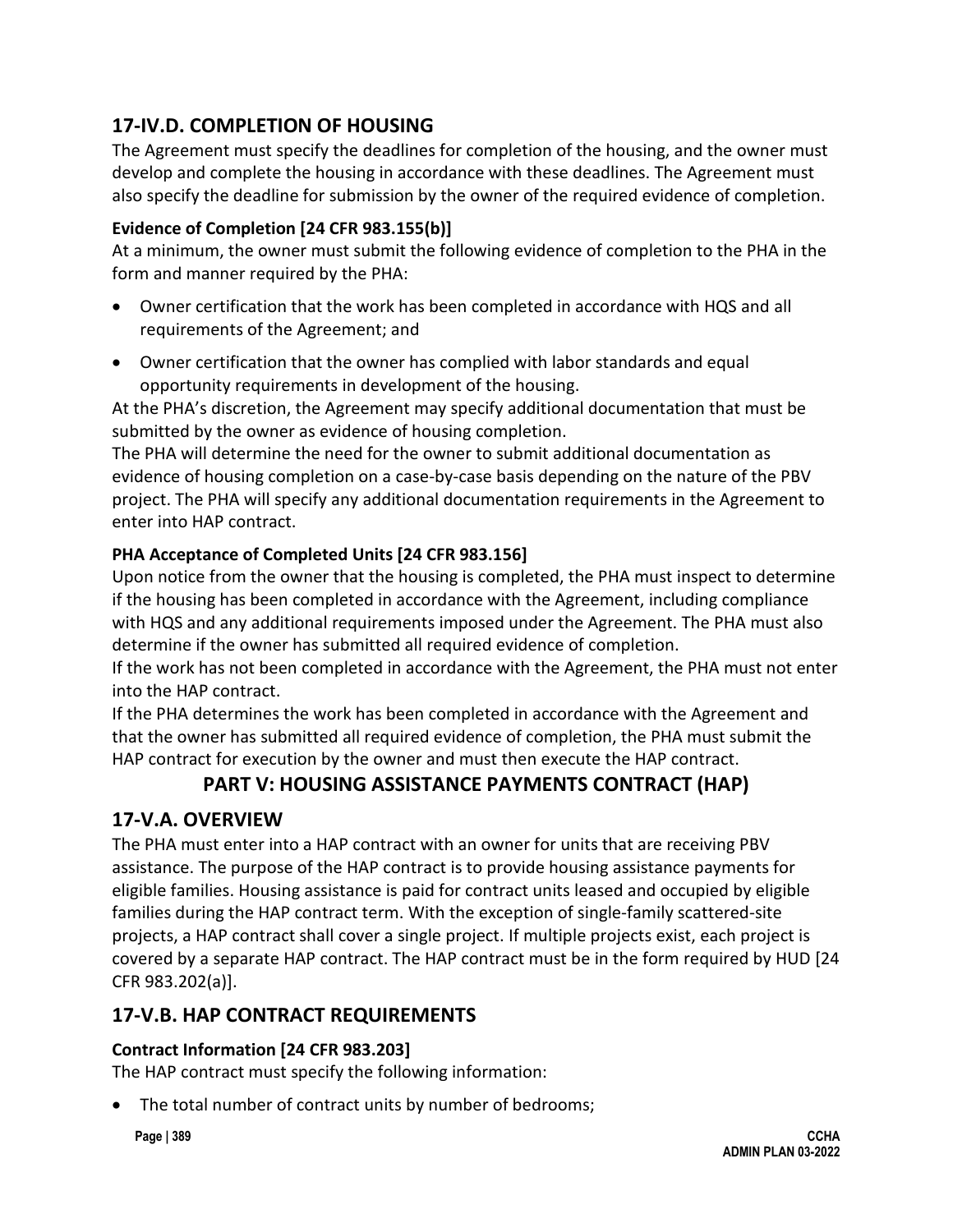## 17-IV.D. COMPLETION OF HOUSING

The Agreement must specify the deadlines for completion of the housing, and the owner must develop and complete the housing in accordance with these deadlines. The Agreement must also specify the deadline for submission by the owner of the required evidence of completion.

### Evidence of Completion [24 CFR 983.155(b)]

At a minimum, the owner must submit the following evidence of completion to the PHA in the form and manner required by the PHA:

- Owner certification that the work has been completed in accordance with HQS and all requirements of the Agreement; and
- Owner certification that the owner has complied with labor standards and equal opportunity requirements in development of the housing.

At the PHA's discretion, the Agreement may specify additional documentation that must be submitted by the owner as evidence of housing completion.

The PHA will determine the need for the owner to submit additional documentation as evidence of housing completion on a case-by-case basis depending on the nature of the PBV project. The PHA will specify any additional documentation requirements in the Agreement to enter into HAP contract.

### PHA Acceptance of Completed Units [24 CFR 983.156]

Upon notice from the owner that the housing is completed, the PHA must inspect to determine if the housing has been completed in accordance with the Agreement, including compliance with HQS and any additional requirements imposed under the Agreement. The PHA must also determine if the owner has submitted all required evidence of completion.

If the work has not been completed in accordance with the Agreement, the PHA must not enter into the HAP contract.

If the PHA determines the work has been completed in accordance with the Agreement and that the owner has submitted all required evidence of completion, the PHA must submit the HAP contract for execution by the owner and must then execute the HAP contract.

# PART V: HOUSING ASSISTANCE PAYMENTS CONTRACT (HAP)

## 17-V.A. OVERVIEW

The PHA must enter into a HAP contract with an owner for units that are receiving PBV assistance. The purpose of the HAP contract is to provide housing assistance payments for eligible families. Housing assistance is paid for contract units leased and occupied by eligible families during the HAP contract term. With the exception of single-family scattered-site projects, a HAP contract shall cover a single project. If multiple projects exist, each project is covered by a separate HAP contract. The HAP contract must be in the form required by HUD [24 CFR 983.202(a)].

## 17-V.B. HAP CONTRACT REQUIREMENTS

### Contract Information [24 CFR 983.203]

The HAP contract must specify the following information:

- The total number of contract units by number of bedrooms;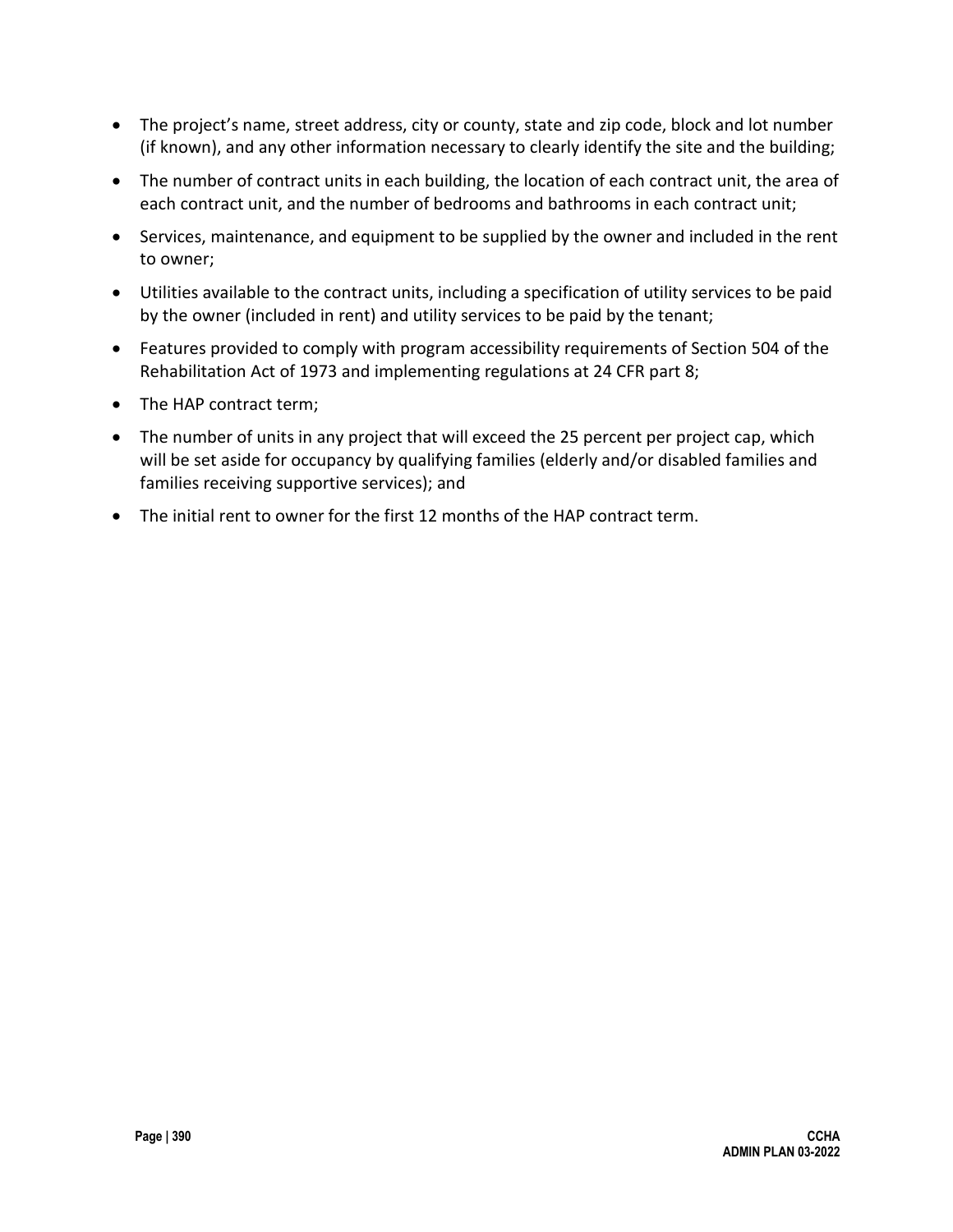- The project's name, street address, city or county, state and zip code, block and lot number (if known), and any other information necessary to clearly identify the site and the building;
- The number of contract units in each building, the location of each contract unit, the area of each contract unit, and the number of bedrooms and bathrooms in each contract unit;
- Services, maintenance, and equipment to be supplied by the owner and included in the rent to owner;
- Utilities available to the contract units, including a specification of utility services to be paid by the owner (included in rent) and utility services to be paid by the tenant;
- Features provided to comply with program accessibility requirements of Section 504 of the Rehabilitation Act of 1973 and implementing regulations at 24 CFR part 8;
- The HAP contract term;
- The number of units in any project that will exceed the 25 percent per project cap, which will be set aside for occupancy by qualifying families (elderly and/or disabled families and families receiving supportive services); and
- The initial rent to owner for the first 12 months of the HAP contract term.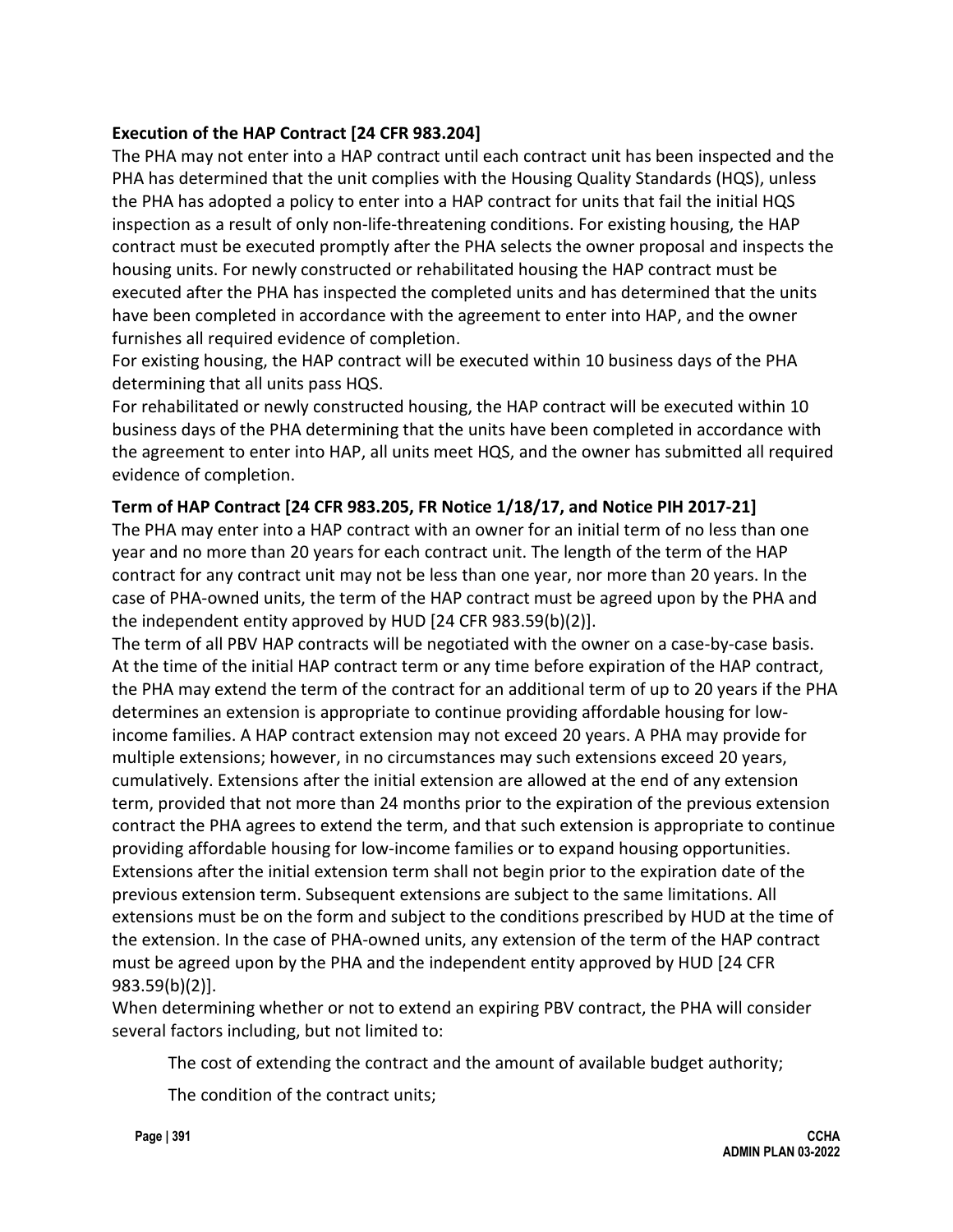**Execution of the HAP Contract [24 CFR 983.204]**

The PHA may not enter into a HAP contract until each contract unit has been inspected and the PHA has determined that the unit complies with the Housing Quality Standards (HQS), unless the PHA has adopted a policy to enter into a HAP contract for units that fail the initial HQS inspection as a result of only non-life-threatening conditions. For existing housing, the HAP contract must be executed promptly after the PHA selects the owner proposal and inspects the housing units. For newly constructed or rehabilitated housing the HAP contract must be executed after the PHA has inspected the completed units and has determined that the units have been completed in accordance with the agreement to enter into HAP, and the owner furnishes all required evidence of completion.

For existing housing, the HAP contract will be executed within 10 business days of the PHA determining that all units pass HQS.

For rehabilitated or newly constructed housing, the HAP contract will be executed within 10 business days of the PHA determining that the units have been completed in accordance with the agreement to enter into HAP, all units meet HQS, and the owner has submitted all required evidence of completion.

**Term of HAP Contract [24 CFR 983.205, FR Notice 1/18/17, and Notice PIH 2017-21]**

The PHA may enter into a HAP contract with an owner for an initial term of no less than one year and no more than 20 years for each contract unit. The length of the term of the HAP contract for any contract unit may not be less than one year, nor more than 20 years. In the case of PHA-owned units, the term of the HAP contract must be agreed upon by the PHA and the independent entity approved by HUD [24 CFR 983.59(b)(2)].

The term of all PBV HAP contracts will be negotiated with the owner on a case-by-case basis. At the time of the initial HAP contract term or any time before expiration of the HAP contract, the PHA may extend the term of the contract for an additional term of up to 20 years if the PHA determines an extension is appropriate to continue providing affordable housing for low-income families. A HAP contract extension may not exceed 20 years. A PHA may provide for multiple extensions; however, in no circumstances may such extensions exceed 20 years, cumulatively. Extensions after the initial extension are allowed at the end of any extension term, provided that not more than 24 months prior to the expiration of the previous extension contract the PHA agrees to extend the term, and that such extension is appropriate to continue providing affordable housing for low-income families or to expand housing opportunities. Extensions after the initial extension term shall not begin prior to the expiration date of the previous extension term. Subsequent extensions are subject to the same limitations. All extensions must be on the form and subject to the conditions prescribed by HUD at the time of the extension. In the case of PHA-owned units, any extension of the term of the HAP contract must be agreed upon by the PHA and the independent entity approved by HUD [24 CFR 983.59(b)(2)].

When determining whether or not to extend an expiring PBV contract, the PHA will consider several factors including, but not limited to:

The cost of extending the contract and the amount of available budget authority;

The condition of the contract units;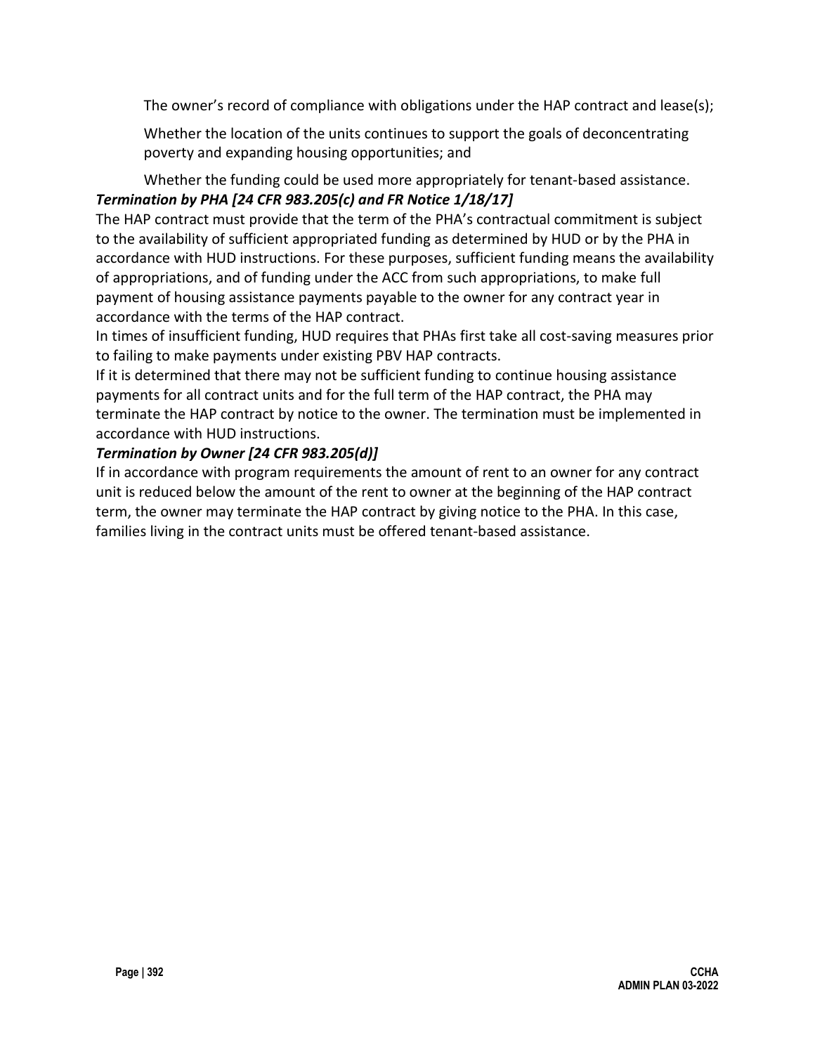The owner's record of compliance with obligations under the HAP contract and lease(s);

Whether the location of the units continues to support the goals of deconcentrating poverty and expanding housing opportunities; and

Whether the funding could be used more appropriately for tenant-based assistance.

***Termination by PHA [24 CFR 983.205(c) and FR Notice 1/18/17]***

The HAP contract must provide that the term of the PHA's contractual commitment is subject to the availability of sufficient appropriated funding as determined by HUD or by the PHA in accordance with HUD instructions. For these purposes, sufficient funding means the availability of appropriations, and of funding under the ACC from such appropriations, to make full payment of housing assistance payments payable to the owner for any contract year in accordance with the terms of the HAP contract.

In times of insufficient funding, HUD requires that PHAs first take all cost-saving measures prior to failing to make payments under existing PBV HAP contracts.

If it is determined that there may not be sufficient funding to continue housing assistance payments for all contract units and for the full term of the HAP contract, the PHA may terminate the HAP contract by notice to the owner. The termination must be implemented in accordance with HUD instructions.

***Termination by Owner [24 CFR 983.205(d)]***

If in accordance with program requirements the amount of rent to an owner for any contract unit is reduced below the amount of the rent to owner at the beginning of the HAP contract term, the owner may terminate the HAP contract by giving notice to the PHA. In this case, families living in the contract units must be offered tenant-based assistance.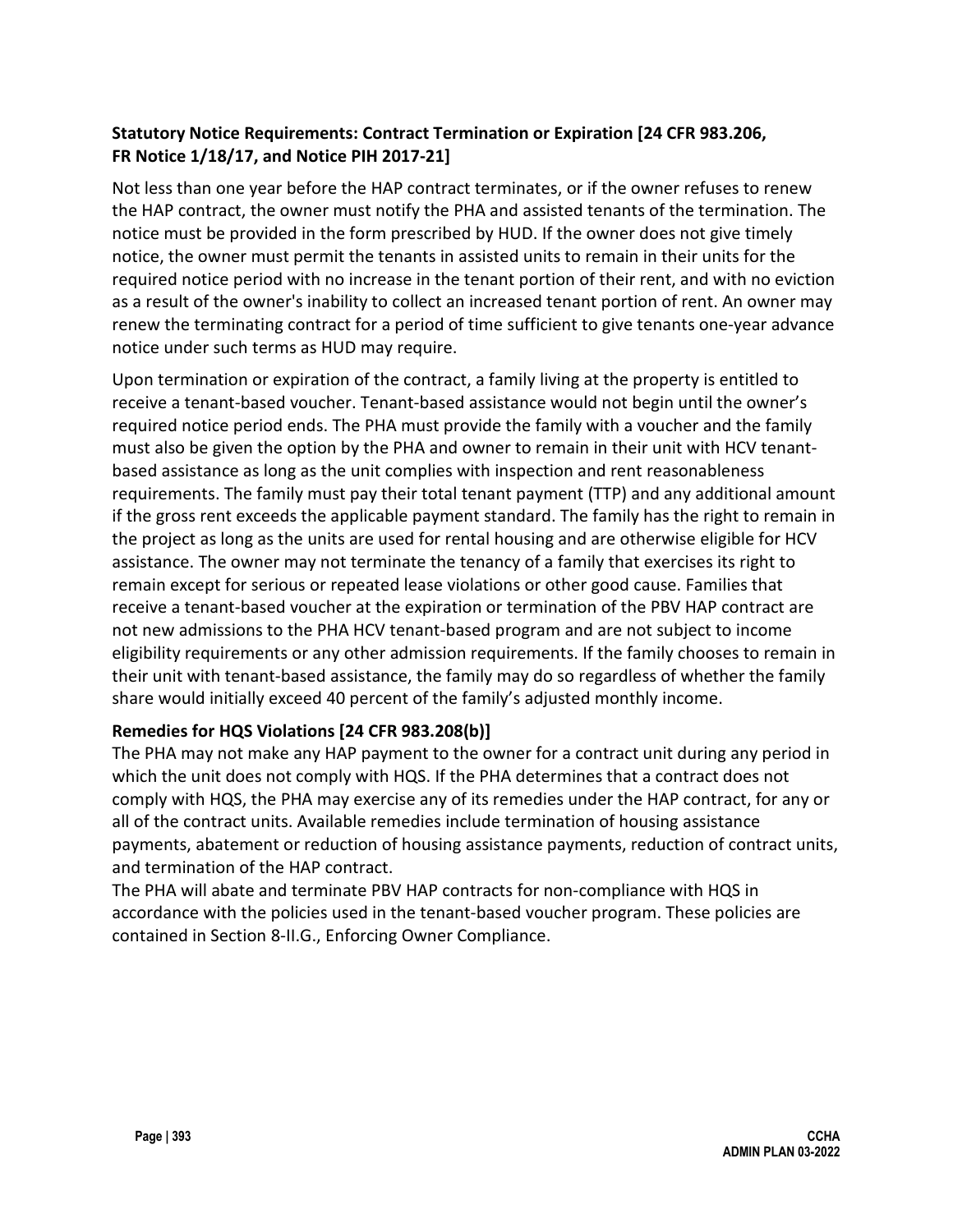**Statutory Notice Requirements: Contract Termination or Expiration [24 CFR 983.206, FR Notice 1/18/17, and Notice PIH 2017-21]**

Not less than one year before the HAP contract terminates, or if the owner refuses to renew the HAP contract, the owner must notify the PHA and assisted tenants of the termination. The notice must be provided in the form prescribed by HUD. If the owner does not give timely notice, the owner must permit the tenants in assisted units to remain in their units for the required notice period with no increase in the tenant portion of their rent, and with no eviction as a result of the owner's inability to collect an increased tenant portion of rent. An owner may renew the terminating contract for a period of time sufficient to give tenants one-year advance notice under such terms as HUD may require.

Upon termination or expiration of the contract, a family living at the property is entitled to receive a tenant-based voucher. Tenant-based assistance would not begin until the owner's required notice period ends. The PHA must provide the family with a voucher and the family must also be given the option by the PHA and owner to remain in their unit with HCV tenant-based assistance as long as the unit complies with inspection and rent reasonableness requirements. The family must pay their total tenant payment (TTP) and any additional amount if the gross rent exceeds the applicable payment standard. The family has the right to remain in the project as long as the units are used for rental housing and are otherwise eligible for HCV assistance. The owner may not terminate the tenancy of a family that exercises its right to remain except for serious or repeated lease violations or other good cause. Families that receive a tenant-based voucher at the expiration or termination of the PBV HAP contract are not new admissions to the PHA HCV tenant-based program and are not subject to income eligibility requirements or any other admission requirements. If the family chooses to remain in their unit with tenant-based assistance, the family may do so regardless of whether the family share would initially exceed 40 percent of the family's adjusted monthly income.

**Remedies for HQS Violations [24 CFR 983.208(b)]**

The PHA may not make any HAP payment to the owner for a contract unit during any period in which the unit does not comply with HQS. If the PHA determines that a contract does not comply with HQS, the PHA may exercise any of its remedies under the HAP contract, for any or all of the contract units. Available remedies include termination of housing assistance payments, abatement or reduction of housing assistance payments, reduction of contract units, and termination of the HAP contract.

The PHA will abate and terminate PBV HAP contracts for non-compliance with HQS in accordance with the policies used in the tenant-based voucher program. These policies are contained in Section 8-II.G., Enforcing Owner Compliance.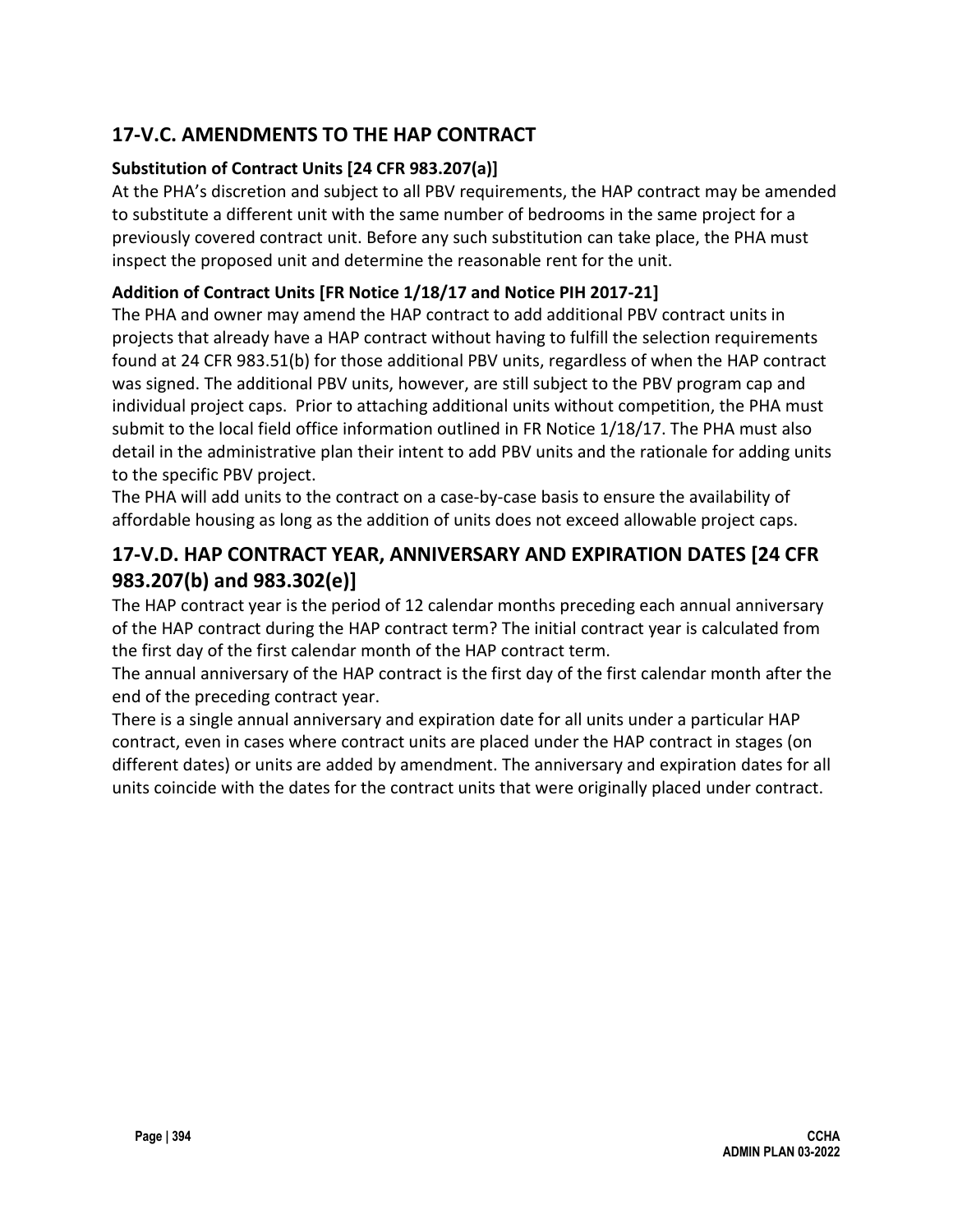## 17-V.C. AMENDMENTS TO THE HAP CONTRACT

### Substitution of Contract Units [24 CFR 983.207(a)]

At the PHA's discretion and subject to all PBV requirements, the HAP contract may be amended to substitute a different unit with the same number of bedrooms in the same project for a previously covered contract unit. Before any such substitution can take place, the PHA must inspect the proposed unit and determine the reasonable rent for the unit.

### Addition of Contract Units [FR Notice 1/18/17 and Notice PIH 2017-21]

The PHA and owner may amend the HAP contract to add additional PBV contract units in projects that already have a HAP contract without having to fulfill the selection requirements found at 24 CFR 983.51(b) for those additional PBV units, regardless of when the HAP contract was signed. The additional PBV units, however, are still subject to the PBV program cap and individual project caps. Prior to attaching additional units without competition, the PHA must submit to the local field office information outlined in FR Notice 1/18/17. The PHA must also detail in the administrative plan their intent to add PBV units and the rationale for adding units to the specific PBV project.

The PHA will add units to the contract on a case-by-case basis to ensure the availability of affordable housing as long as the addition of units does not exceed allowable project caps.

## 17-V.D. HAP CONTRACT YEAR, ANNIVERSARY AND EXPIRATION DATES [24 CFR 983.207(b) and 983.302(e)]

The HAP contract year is the period of 12 calendar months preceding each annual anniversary of the HAP contract during the HAP contract term? The initial contract year is calculated from the first day of the first calendar month of the HAP contract term.

The annual anniversary of the HAP contract is the first day of the first calendar month after the end of the preceding contract year.

There is a single annual anniversary and expiration date for all units under a particular HAP contract, even in cases where contract units are placed under the HAP contract in stages (on different dates) or units are added by amendment. The anniversary and expiration dates for all units coincide with the dates for the contract units that were originally placed under contract.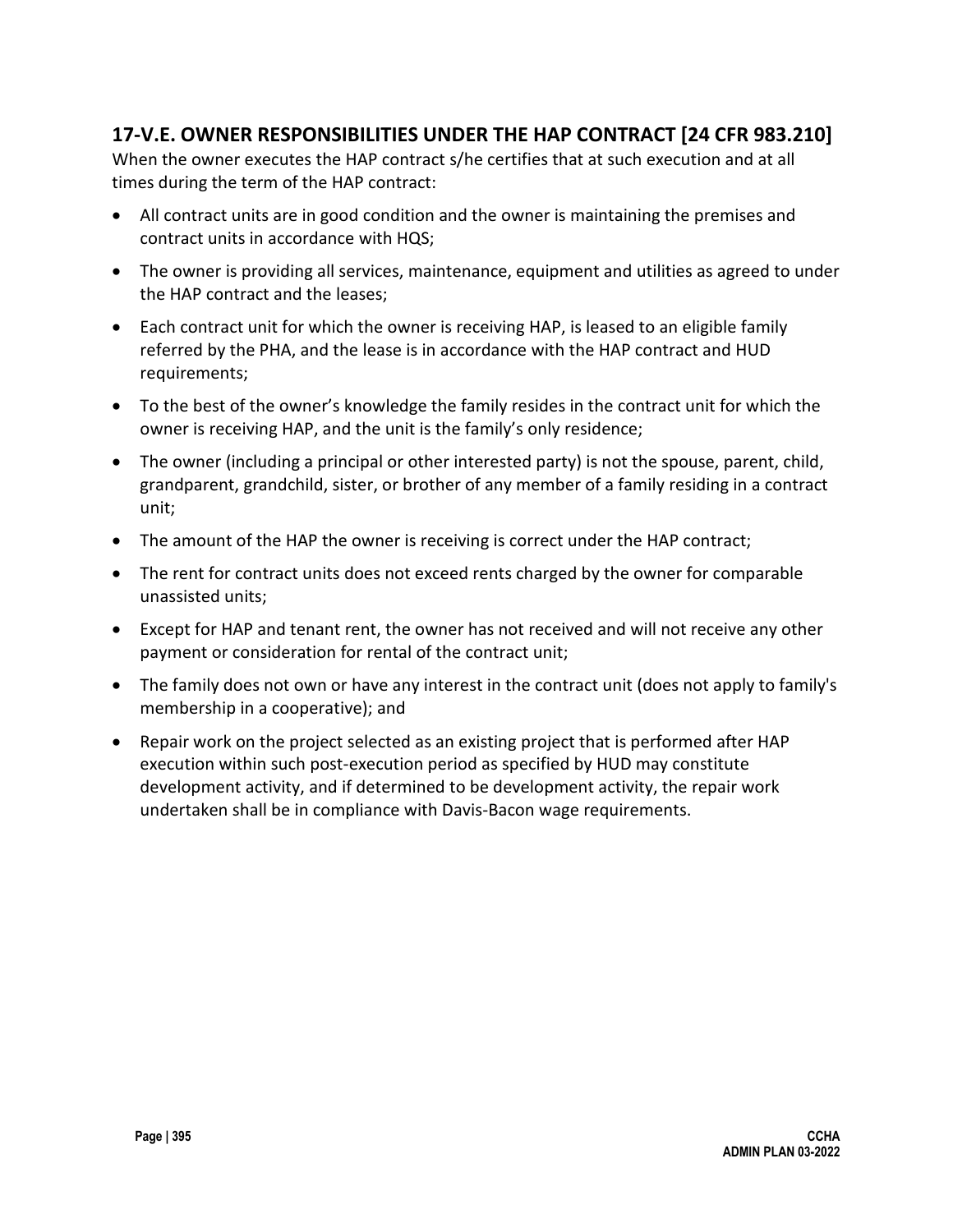## 17-V.E. OWNER RESPONSIBILITIES UNDER THE HAP CONTRACT [24 CFR 983.210]

When the owner executes the HAP contract s/he certifies that at such execution and at all times during the term of the HAP contract:

- All contract units are in good condition and the owner is maintaining the premises and contract units in accordance with HQS;
- The owner is providing all services, maintenance, equipment and utilities as agreed to under the HAP contract and the leases;
- Each contract unit for which the owner is receiving HAP, is leased to an eligible family referred by the PHA, and the lease is in accordance with the HAP contract and HUD requirements;
- To the best of the owner's knowledge the family resides in the contract unit for which the owner is receiving HAP, and the unit is the family's only residence;
- The owner (including a principal or other interested party) is not the spouse, parent, child, grandparent, grandchild, sister, or brother of any member of a family residing in a contract unit;
- The amount of the HAP the owner is receiving is correct under the HAP contract;
- The rent for contract units does not exceed rents charged by the owner for comparable unassisted units;
- Except for HAP and tenant rent, the owner has not received and will not receive any other payment or consideration for rental of the contract unit;
- The family does not own or have any interest in the contract unit (does not apply to family's membership in a cooperative); and
- Repair work on the project selected as an existing project that is performed after HAP execution within such post-execution period as specified by HUD may constitute development activity, and if determined to be development activity, the repair work undertaken shall be in compliance with Davis-Bacon wage requirements.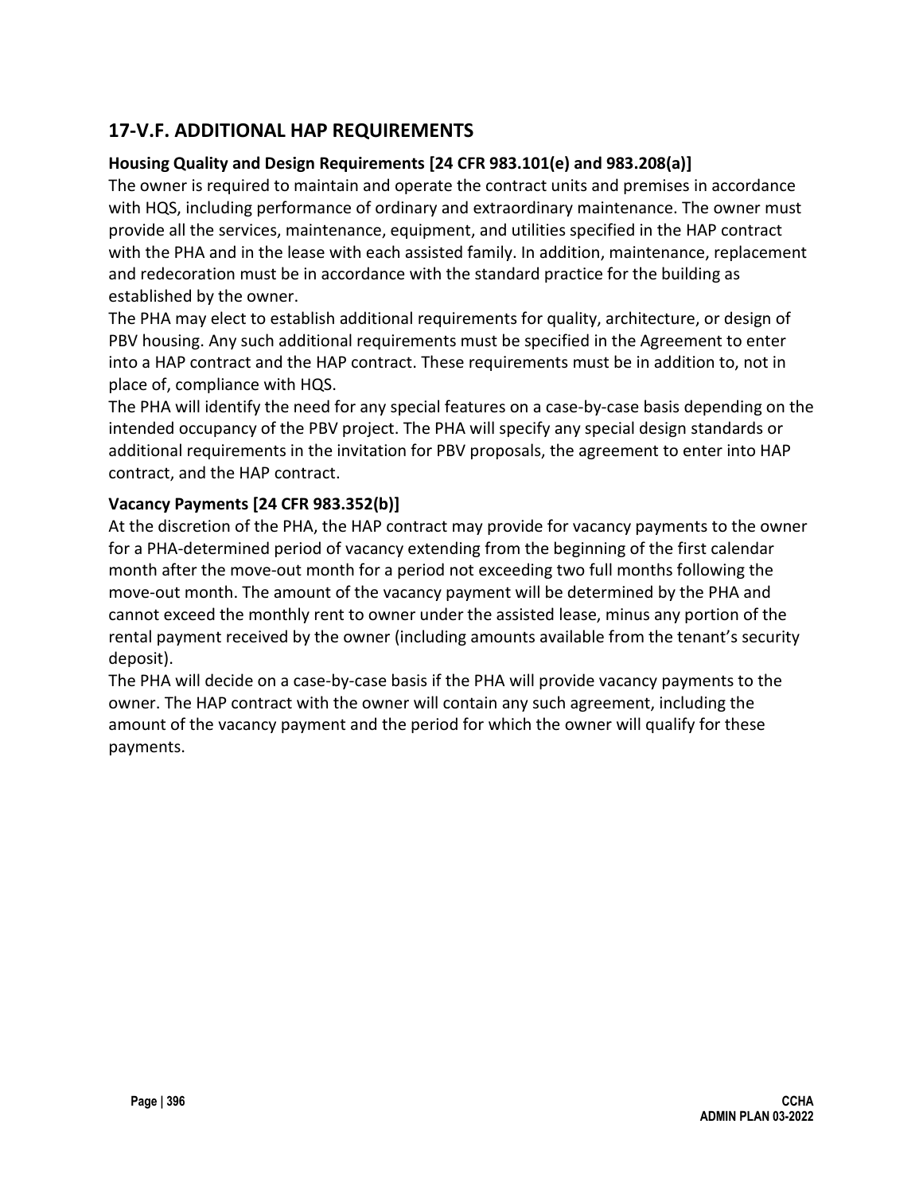## 17-V.F. ADDITIONAL HAP REQUIREMENTS

### Housing Quality and Design Requirements [24 CFR 983.101(e) and 983.208(a)]

The owner is required to maintain and operate the contract units and premises in accordance with HQS, including performance of ordinary and extraordinary maintenance. The owner must provide all the services, maintenance, equipment, and utilities specified in the HAP contract with the PHA and in the lease with each assisted family. In addition, maintenance, replacement and redecoration must be in accordance with the standard practice for the building as established by the owner.

The PHA may elect to establish additional requirements for quality, architecture, or design of PBV housing. Any such additional requirements must be specified in the Agreement to enter into a HAP contract and the HAP contract. These requirements must be in addition to, not in place of, compliance with HQS.

The PHA will identify the need for any special features on a case-by-case basis depending on the intended occupancy of the PBV project. The PHA will specify any special design standards or additional requirements in the invitation for PBV proposals, the agreement to enter into HAP contract, and the HAP contract.

### Vacancy Payments [24 CFR 983.352(b)]

At the discretion of the PHA, the HAP contract may provide for vacancy payments to the owner for a PHA-determined period of vacancy extending from the beginning of the first calendar month after the move-out month for a period not exceeding two full months following the move-out month. The amount of the vacancy payment will be determined by the PHA and cannot exceed the monthly rent to owner under the assisted lease, minus any portion of the rental payment received by the owner (including amounts available from the tenant's security deposit).

The PHA will decide on a case-by-case basis if the PHA will provide vacancy payments to the owner. The HAP contract with the owner will contain any such agreement, including the amount of the vacancy payment and the period for which the owner will qualify for these payments.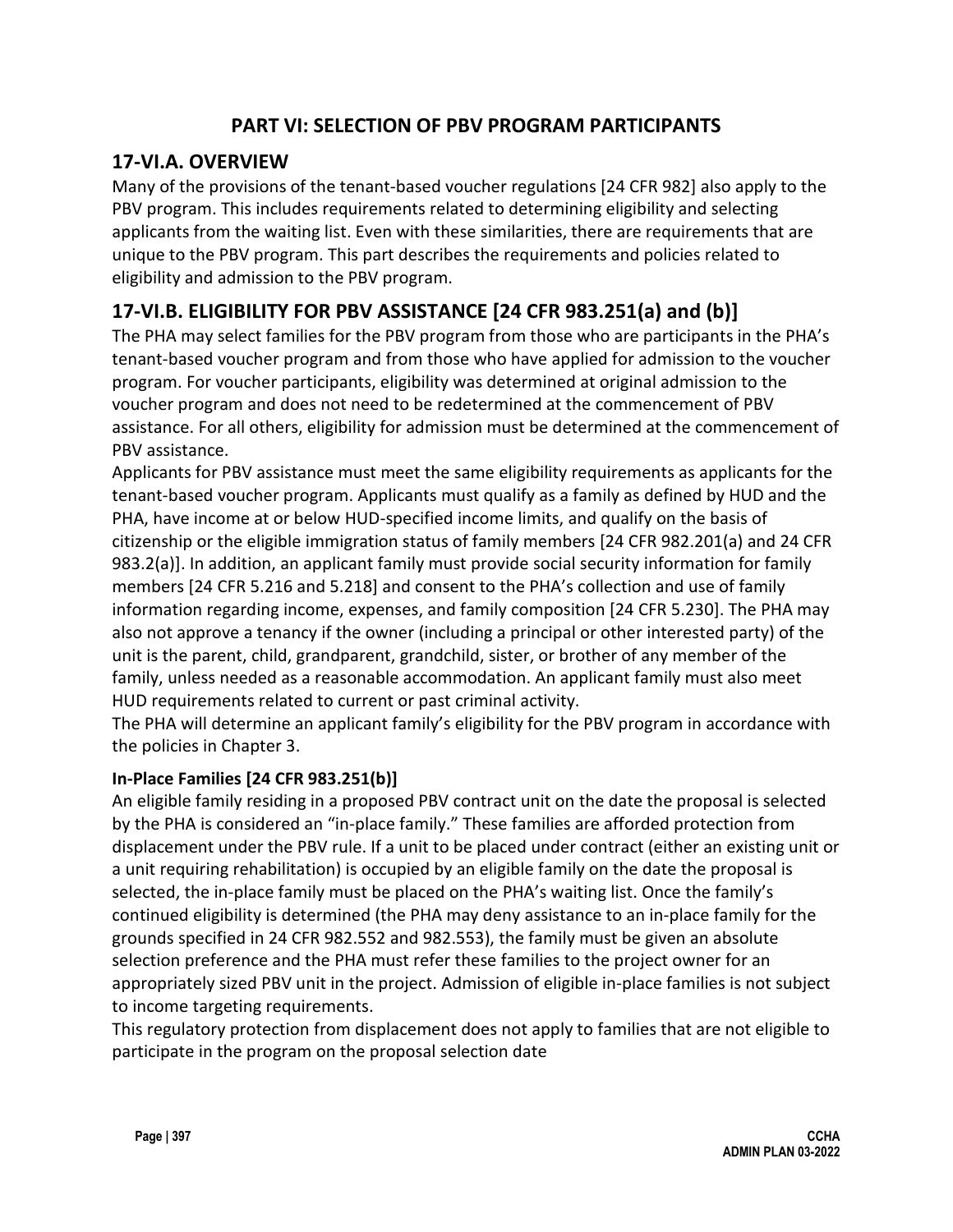# PART VI: SELECTION OF PBV PROGRAM PARTICIPANTS

## 17-VI.A. OVERVIEW

Many of the provisions of the tenant-based voucher regulations [24 CFR 982] also apply to the PBV program. This includes requirements related to determining eligibility and selecting applicants from the waiting list. Even with these similarities, there are requirements that are unique to the PBV program. This part describes the requirements and policies related to eligibility and admission to the PBV program.

## 17-VI.B. ELIGIBILITY FOR PBV ASSISTANCE [24 CFR 983.251(a) and (b)]

The PHA may select families for the PBV program from those who are participants in the PHA's tenant-based voucher program and from those who have applied for admission to the voucher program. For voucher participants, eligibility was determined at original admission to the voucher program and does not need to be redetermined at the commencement of PBV assistance. For all others, eligibility for admission must be determined at the commencement of PBV assistance.

Applicants for PBV assistance must meet the same eligibility requirements as applicants for the tenant-based voucher program. Applicants must qualify as a family as defined by HUD and the PHA, have income at or below HUD-specified income limits, and qualify on the basis of citizenship or the eligible immigration status of family members [24 CFR 982.201(a) and 24 CFR 983.2(a)]. In addition, an applicant family must provide social security information for family members [24 CFR 5.216 and 5.218] and consent to the PHA's collection and use of family information regarding income, expenses, and family composition [24 CFR 5.230]. The PHA may also not approve a tenancy if the owner (including a principal or other interested party) of the unit is the parent, child, grandparent, grandchild, sister, or brother of any member of the family, unless needed as a reasonable accommodation. An applicant family must also meet HUD requirements related to current or past criminal activity.

The PHA will determine an applicant family's eligibility for the PBV program in accordance with the policies in Chapter 3.

### In-Place Families [24 CFR 983.251(b)]

An eligible family residing in a proposed PBV contract unit on the date the proposal is selected by the PHA is considered an "in-place family." These families are afforded protection from displacement under the PBV rule. If a unit to be placed under contract (either an existing unit or a unit requiring rehabilitation) is occupied by an eligible family on the date the proposal is selected, the in-place family must be placed on the PHA's waiting list. Once the family's continued eligibility is determined (the PHA may deny assistance to an in-place family for the grounds specified in 24 CFR 982.552 and 982.553), the family must be given an absolute selection preference and the PHA must refer these families to the project owner for an appropriately sized PBV unit in the project. Admission of eligible in-place families is not subject to income targeting requirements.

This regulatory protection from displacement does not apply to families that are not eligible to participate in the program on the proposal selection date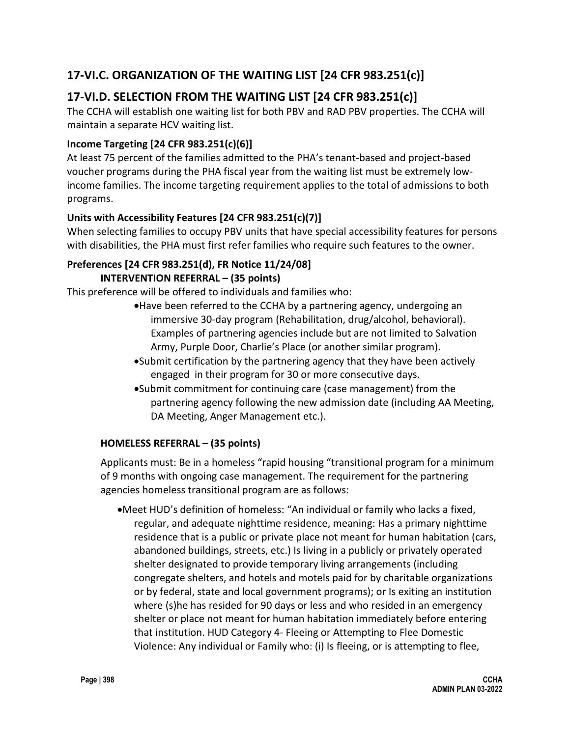## 17-VI.C. ORGANIZATION OF THE WAITING LIST [24 CFR 983.251(c)]

## 17-VI.D. SELECTION FROM THE WAITING LIST [24 CFR 983.251(c)]

The CCHA will establish one waiting list for both PBV and RAD PBV properties. The CCHA will maintain a separate HCV waiting list.

### Income Targeting [24 CFR 983.251(c)(6)]

At least 75 percent of the families admitted to the PHA's tenant-based and project-based voucher programs during the PHA fiscal year from the waiting list must be extremely low-income families. The income targeting requirement applies to the total of admissions to both programs.

### Units with Accessibility Features [24 CFR 983.251(c)(7)]

When selecting families to occupy PBV units that have special accessibility features for persons with disabilities, the PHA must first refer families who require such features to the owner.

### Preferences [24 CFR 983.251(d), FR Notice 11/24/08]

**INTERVENTION REFERRAL – (35 points)**

This preference will be offered to individuals and families who:

- Have been referred to the CCHA by a partnering agency, undergoing an immersive 30-day program (Rehabilitation, drug/alcohol, behavioral). Examples of partnering agencies include but are not limited to Salvation Army, Purple Door, Charlie's Place (or another similar program).
- Submit certification by the partnering agency that they have been actively engaged in their program for 30 or more consecutive days.
- Submit commitment for continuing care (case management) from the partnering agency following the new admission date (including AA Meeting, DA Meeting, Anger Management etc.).

**HOMELESS REFERRAL – (35 points)**

Applicants must: Be in a homeless "rapid housing "transitional program for a minimum of 9 months with ongoing case management. The requirement for the partnering agencies homeless transitional program are as follows:

- Meet HUD's definition of homeless: "An individual or family who lacks a fixed, regular, and adequate nighttime residence, meaning: Has a primary nighttime residence that is a public or private place not meant for human habitation (cars, abandoned buildings, streets, etc.) Is living in a publicly or privately operated shelter designated to provide temporary living arrangements (including congregate shelters, and hotels and motels paid for by charitable organizations or by federal, state and local government programs); or Is exiting an institution where (s)he has resided for 90 days or less and who resided in an emergency shelter or place not meant for human habitation immediately before entering that institution. HUD Category 4- Fleeing or Attempting to Flee Domestic Violence: Any individual or Family who: (i) Is fleeing, or is attempting to flee,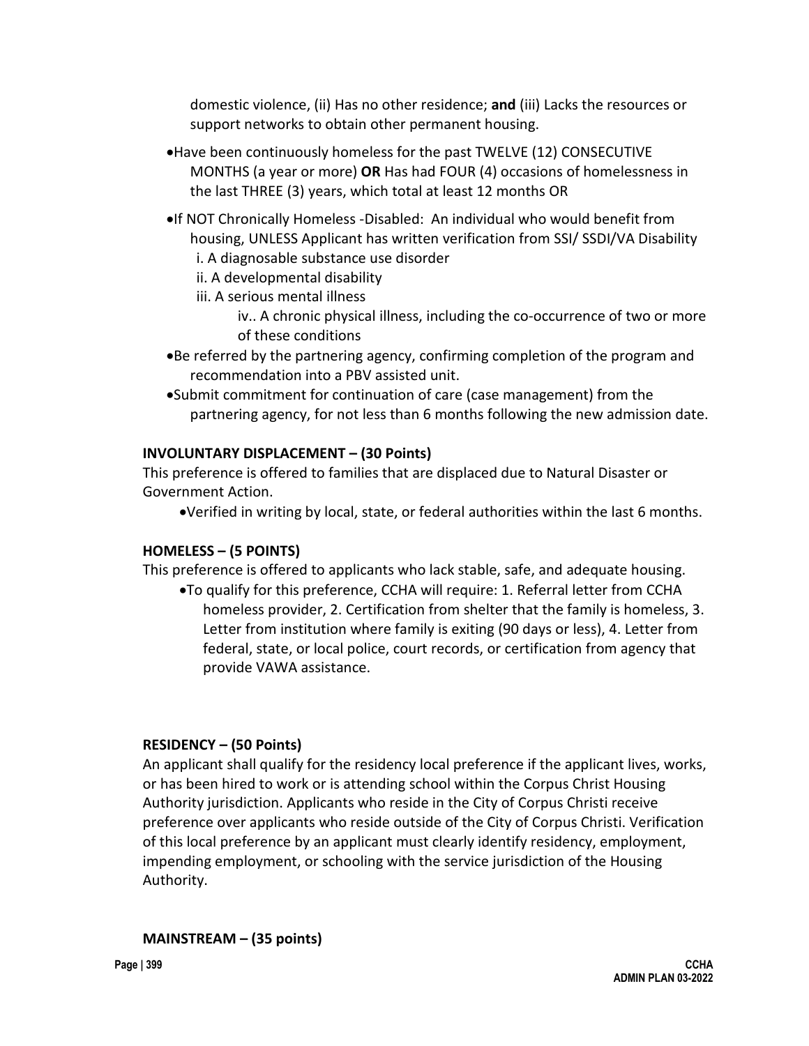domestic violence, (ii) Has no other residence; **and** (iii) Lacks the resources or support networks to obtain other permanent housing.

- Have been continuously homeless for the past TWELVE (12) CONSECUTIVE MONTHS (a year or more) **OR** Has had FOUR (4) occasions of homelessness in the last THREE (3) years, which total at least 12 months OR
- If NOT Chronically Homeless -Disabled: An individual who would benefit from housing, UNLESS Applicant has written verification from SSI/ SSDI/VA Disability
  - i. A diagnosable substance use disorder
  - ii. A developmental disability
  - iii. A serious mental illness
  - iv.. A chronic physical illness, including the co-occurrence of two or more of these conditions
- Be referred by the partnering agency, confirming completion of the program and recommendation into a PBV assisted unit.
- Submit commitment for continuation of care (case management) from the partnering agency, for not less than 6 months following the new admission date.

**INVOLUNTARY DISPLACEMENT – (30 Points)**

This preference is offered to families that are displaced due to Natural Disaster or Government Action.

- Verified in writing by local, state, or federal authorities within the last 6 months.

**HOMELESS – (5 POINTS)**

This preference is offered to applicants who lack stable, safe, and adequate housing.

- To qualify for this preference, CCHA will require: 1. Referral letter from CCHA homeless provider, 2. Certification from shelter that the family is homeless, 3. Letter from institution where family is exiting (90 days or less), 4. Letter from federal, state, or local police, court records, or certification from agency that provide VAWA assistance.

**RESIDENCY – (50 Points)**

An applicant shall qualify for the residency local preference if the applicant lives, works, or has been hired to work or is attending school within the Corpus Christ Housing Authority jurisdiction. Applicants who reside in the City of Corpus Christi receive preference over applicants who reside outside of the City of Corpus Christi. Verification of this local preference by an applicant must clearly identify residency, employment, impending employment, or schooling with the service jurisdiction of the Housing Authority.

**MAINSTREAM – (35 points)**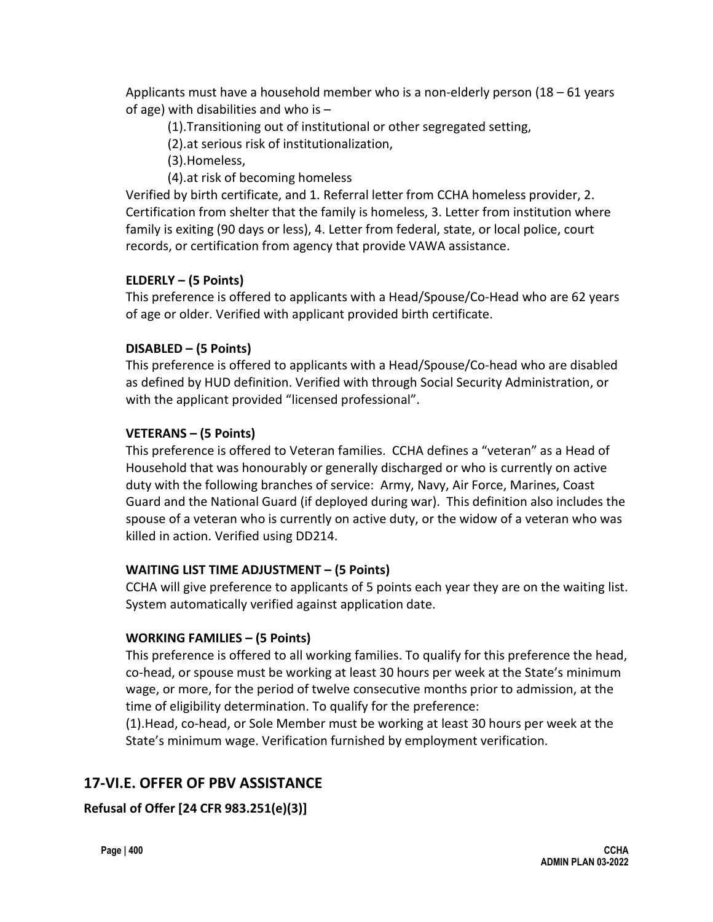Applicants must have a household member who is a non-elderly person (18 – 61 years of age) with disabilities and who is –

(1).Transitioning out of institutional or other segregated setting,

(2).at serious risk of institutionalization,

(3).Homeless,

(4).at risk of becoming homeless

Verified by birth certificate, and 1. Referral letter from CCHA homeless provider, 2. Certification from shelter that the family is homeless, 3. Letter from institution where family is exiting (90 days or less), 4. Letter from federal, state, or local police, court records, or certification from agency that provide VAWA assistance.

**ELDERLY – (5 Points)**

This preference is offered to applicants with a Head/Spouse/Co-Head who are 62 years of age or older. Verified with applicant provided birth certificate.

**DISABLED – (5 Points)**

This preference is offered to applicants with a Head/Spouse/Co-head who are disabled as defined by HUD definition. Verified with through Social Security Administration, or with the applicant provided "licensed professional".

**VETERANS – (5 Points)**

This preference is offered to Veteran families. CCHA defines a "veteran" as a Head of Household that was honourably or generally discharged or who is currently on active duty with the following branches of service: Army, Navy, Air Force, Marines, Coast Guard and the National Guard (if deployed during war). This definition also includes the spouse of a veteran who is currently on active duty, or the widow of a veteran who was killed in action. Verified using DD214.

**WAITING LIST TIME ADJUSTMENT – (5 Points)**

CCHA will give preference to applicants of 5 points each year they are on the waiting list. System automatically verified against application date.

**WORKING FAMILIES – (5 Points)**

This preference is offered to all working families. To qualify for this preference the head, co-head, or spouse must be working at least 30 hours per week at the State's minimum wage, or more, for the period of twelve consecutive months prior to admission, at the time of eligibility determination. To qualify for the preference:

(1).Head, co-head, or Sole Member must be working at least 30 hours per week at the State's minimum wage. Verification furnished by employment verification.

## 17-VI.E. OFFER OF PBV ASSISTANCE

**Refusal of Offer [24 CFR 983.251(e)(3)]**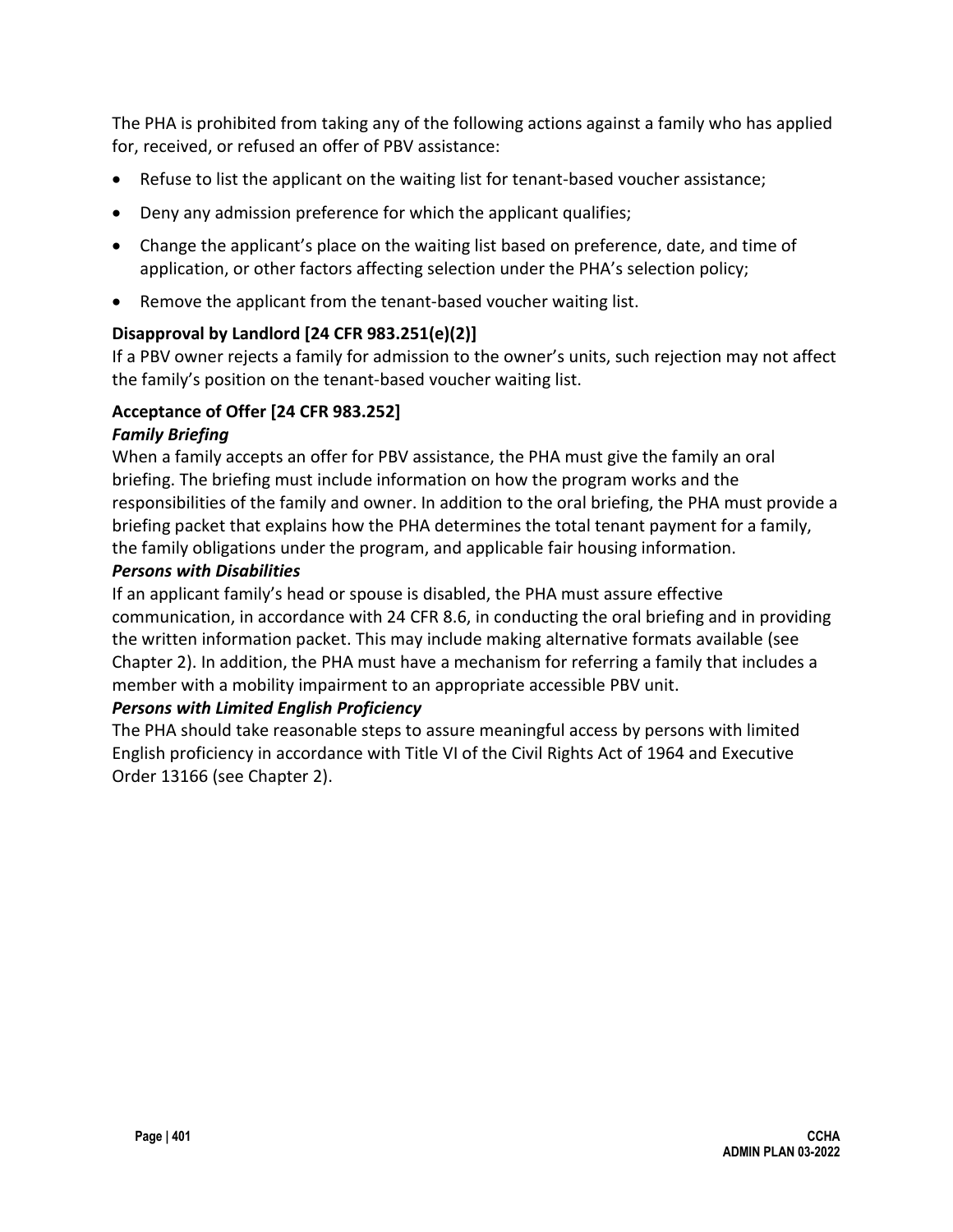The PHA is prohibited from taking any of the following actions against a family who has applied for, received, or refused an offer of PBV assistance:

- Refuse to list the applicant on the waiting list for tenant-based voucher assistance;
- Deny any admission preference for which the applicant qualifies;
- Change the applicant's place on the waiting list based on preference, date, and time of application, or other factors affecting selection under the PHA's selection policy;
- Remove the applicant from the tenant-based voucher waiting list.

**Disapproval by Landlord [24 CFR 983.251(e)(2)]**

If a PBV owner rejects a family for admission to the owner's units, such rejection may not affect the family's position on the tenant-based voucher waiting list.

**Acceptance of Offer [24 CFR 983.252]**

***Family Briefing***

When a family accepts an offer for PBV assistance, the PHA must give the family an oral briefing. The briefing must include information on how the program works and the responsibilities of the family and owner. In addition to the oral briefing, the PHA must provide a briefing packet that explains how the PHA determines the total tenant payment for a family, the family obligations under the program, and applicable fair housing information.

***Persons with Disabilities***

If an applicant family's head or spouse is disabled, the PHA must assure effective communication, in accordance with 24 CFR 8.6, in conducting the oral briefing and in providing the written information packet. This may include making alternative formats available (see Chapter 2). In addition, the PHA must have a mechanism for referring a family that includes a member with a mobility impairment to an appropriate accessible PBV unit.

***Persons with Limited English Proficiency***

The PHA should take reasonable steps to assure meaningful access by persons with limited English proficiency in accordance with Title VI of the Civil Rights Act of 1964 and Executive Order 13166 (see Chapter 2).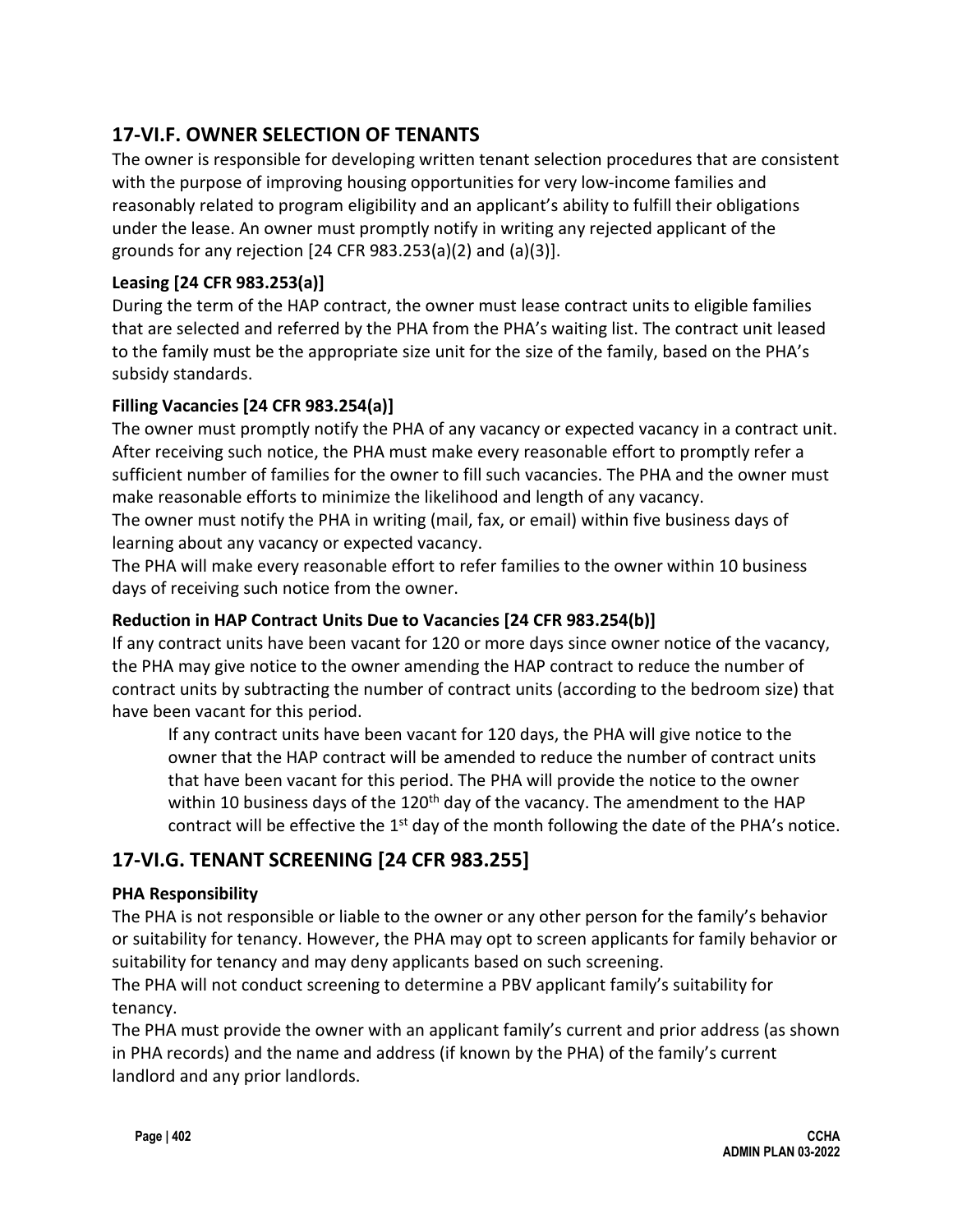## 17-VI.F. OWNER SELECTION OF TENANTS

The owner is responsible for developing written tenant selection procedures that are consistent with the purpose of improving housing opportunities for very low-income families and reasonably related to program eligibility and an applicant's ability to fulfill their obligations under the lease. An owner must promptly notify in writing any rejected applicant of the grounds for any rejection [24 CFR 983.253(a)(2) and (a)(3)].

### Leasing [24 CFR 983.253(a)]

During the term of the HAP contract, the owner must lease contract units to eligible families that are selected and referred by the PHA from the PHA's waiting list. The contract unit leased to the family must be the appropriate size unit for the size of the family, based on the PHA's subsidy standards.

### Filling Vacancies [24 CFR 983.254(a)]

The owner must promptly notify the PHA of any vacancy or expected vacancy in a contract unit. After receiving such notice, the PHA must make every reasonable effort to promptly refer a sufficient number of families for the owner to fill such vacancies. The PHA and the owner must make reasonable efforts to minimize the likelihood and length of any vacancy.

The owner must notify the PHA in writing (mail, fax, or email) within five business days of learning about any vacancy or expected vacancy.

The PHA will make every reasonable effort to refer families to the owner within 10 business days of receiving such notice from the owner.

### Reduction in HAP Contract Units Due to Vacancies [24 CFR 983.254(b)]

If any contract units have been vacant for 120 or more days since owner notice of the vacancy, the PHA may give notice to the owner amending the HAP contract to reduce the number of contract units by subtracting the number of contract units (according to the bedroom size) that have been vacant for this period.

> If any contract units have been vacant for 120 days, the PHA will give notice to the owner that the HAP contract will be amended to reduce the number of contract units that have been vacant for this period. The PHA will provide the notice to the owner within 10 business days of the 120th day of the vacancy. The amendment to the HAP contract will be effective the 1st day of the month following the date of the PHA's notice.

## 17-VI.G. TENANT SCREENING [24 CFR 983.255]

### PHA Responsibility

The PHA is not responsible or liable to the owner or any other person for the family's behavior or suitability for tenancy. However, the PHA may opt to screen applicants for family behavior or suitability for tenancy and may deny applicants based on such screening.

The PHA will not conduct screening to determine a PBV applicant family's suitability for tenancy.

The PHA must provide the owner with an applicant family's current and prior address (as shown in PHA records) and the name and address (if known by the PHA) of the family's current landlord and any prior landlords.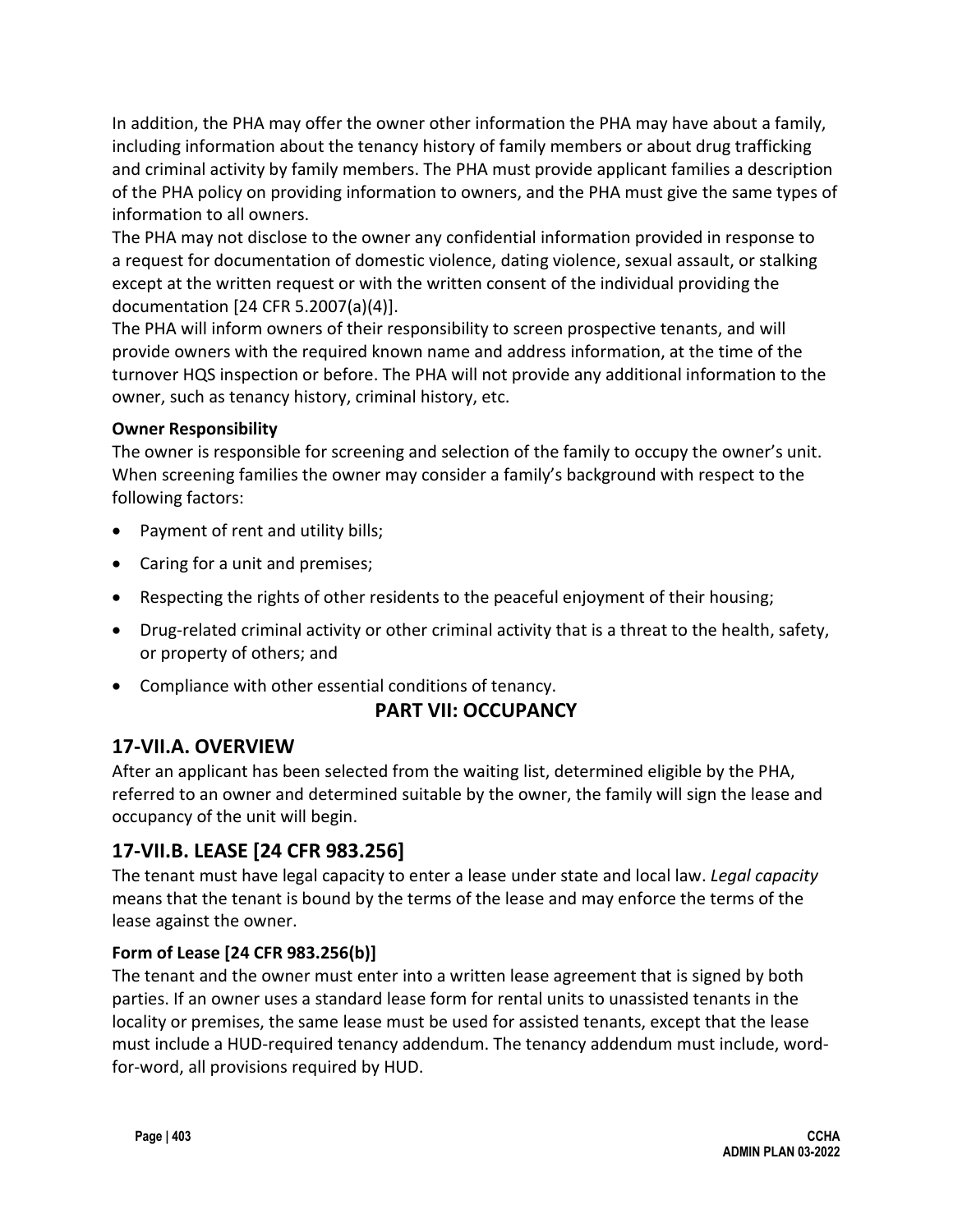In addition, the PHA may offer the owner other information the PHA may have about a family, including information about the tenancy history of family members or about drug trafficking and criminal activity by family members. The PHA must provide applicant families a description of the PHA policy on providing information to owners, and the PHA must give the same types of information to all owners.

The PHA may not disclose to the owner any confidential information provided in response to a request for documentation of domestic violence, dating violence, sexual assault, or stalking except at the written request or with the written consent of the individual providing the documentation [24 CFR 5.2007(a)(4)].

The PHA will inform owners of their responsibility to screen prospective tenants, and will provide owners with the required known name and address information, at the time of the turnover HQS inspection or before. The PHA will not provide any additional information to the owner, such as tenancy history, criminal history, etc.

#### Owner Responsibility

The owner is responsible for screening and selection of the family to occupy the owner's unit. When screening families the owner may consider a family's background with respect to the following factors:

- Payment of rent and utility bills;
- Caring for a unit and premises;
- Respecting the rights of other residents to the peaceful enjoyment of their housing;
- Drug-related criminal activity or other criminal activity that is a threat to the health, safety, or property of others; and
- Compliance with other essential conditions of tenancy.

## PART VII: OCCUPANCY

### 17-VII.A. OVERVIEW

After an applicant has been selected from the waiting list, determined eligible by the PHA, referred to an owner and determined suitable by the owner, the family will sign the lease and occupancy of the unit will begin.

### 17-VII.B. LEASE [24 CFR 983.256]

The tenant must have legal capacity to enter a lease under state and local law. *Legal capacity* means that the tenant is bound by the terms of the lease and may enforce the terms of the lease against the owner.

#### Form of Lease [24 CFR 983.256(b)]

The tenant and the owner must enter into a written lease agreement that is signed by both parties. If an owner uses a standard lease form for rental units to unassisted tenants in the locality or premises, the same lease must be used for assisted tenants, except that the lease must include a HUD-required tenancy addendum. The tenancy addendum must include, word-for-word, all provisions required by HUD.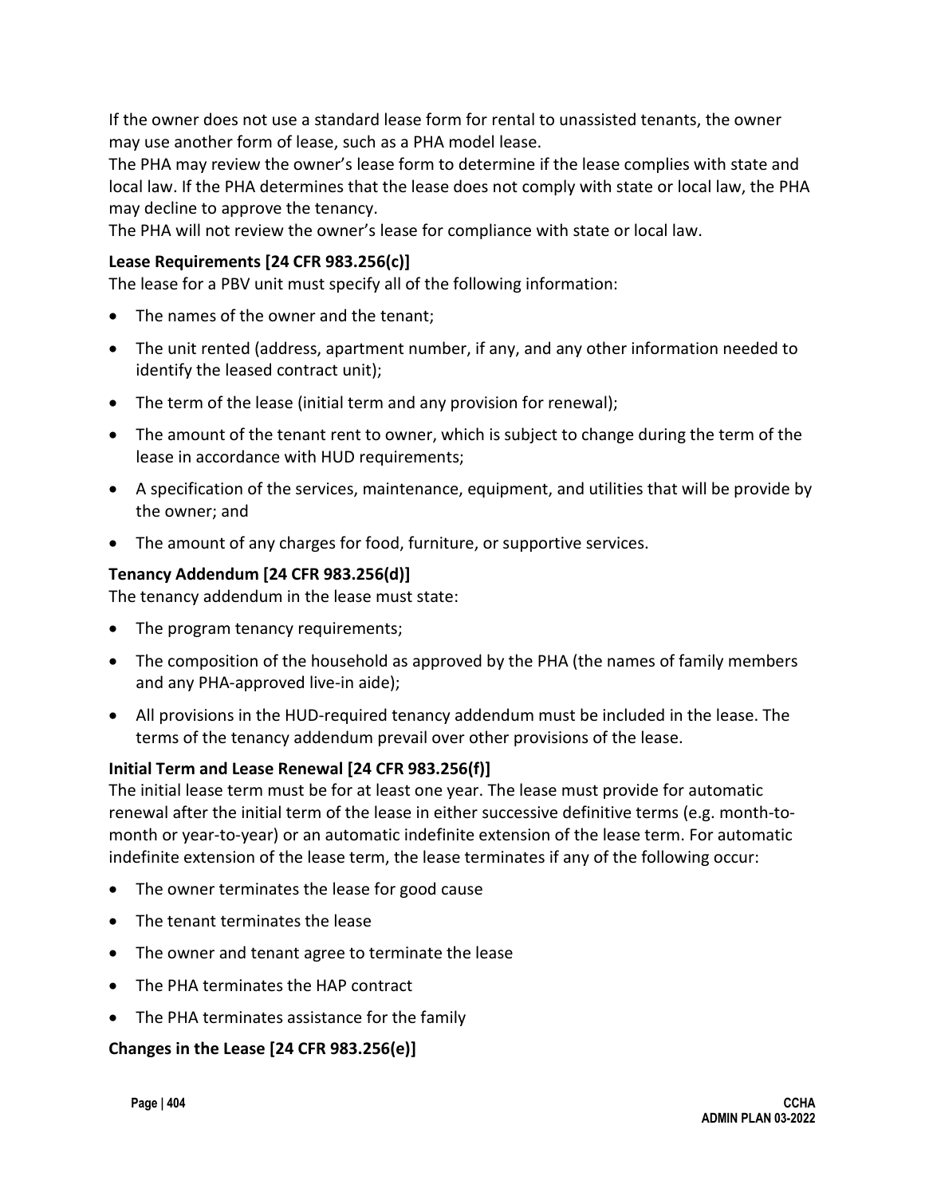If the owner does not use a standard lease form for rental to unassisted tenants, the owner may use another form of lease, such as a PHA model lease.

The PHA may review the owner's lease form to determine if the lease complies with state and local law. If the PHA determines that the lease does not comply with state or local law, the PHA may decline to approve the tenancy.

The PHA will not review the owner's lease for compliance with state or local law.

**Lease Requirements [24 CFR 983.256(c)]**

The lease for a PBV unit must specify all of the following information:

- The names of the owner and the tenant;
- The unit rented (address, apartment number, if any, and any other information needed to identify the leased contract unit);
- The term of the lease (initial term and any provision for renewal);
- The amount of the tenant rent to owner, which is subject to change during the term of the lease in accordance with HUD requirements;
- A specification of the services, maintenance, equipment, and utilities that will be provide by the owner; and
- The amount of any charges for food, furniture, or supportive services.

**Tenancy Addendum [24 CFR 983.256(d)]**

The tenancy addendum in the lease must state:

- The program tenancy requirements;
- The composition of the household as approved by the PHA (the names of family members and any PHA-approved live-in aide);
- All provisions in the HUD-required tenancy addendum must be included in the lease. The terms of the tenancy addendum prevail over other provisions of the lease.

**Initial Term and Lease Renewal [24 CFR 983.256(f)]**

The initial lease term must be for at least one year. The lease must provide for automatic renewal after the initial term of the lease in either successive definitive terms (e.g. month-to-month or year-to-year) or an automatic indefinite extension of the lease term. For automatic indefinite extension of the lease term, the lease terminates if any of the following occur:

- The owner terminates the lease for good cause
- The tenant terminates the lease
- The owner and tenant agree to terminate the lease
- The PHA terminates the HAP contract
- The PHA terminates assistance for the family

**Changes in the Lease [24 CFR 983.256(e)]**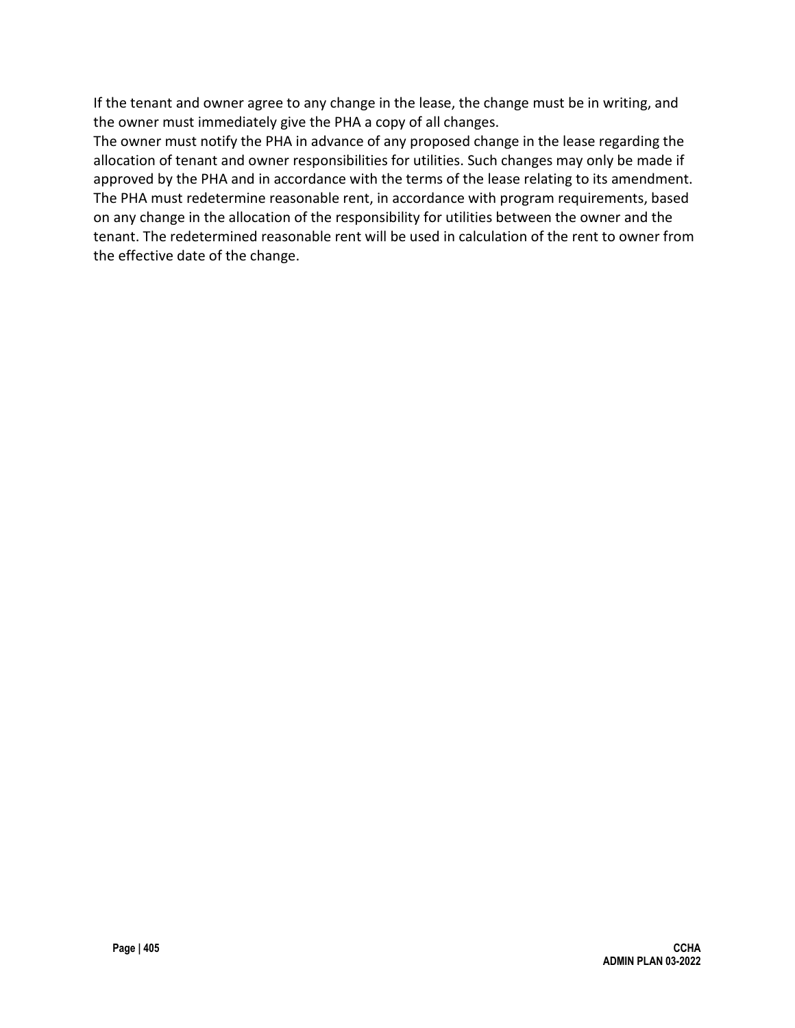If the tenant and owner agree to any change in the lease, the change must be in writing, and the owner must immediately give the PHA a copy of all changes.

The owner must notify the PHA in advance of any proposed change in the lease regarding the allocation of tenant and owner responsibilities for utilities. Such changes may only be made if approved by the PHA and in accordance with the terms of the lease relating to its amendment. The PHA must redetermine reasonable rent, in accordance with program requirements, based on any change in the allocation of the responsibility for utilities between the owner and the tenant. The redetermined reasonable rent will be used in calculation of the rent to owner from the effective date of the change.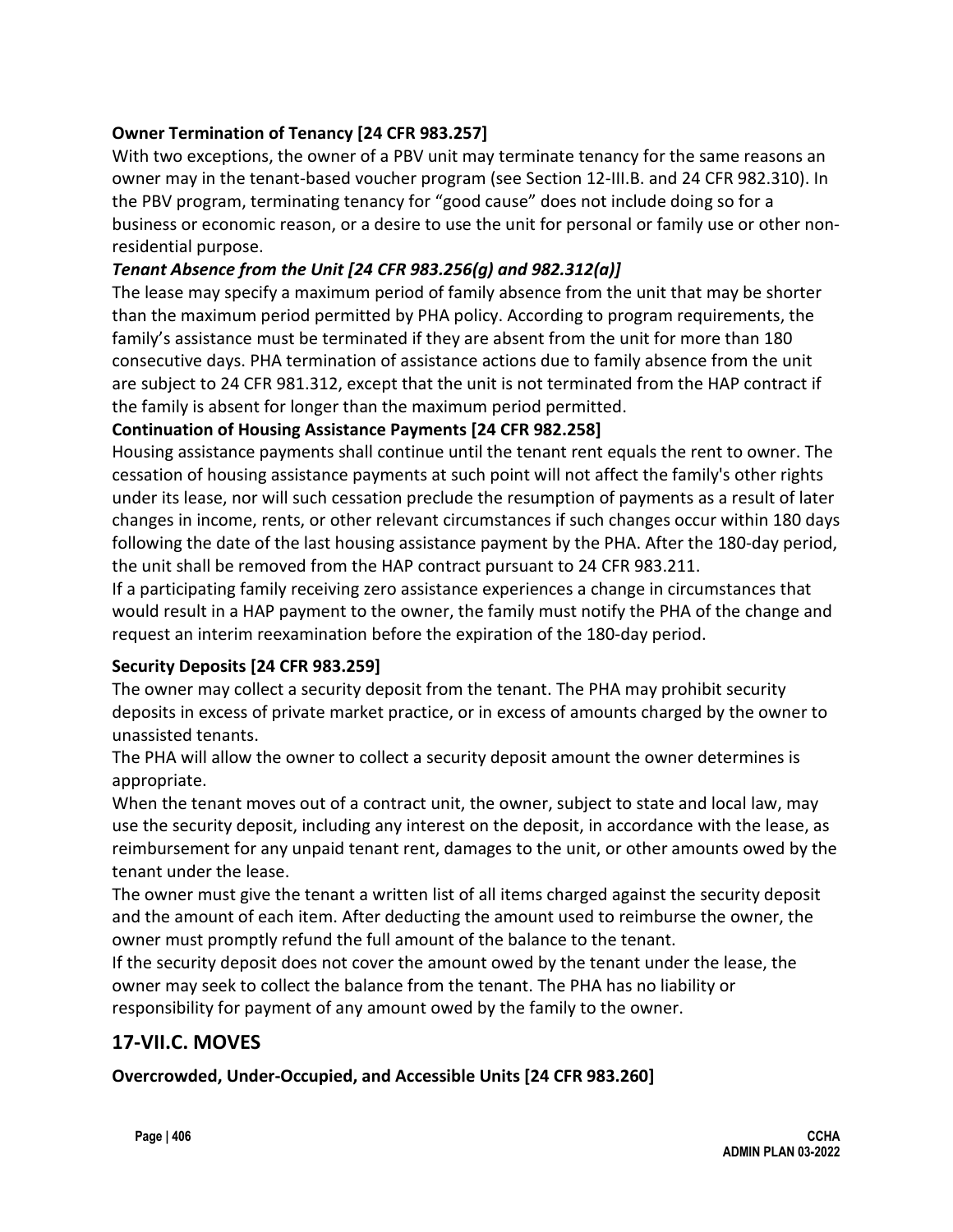**Owner Termination of Tenancy [24 CFR 983.257]**

With two exceptions, the owner of a PBV unit may terminate tenancy for the same reasons an owner may in the tenant-based voucher program (see Section 12-III.B. and 24 CFR 982.310). In the PBV program, terminating tenancy for "good cause" does not include doing so for a business or economic reason, or a desire to use the unit for personal or family use or other non-residential purpose.

***Tenant Absence from the Unit [24 CFR 983.256(g) and 982.312(a)]***

The lease may specify a maximum period of family absence from the unit that may be shorter than the maximum period permitted by PHA policy. According to program requirements, the family's assistance must be terminated if they are absent from the unit for more than 180 consecutive days. PHA termination of assistance actions due to family absence from the unit are subject to 24 CFR 981.312, except that the unit is not terminated from the HAP contract if the family is absent for longer than the maximum period permitted.

**Continuation of Housing Assistance Payments [24 CFR 982.258]**

Housing assistance payments shall continue until the tenant rent equals the rent to owner. The cessation of housing assistance payments at such point will not affect the family's other rights under its lease, nor will such cessation preclude the resumption of payments as a result of later changes in income, rents, or other relevant circumstances if such changes occur within 180 days following the date of the last housing assistance payment by the PHA. After the 180-day period, the unit shall be removed from the HAP contract pursuant to 24 CFR 983.211.

If a participating family receiving zero assistance experiences a change in circumstances that would result in a HAP payment to the owner, the family must notify the PHA of the change and request an interim reexamination before the expiration of the 180-day period.

**Security Deposits [24 CFR 983.259]**

The owner may collect a security deposit from the tenant. The PHA may prohibit security deposits in excess of private market practice, or in excess of amounts charged by the owner to unassisted tenants.

The PHA will allow the owner to collect a security deposit amount the owner determines is appropriate.

When the tenant moves out of a contract unit, the owner, subject to state and local law, may use the security deposit, including any interest on the deposit, in accordance with the lease, as reimbursement for any unpaid tenant rent, damages to the unit, or other amounts owed by the tenant under the lease.

The owner must give the tenant a written list of all items charged against the security deposit and the amount of each item. After deducting the amount used to reimburse the owner, the owner must promptly refund the full amount of the balance to the tenant.

If the security deposit does not cover the amount owed by the tenant under the lease, the owner may seek to collect the balance from the tenant. The PHA has no liability or responsibility for payment of any amount owed by the family to the owner.

## 17-VII.C. MOVES

**Overcrowded, Under-Occupied, and Accessible Units [24 CFR 983.260]**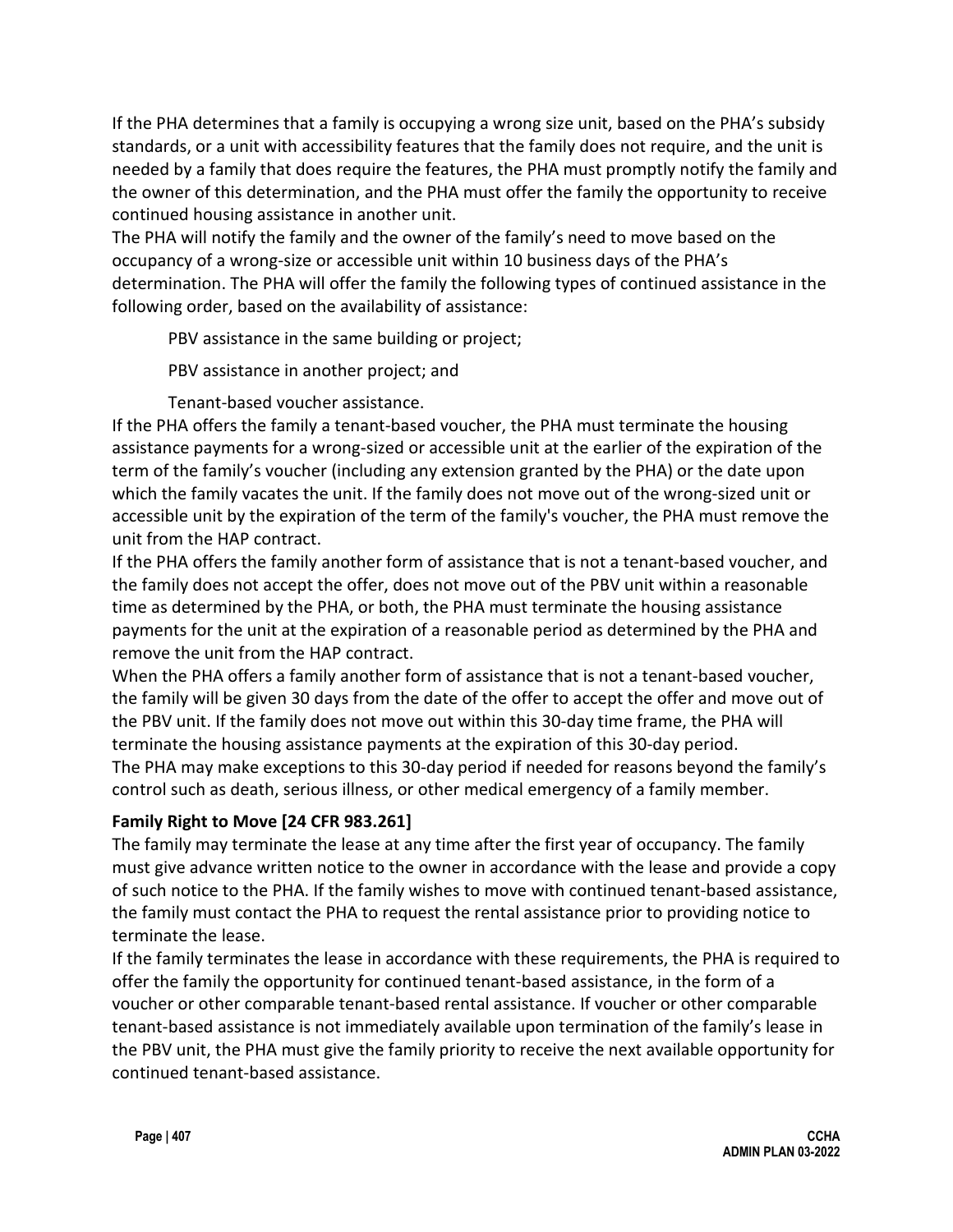If the PHA determines that a family is occupying a wrong size unit, based on the PHA's subsidy standards, or a unit with accessibility features that the family does not require, and the unit is needed by a family that does require the features, the PHA must promptly notify the family and the owner of this determination, and the PHA must offer the family the opportunity to receive continued housing assistance in another unit.

The PHA will notify the family and the owner of the family's need to move based on the occupancy of a wrong-size or accessible unit within 10 business days of the PHA's determination. The PHA will offer the family the following types of continued assistance in the following order, based on the availability of assistance:

PBV assistance in the same building or project;

PBV assistance in another project; and

Tenant-based voucher assistance.

If the PHA offers the family a tenant-based voucher, the PHA must terminate the housing assistance payments for a wrong-sized or accessible unit at the earlier of the expiration of the term of the family's voucher (including any extension granted by the PHA) or the date upon which the family vacates the unit. If the family does not move out of the wrong-sized unit or accessible unit by the expiration of the term of the family's voucher, the PHA must remove the unit from the HAP contract.

If the PHA offers the family another form of assistance that is not a tenant-based voucher, and the family does not accept the offer, does not move out of the PBV unit within a reasonable time as determined by the PHA, or both, the PHA must terminate the housing assistance payments for the unit at the expiration of a reasonable period as determined by the PHA and remove the unit from the HAP contract.

When the PHA offers a family another form of assistance that is not a tenant-based voucher, the family will be given 30 days from the date of the offer to accept the offer and move out of the PBV unit. If the family does not move out within this 30-day time frame, the PHA will terminate the housing assistance payments at the expiration of this 30-day period.

The PHA may make exceptions to this 30-day period if needed for reasons beyond the family's control such as death, serious illness, or other medical emergency of a family member.

**Family Right to Move [24 CFR 983.261]**

The family may terminate the lease at any time after the first year of occupancy. The family must give advance written notice to the owner in accordance with the lease and provide a copy of such notice to the PHA. If the family wishes to move with continued tenant-based assistance, the family must contact the PHA to request the rental assistance prior to providing notice to terminate the lease.

If the family terminates the lease in accordance with these requirements, the PHA is required to offer the family the opportunity for continued tenant-based assistance, in the form of a voucher or other comparable tenant-based rental assistance. If voucher or other comparable tenant-based assistance is not immediately available upon termination of the family's lease in the PBV unit, the PHA must give the family priority to receive the next available opportunity for continued tenant-based assistance.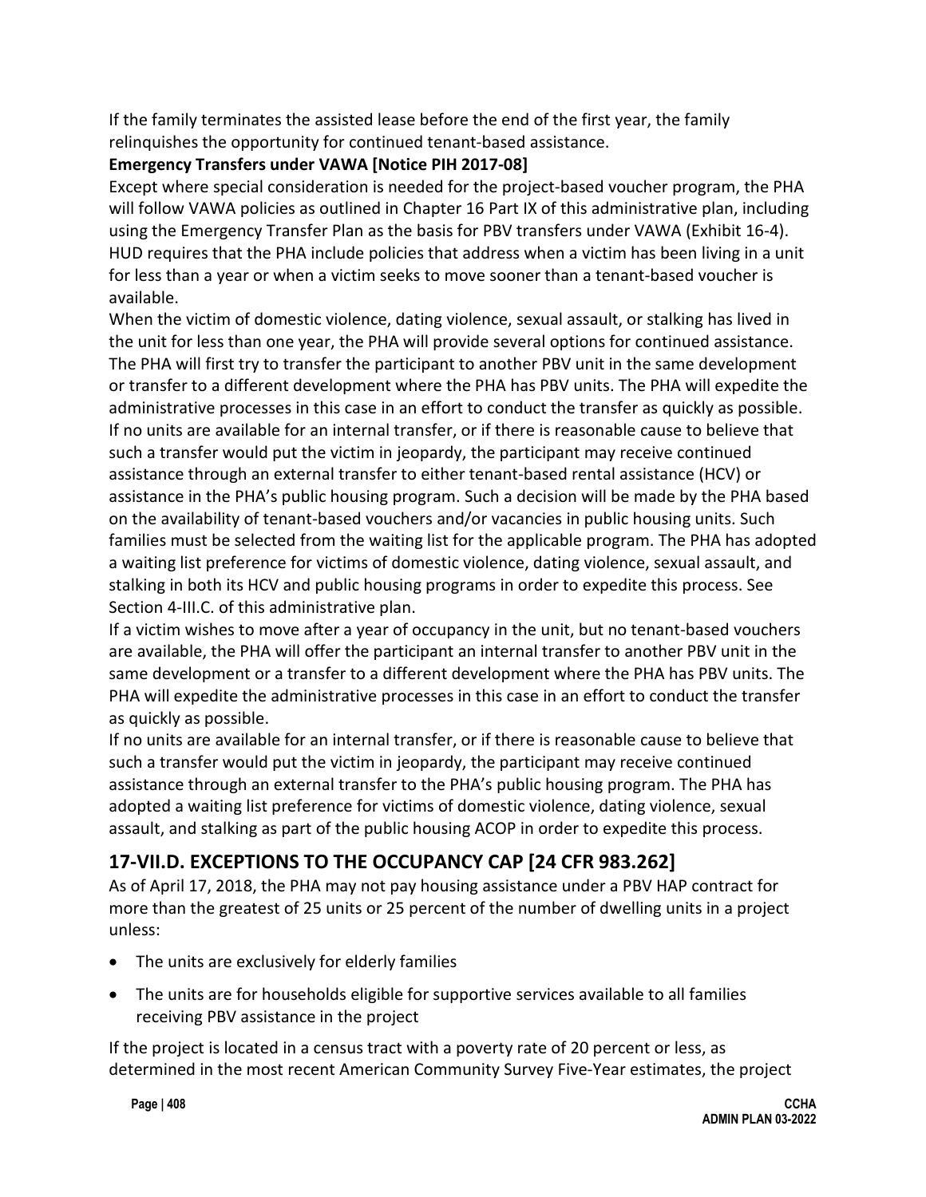If the family terminates the assisted lease before the end of the first year, the family relinquishes the opportunity for continued tenant-based assistance.

**Emergency Transfers under VAWA [Notice PIH 2017-08]**

Except where special consideration is needed for the project-based voucher program, the PHA will follow VAWA policies as outlined in Chapter 16 Part IX of this administrative plan, including using the Emergency Transfer Plan as the basis for PBV transfers under VAWA (Exhibit 16-4). HUD requires that the PHA include policies that address when a victim has been living in a unit for less than a year or when a victim seeks to move sooner than a tenant-based voucher is available.

When the victim of domestic violence, dating violence, sexual assault, or stalking has lived in the unit for less than one year, the PHA will provide several options for continued assistance. The PHA will first try to transfer the participant to another PBV unit in the same development or transfer to a different development where the PHA has PBV units. The PHA will expedite the administrative processes in this case in an effort to conduct the transfer as quickly as possible.

If no units are available for an internal transfer, or if there is reasonable cause to believe that such a transfer would put the victim in jeopardy, the participant may receive continued assistance through an external transfer to either tenant-based rental assistance (HCV) or assistance in the PHA's public housing program. Such a decision will be made by the PHA based on the availability of tenant-based vouchers and/or vacancies in public housing units. Such families must be selected from the waiting list for the applicable program. The PHA has adopted a waiting list preference for victims of domestic violence, dating violence, sexual assault, and stalking in both its HCV and public housing programs in order to expedite this process. See Section 4-III.C. of this administrative plan.

If a victim wishes to move after a year of occupancy in the unit, but no tenant-based vouchers are available, the PHA will offer the participant an internal transfer to another PBV unit in the same development or a transfer to a different development where the PHA has PBV units. The PHA will expedite the administrative processes in this case in an effort to conduct the transfer as quickly as possible.

If no units are available for an internal transfer, or if there is reasonable cause to believe that such a transfer would put the victim in jeopardy, the participant may receive continued assistance through an external transfer to the PHA's public housing program. The PHA has adopted a waiting list preference for victims of domestic violence, dating violence, sexual assault, and stalking as part of the public housing ACOP in order to expedite this process.

## 17-VII.D. EXCEPTIONS TO THE OCCUPANCY CAP [24 CFR 983.262]

As of April 17, 2018, the PHA may not pay housing assistance under a PBV HAP contract for more than the greatest of 25 units or 25 percent of the number of dwelling units in a project unless:

- The units are exclusively for elderly families
- The units are for households eligible for supportive services available to all families receiving PBV assistance in the project

If the project is located in a census tract with a poverty rate of 20 percent or less, as determined in the most recent American Community Survey Five-Year estimates, the project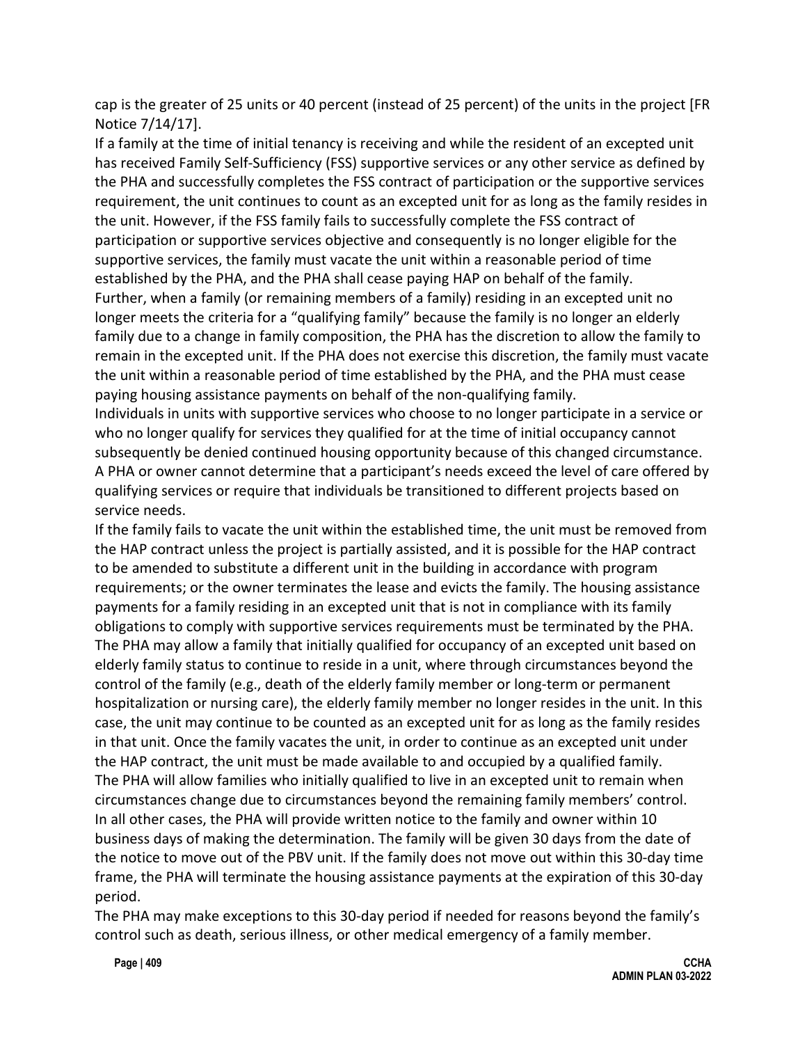cap is the greater of 25 units or 40 percent (instead of 25 percent) of the units in the project [FR Notice 7/14/17].

If a family at the time of initial tenancy is receiving and while the resident of an excepted unit has received Family Self-Sufficiency (FSS) supportive services or any other service as defined by the PHA and successfully completes the FSS contract of participation or the supportive services requirement, the unit continues to count as an excepted unit for as long as the family resides in the unit. However, if the FSS family fails to successfully complete the FSS contract of participation or supportive services objective and consequently is no longer eligible for the supportive services, the family must vacate the unit within a reasonable period of time established by the PHA, and the PHA shall cease paying HAP on behalf of the family.

Further, when a family (or remaining members of a family) residing in an excepted unit no longer meets the criteria for a "qualifying family" because the family is no longer an elderly family due to a change in family composition, the PHA has the discretion to allow the family to remain in the excepted unit. If the PHA does not exercise this discretion, the family must vacate the unit within a reasonable period of time established by the PHA, and the PHA must cease paying housing assistance payments on behalf of the non-qualifying family.

Individuals in units with supportive services who choose to no longer participate in a service or who no longer qualify for services they qualified for at the time of initial occupancy cannot subsequently be denied continued housing opportunity because of this changed circumstance. A PHA or owner cannot determine that a participant's needs exceed the level of care offered by qualifying services or require that individuals be transitioned to different projects based on service needs.

If the family fails to vacate the unit within the established time, the unit must be removed from the HAP contract unless the project is partially assisted, and it is possible for the HAP contract to be amended to substitute a different unit in the building in accordance with program requirements; or the owner terminates the lease and evicts the family. The housing assistance payments for a family residing in an excepted unit that is not in compliance with its family obligations to comply with supportive services requirements must be terminated by the PHA.

The PHA may allow a family that initially qualified for occupancy of an excepted unit based on elderly family status to continue to reside in a unit, where through circumstances beyond the control of the family (e.g., death of the elderly family member or long-term or permanent hospitalization or nursing care), the elderly family member no longer resides in the unit. In this case, the unit may continue to be counted as an excepted unit for as long as the family resides in that unit. Once the family vacates the unit, in order to continue as an excepted unit under the HAP contract, the unit must be made available to and occupied by a qualified family.

The PHA will allow families who initially qualified to live in an excepted unit to remain when circumstances change due to circumstances beyond the remaining family members' control.

In all other cases, the PHA will provide written notice to the family and owner within 10 business days of making the determination. The family will be given 30 days from the date of the notice to move out of the PBV unit. If the family does not move out within this 30-day time frame, the PHA will terminate the housing assistance payments at the expiration of this 30-day period.

The PHA may make exceptions to this 30-day period if needed for reasons beyond the family's control such as death, serious illness, or other medical emergency of a family member.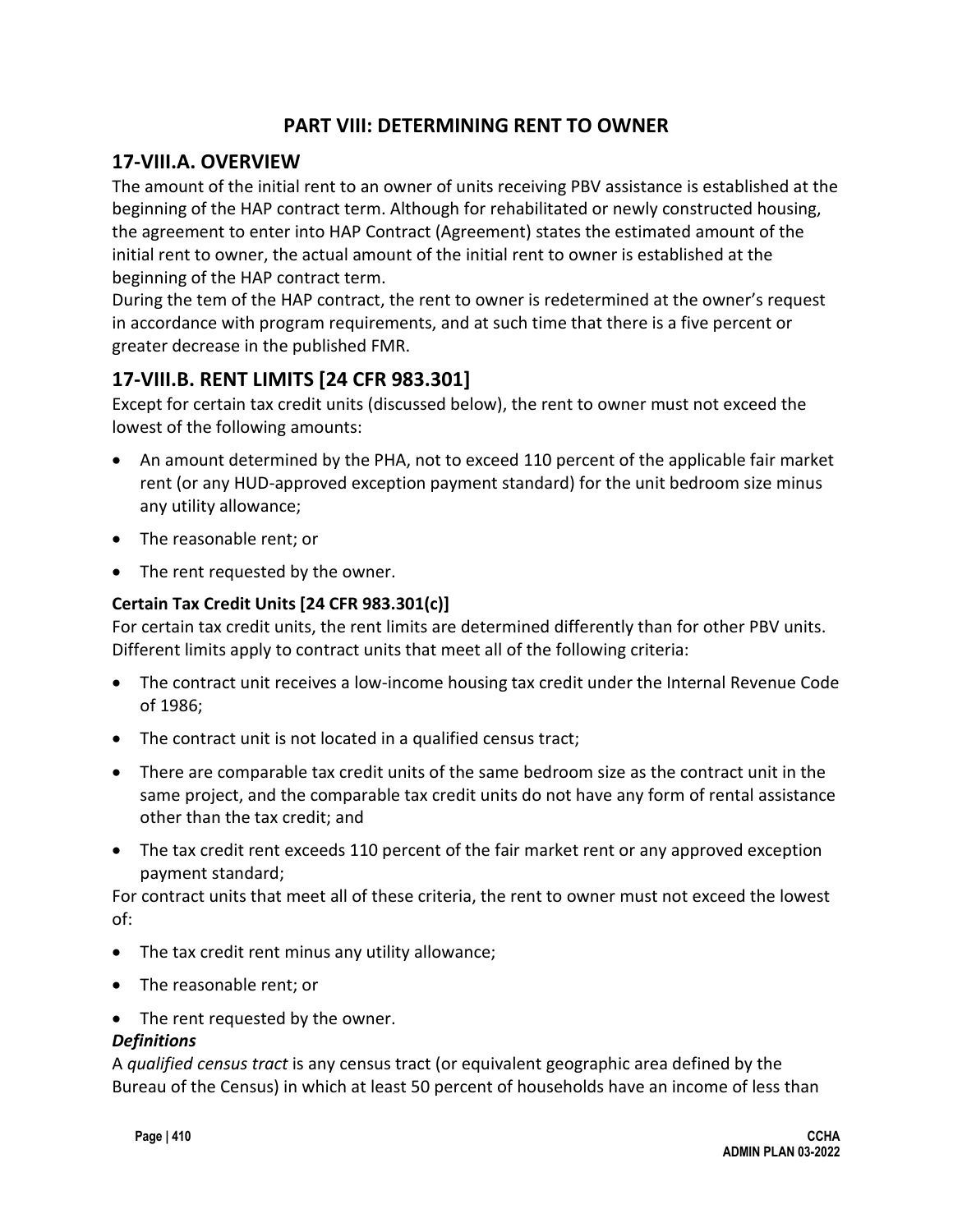## PART VIII: DETERMINING RENT TO OWNER

### 17-VIII.A. OVERVIEW

The amount of the initial rent to an owner of units receiving PBV assistance is established at the beginning of the HAP contract term. Although for rehabilitated or newly constructed housing, the agreement to enter into HAP Contract (Agreement) states the estimated amount of the initial rent to owner, the actual amount of the initial rent to owner is established at the beginning of the HAP contract term.

During the tem of the HAP contract, the rent to owner is redetermined at the owner's request in accordance with program requirements, and at such time that there is a five percent or greater decrease in the published FMR.

### 17-VIII.B. RENT LIMITS [24 CFR 983.301]

Except for certain tax credit units (discussed below), the rent to owner must not exceed the lowest of the following amounts:

- An amount determined by the PHA, not to exceed 110 percent of the applicable fair market rent (or any HUD-approved exception payment standard) for the unit bedroom size minus any utility allowance;
- The reasonable rent; or
- The rent requested by the owner.

**Certain Tax Credit Units [24 CFR 983.301(c)]**

For certain tax credit units, the rent limits are determined differently than for other PBV units. Different limits apply to contract units that meet all of the following criteria:

- The contract unit receives a low-income housing tax credit under the Internal Revenue Code of 1986;
- The contract unit is not located in a qualified census tract;
- There are comparable tax credit units of the same bedroom size as the contract unit in the same project, and the comparable tax credit units do not have any form of rental assistance other than the tax credit; and
- The tax credit rent exceeds 110 percent of the fair market rent or any approved exception payment standard;

For contract units that meet all of these criteria, the rent to owner must not exceed the lowest of:

- The tax credit rent minus any utility allowance;
- The reasonable rent; or
- The rent requested by the owner.

***Definitions***

A *qualified census tract* is any census tract (or equivalent geographic area defined by the Bureau of the Census) in which at least 50 percent of households have an income of less than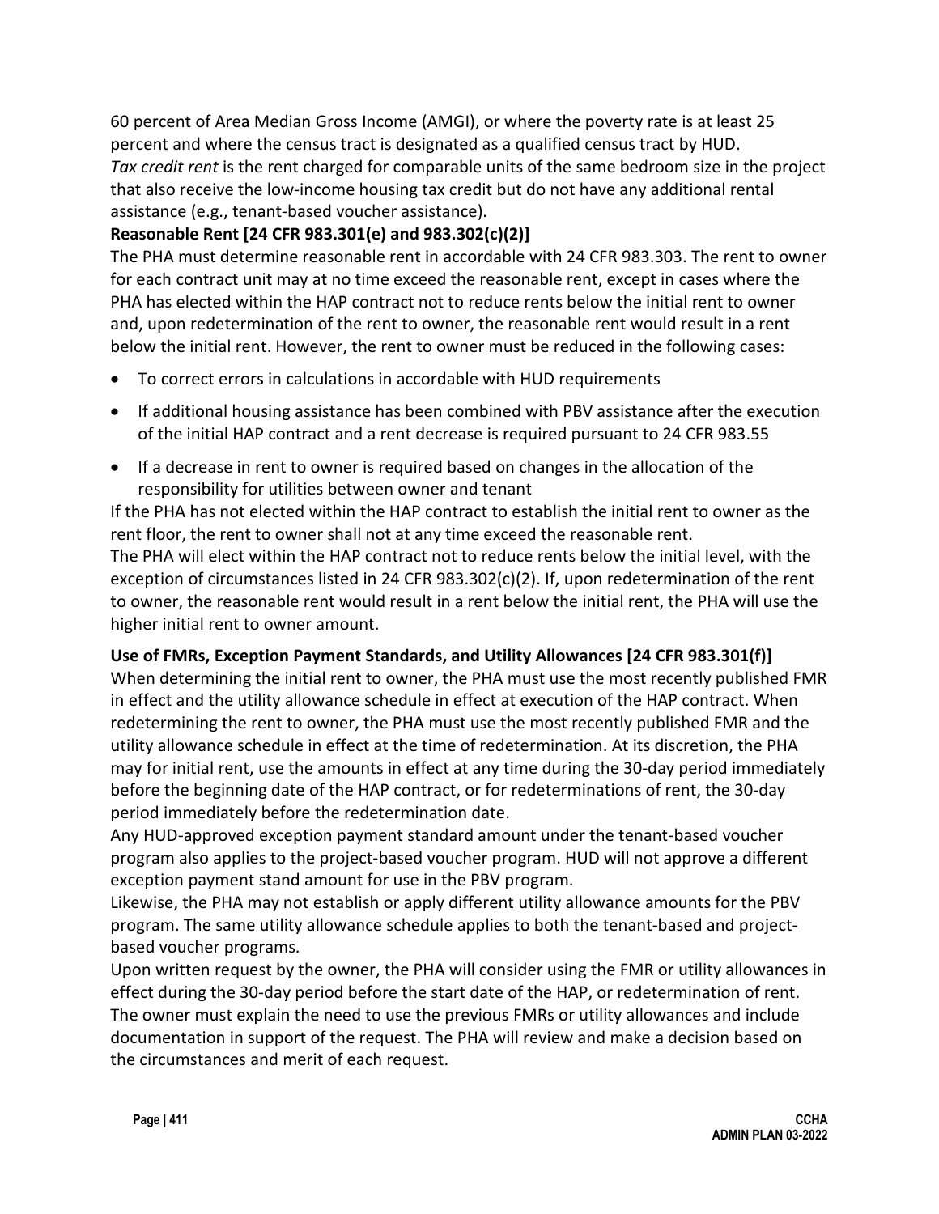60 percent of Area Median Gross Income (AMGI), or where the poverty rate is at least 25 percent and where the census tract is designated as a qualified census tract by HUD.

*Tax credit rent* is the rent charged for comparable units of the same bedroom size in the project that also receive the low-income housing tax credit but do not have any additional rental assistance (e.g., tenant-based voucher assistance).

**Reasonable Rent [24 CFR 983.301(e) and 983.302(c)(2)]**

The PHA must determine reasonable rent in accordable with 24 CFR 983.303. The rent to owner for each contract unit may at no time exceed the reasonable rent, except in cases where the PHA has elected within the HAP contract not to reduce rents below the initial rent to owner and, upon redetermination of the rent to owner, the reasonable rent would result in a rent below the initial rent. However, the rent to owner must be reduced in the following cases:

- To correct errors in calculations in accordable with HUD requirements
- If additional housing assistance has been combined with PBV assistance after the execution of the initial HAP contract and a rent decrease is required pursuant to 24 CFR 983.55
- If a decrease in rent to owner is required based on changes in the allocation of the responsibility for utilities between owner and tenant

If the PHA has not elected within the HAP contract to establish the initial rent to owner as the rent floor, the rent to owner shall not at any time exceed the reasonable rent.

The PHA will elect within the HAP contract not to reduce rents below the initial level, with the exception of circumstances listed in 24 CFR 983.302(c)(2). If, upon redetermination of the rent to owner, the reasonable rent would result in a rent below the initial rent, the PHA will use the higher initial rent to owner amount.

**Use of FMRs, Exception Payment Standards, and Utility Allowances [24 CFR 983.301(f)]**

When determining the initial rent to owner, the PHA must use the most recently published FMR in effect and the utility allowance schedule in effect at execution of the HAP contract. When redetermining the rent to owner, the PHA must use the most recently published FMR and the utility allowance schedule in effect at the time of redetermination. At its discretion, the PHA may for initial rent, use the amounts in effect at any time during the 30-day period immediately before the beginning date of the HAP contract, or for redeterminations of rent, the 30-day period immediately before the redetermination date.

Any HUD-approved exception payment standard amount under the tenant-based voucher program also applies to the project-based voucher program. HUD will not approve a different exception payment stand amount for use in the PBV program.

Likewise, the PHA may not establish or apply different utility allowance amounts for the PBV program. The same utility allowance schedule applies to both the tenant-based and project-based voucher programs.

Upon written request by the owner, the PHA will consider using the FMR or utility allowances in effect during the 30-day period before the start date of the HAP, or redetermination of rent. The owner must explain the need to use the previous FMRs or utility allowances and include documentation in support of the request. The PHA will review and make a decision based on the circumstances and merit of each request.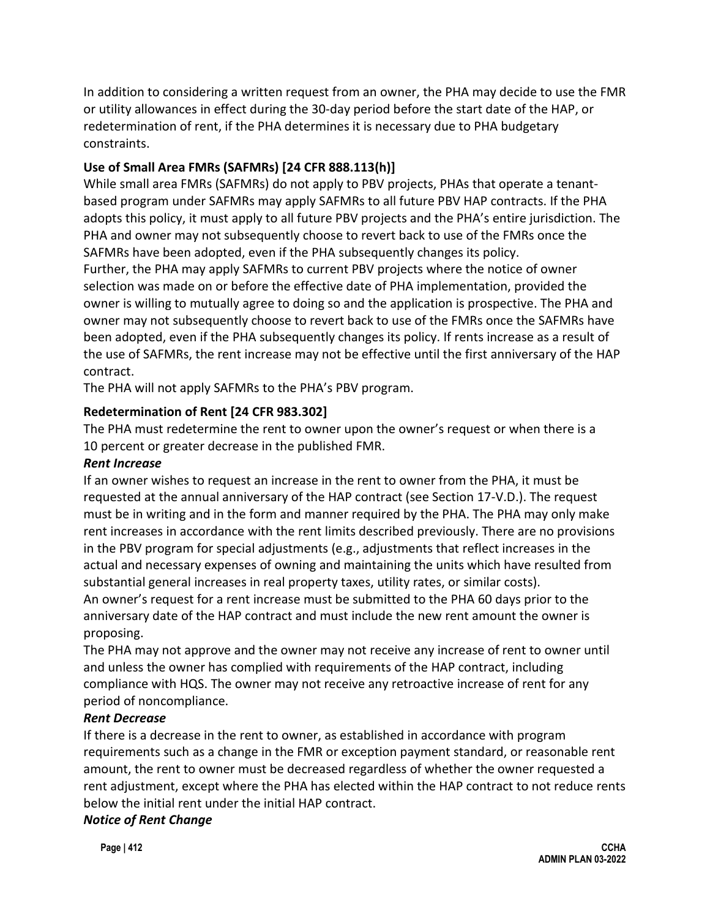In addition to considering a written request from an owner, the PHA may decide to use the FMR or utility allowances in effect during the 30-day period before the start date of the HAP, or redetermination of rent, if the PHA determines it is necessary due to PHA budgetary constraints.

**Use of Small Area FMRs (SAFMRs) [24 CFR 888.113(h)]**

While small area FMRs (SAFMRs) do not apply to PBV projects, PHAs that operate a tenant-based program under SAFMRs may apply SAFMRs to all future PBV HAP contracts. If the PHA adopts this policy, it must apply to all future PBV projects and the PHA's entire jurisdiction. The PHA and owner may not subsequently choose to revert back to use of the FMRs once the SAFMRs have been adopted, even if the PHA subsequently changes its policy.

Further, the PHA may apply SAFMRs to current PBV projects where the notice of owner selection was made on or before the effective date of PHA implementation, provided the owner is willing to mutually agree to doing so and the application is prospective. The PHA and owner may not subsequently choose to revert back to use of the FMRs once the SAFMRs have been adopted, even if the PHA subsequently changes its policy. If rents increase as a result of the use of SAFMRs, the rent increase may not be effective until the first anniversary of the HAP contract.

The PHA will not apply SAFMRs to the PHA's PBV program.

**Redetermination of Rent [24 CFR 983.302]**

The PHA must redetermine the rent to owner upon the owner's request or when there is a 10 percent or greater decrease in the published FMR.

***Rent Increase***

If an owner wishes to request an increase in the rent to owner from the PHA, it must be requested at the annual anniversary of the HAP contract (see Section 17-V.D.). The request must be in writing and in the form and manner required by the PHA. The PHA may only make rent increases in accordance with the rent limits described previously. There are no provisions in the PBV program for special adjustments (e.g., adjustments that reflect increases in the actual and necessary expenses of owning and maintaining the units which have resulted from substantial general increases in real property taxes, utility rates, or similar costs).

An owner's request for a rent increase must be submitted to the PHA 60 days prior to the anniversary date of the HAP contract and must include the new rent amount the owner is proposing.

The PHA may not approve and the owner may not receive any increase of rent to owner until and unless the owner has complied with requirements of the HAP contract, including compliance with HQS. The owner may not receive any retroactive increase of rent for any period of noncompliance.

***Rent Decrease***

If there is a decrease in the rent to owner, as established in accordance with program requirements such as a change in the FMR or exception payment standard, or reasonable rent amount, the rent to owner must be decreased regardless of whether the owner requested a rent adjustment, except where the PHA has elected within the HAP contract to not reduce rents below the initial rent under the initial HAP contract.

***Notice of Rent Change***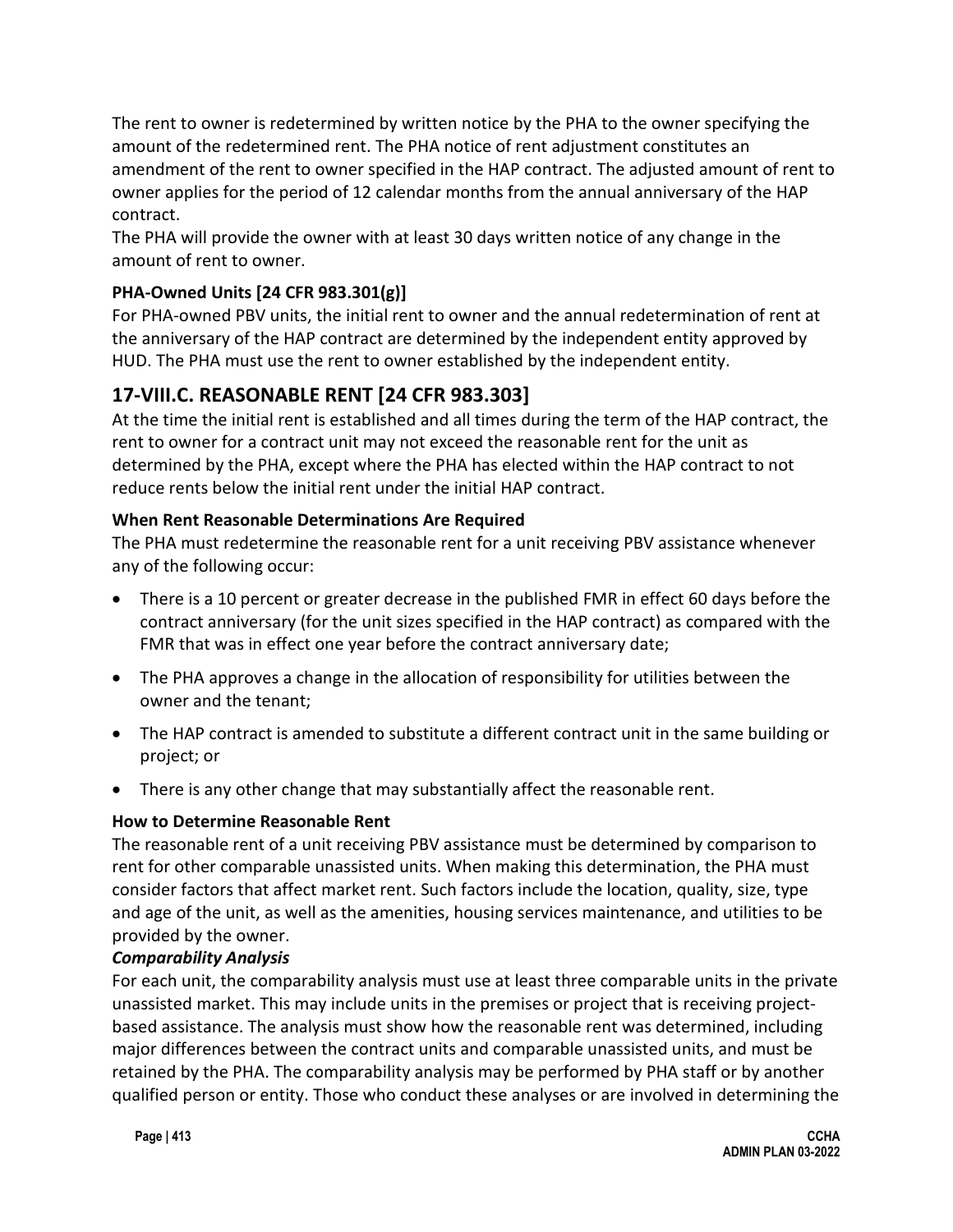The rent to owner is redetermined by written notice by the PHA to the owner specifying the amount of the redetermined rent. The PHA notice of rent adjustment constitutes an amendment of the rent to owner specified in the HAP contract. The adjusted amount of rent to owner applies for the period of 12 calendar months from the annual anniversary of the HAP contract.

The PHA will provide the owner with at least 30 days written notice of any change in the amount of rent to owner.

**PHA-Owned Units [24 CFR 983.301(g)]**

For PHA-owned PBV units, the initial rent to owner and the annual redetermination of rent at the anniversary of the HAP contract are determined by the independent entity approved by HUD. The PHA must use the rent to owner established by the independent entity.

## 17-VIII.C. REASONABLE RENT [24 CFR 983.303]

At the time the initial rent is established and all times during the term of the HAP contract, the rent to owner for a contract unit may not exceed the reasonable rent for the unit as determined by the PHA, except where the PHA has elected within the HAP contract to not reduce rents below the initial rent under the initial HAP contract.

**When Rent Reasonable Determinations Are Required**

The PHA must redetermine the reasonable rent for a unit receiving PBV assistance whenever any of the following occur:

- There is a 10 percent or greater decrease in the published FMR in effect 60 days before the contract anniversary (for the unit sizes specified in the HAP contract) as compared with the FMR that was in effect one year before the contract anniversary date;
- The PHA approves a change in the allocation of responsibility for utilities between the owner and the tenant;
- The HAP contract is amended to substitute a different contract unit in the same building or project; or
- There is any other change that may substantially affect the reasonable rent.

**How to Determine Reasonable Rent**

The reasonable rent of a unit receiving PBV assistance must be determined by comparison to rent for other comparable unassisted units. When making this determination, the PHA must consider factors that affect market rent. Such factors include the location, quality, size, type and age of the unit, as well as the amenities, housing services maintenance, and utilities to be provided by the owner.

***Comparability Analysis***

For each unit, the comparability analysis must use at least three comparable units in the private unassisted market. This may include units in the premises or project that is receiving project-based assistance. The analysis must show how the reasonable rent was determined, including major differences between the contract units and comparable unassisted units, and must be retained by the PHA. The comparability analysis may be performed by PHA staff or by another qualified person or entity. Those who conduct these analyses or are involved in determining the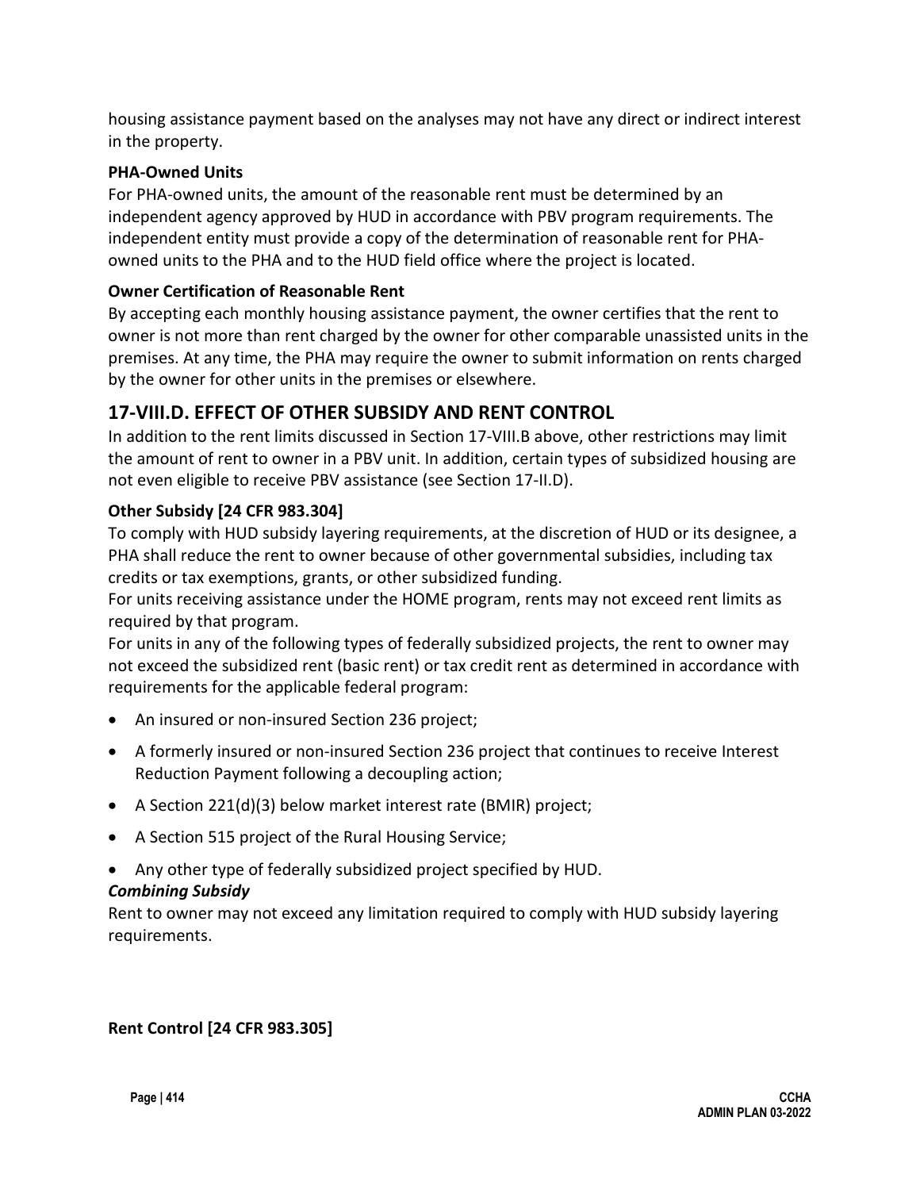housing assistance payment based on the analyses may not have any direct or indirect interest in the property.

**PHA-Owned Units**

For PHA-owned units, the amount of the reasonable rent must be determined by an independent agency approved by HUD in accordance with PBV program requirements. The independent entity must provide a copy of the determination of reasonable rent for PHA-owned units to the PHA and to the HUD field office where the project is located.

**Owner Certification of Reasonable Rent**

By accepting each monthly housing assistance payment, the owner certifies that the rent to owner is not more than rent charged by the owner for other comparable unassisted units in the premises. At any time, the PHA may require the owner to submit information on rents charged by the owner for other units in the premises or elsewhere.

## 17-VIII.D. EFFECT OF OTHER SUBSIDY AND RENT CONTROL

In addition to the rent limits discussed in Section 17-VIII.B above, other restrictions may limit the amount of rent to owner in a PBV unit. In addition, certain types of subsidized housing are not even eligible to receive PBV assistance (see Section 17-II.D).

**Other Subsidy [24 CFR 983.304]**

To comply with HUD subsidy layering requirements, at the discretion of HUD or its designee, a PHA shall reduce the rent to owner because of other governmental subsidies, including tax credits or tax exemptions, grants, or other subsidized funding.

For units receiving assistance under the HOME program, rents may not exceed rent limits as required by that program.

For units in any of the following types of federally subsidized projects, the rent to owner may not exceed the subsidized rent (basic rent) or tax credit rent as determined in accordance with requirements for the applicable federal program:

- An insured or non-insured Section 236 project;
- A formerly insured or non-insured Section 236 project that continues to receive Interest Reduction Payment following a decoupling action;
- A Section 221(d)(3) below market interest rate (BMIR) project;
- A Section 515 project of the Rural Housing Service;
- Any other type of federally subsidized project specified by HUD.

***Combining Subsidy***

Rent to owner may not exceed any limitation required to comply with HUD subsidy layering requirements.

**Rent Control [24 CFR 983.305]**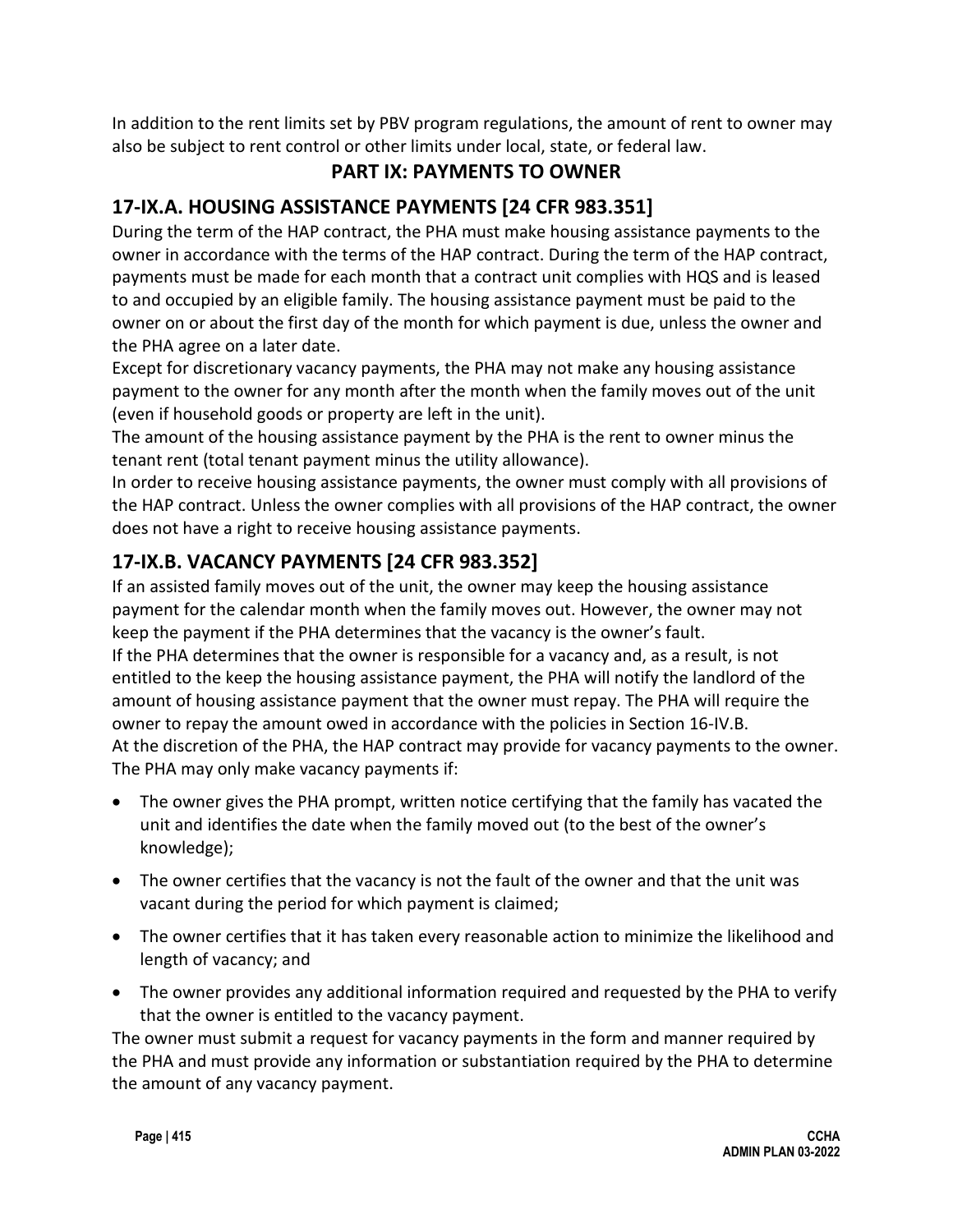In addition to the rent limits set by PBV program regulations, the amount of rent to owner may also be subject to rent control or other limits under local, state, or federal law.

# PART IX: PAYMENTS TO OWNER

## 17-IX.A. HOUSING ASSISTANCE PAYMENTS [24 CFR 983.351]

During the term of the HAP contract, the PHA must make housing assistance payments to the owner in accordance with the terms of the HAP contract. During the term of the HAP contract, payments must be made for each month that a contract unit complies with HQS and is leased to and occupied by an eligible family. The housing assistance payment must be paid to the owner on or about the first day of the month for which payment is due, unless the owner and the PHA agree on a later date.

Except for discretionary vacancy payments, the PHA may not make any housing assistance payment to the owner for any month after the month when the family moves out of the unit (even if household goods or property are left in the unit).

The amount of the housing assistance payment by the PHA is the rent to owner minus the tenant rent (total tenant payment minus the utility allowance).

In order to receive housing assistance payments, the owner must comply with all provisions of the HAP contract. Unless the owner complies with all provisions of the HAP contract, the owner does not have a right to receive housing assistance payments.

## 17-IX.B. VACANCY PAYMENTS [24 CFR 983.352]

If an assisted family moves out of the unit, the owner may keep the housing assistance payment for the calendar month when the family moves out. However, the owner may not keep the payment if the PHA determines that the vacancy is the owner's fault.

If the PHA determines that the owner is responsible for a vacancy and, as a result, is not entitled to the keep the housing assistance payment, the PHA will notify the landlord of the amount of housing assistance payment that the owner must repay. The PHA will require the owner to repay the amount owed in accordance with the policies in Section 16-IV.B.

At the discretion of the PHA, the HAP contract may provide for vacancy payments to the owner. The PHA may only make vacancy payments if:

- The owner gives the PHA prompt, written notice certifying that the family has vacated the unit and identifies the date when the family moved out (to the best of the owner's knowledge);
- The owner certifies that the vacancy is not the fault of the owner and that the unit was vacant during the period for which payment is claimed;
- The owner certifies that it has taken every reasonable action to minimize the likelihood and length of vacancy; and
- The owner provides any additional information required and requested by the PHA to verify that the owner is entitled to the vacancy payment.

The owner must submit a request for vacancy payments in the form and manner required by the PHA and must provide any information or substantiation required by the PHA to determine the amount of any vacancy payment.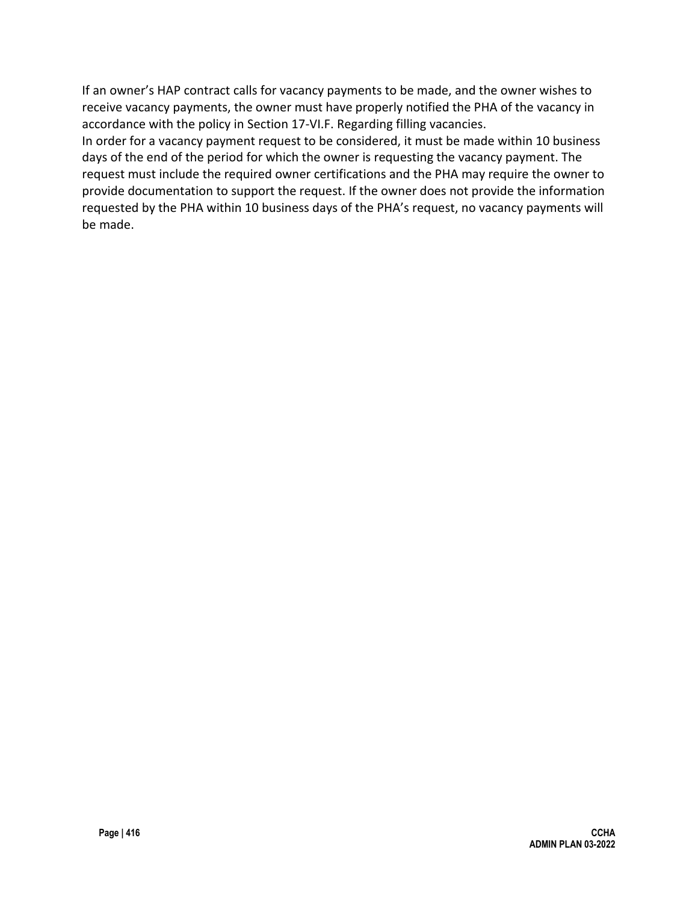If an owner's HAP contract calls for vacancy payments to be made, and the owner wishes to receive vacancy payments, the owner must have properly notified the PHA of the vacancy in accordance with the policy in Section 17-VI.F. Regarding filling vacancies.

In order for a vacancy payment request to be considered, it must be made within 10 business days of the end of the period for which the owner is requesting the vacancy payment. The request must include the required owner certifications and the PHA may require the owner to provide documentation to support the request. If the owner does not provide the information requested by the PHA within 10 business days of the PHA's request, no vacancy payments will be made.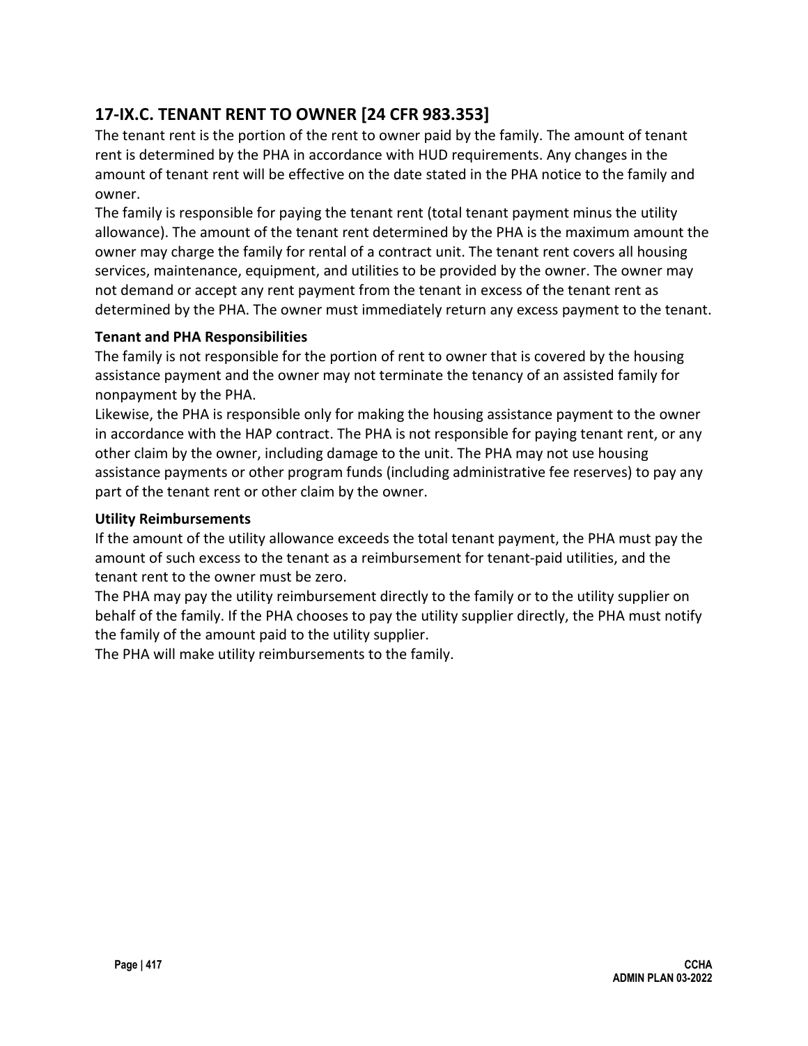## 17-IX.C. TENANT RENT TO OWNER [24 CFR 983.353]

The tenant rent is the portion of the rent to owner paid by the family. The amount of tenant rent is determined by the PHA in accordance with HUD requirements. Any changes in the amount of tenant rent will be effective on the date stated in the PHA notice to the family and owner.

The family is responsible for paying the tenant rent (total tenant payment minus the utility allowance). The amount of the tenant rent determined by the PHA is the maximum amount the owner may charge the family for rental of a contract unit. The tenant rent covers all housing services, maintenance, equipment, and utilities to be provided by the owner. The owner may not demand or accept any rent payment from the tenant in excess of the tenant rent as determined by the PHA. The owner must immediately return any excess payment to the tenant.

**Tenant and PHA Responsibilities**

The family is not responsible for the portion of rent to owner that is covered by the housing assistance payment and the owner may not terminate the tenancy of an assisted family for nonpayment by the PHA.

Likewise, the PHA is responsible only for making the housing assistance payment to the owner in accordance with the HAP contract. The PHA is not responsible for paying tenant rent, or any other claim by the owner, including damage to the unit. The PHA may not use housing assistance payments or other program funds (including administrative fee reserves) to pay any part of the tenant rent or other claim by the owner.

**Utility Reimbursements**

If the amount of the utility allowance exceeds the total tenant payment, the PHA must pay the amount of such excess to the tenant as a reimbursement for tenant-paid utilities, and the tenant rent to the owner must be zero.

The PHA may pay the utility reimbursement directly to the family or to the utility supplier on behalf of the family. If the PHA chooses to pay the utility supplier directly, the PHA must notify the family of the amount paid to the utility supplier.

The PHA will make utility reimbursements to the family.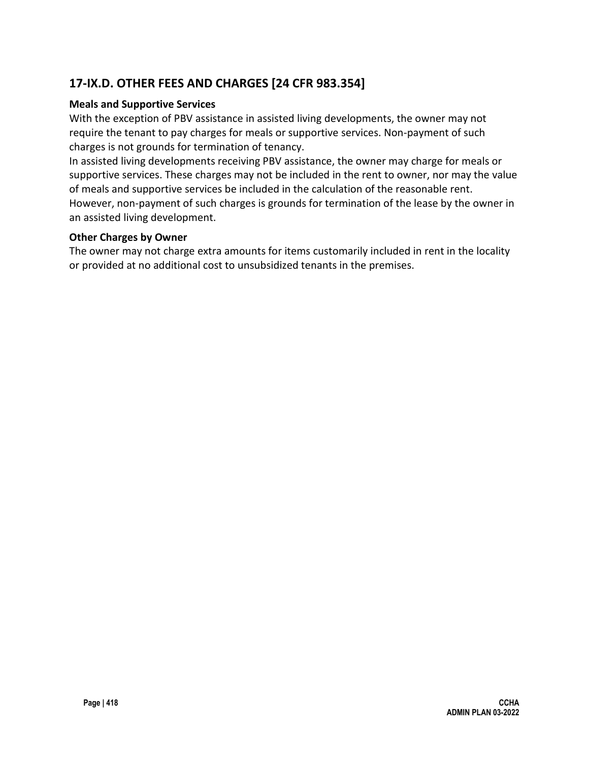## 17-IX.D. OTHER FEES AND CHARGES [24 CFR 983.354]

### Meals and Supportive Services

With the exception of PBV assistance in assisted living developments, the owner may not require the tenant to pay charges for meals or supportive services. Non-payment of such charges is not grounds for termination of tenancy.

In assisted living developments receiving PBV assistance, the owner may charge for meals or supportive services. These charges may not be included in the rent to owner, nor may the value of meals and supportive services be included in the calculation of the reasonable rent. However, non-payment of such charges is grounds for termination of the lease by the owner in an assisted living development.

### Other Charges by Owner

The owner may not charge extra amounts for items customarily included in rent in the locality or provided at no additional cost to unsubsidized tenants in the premises.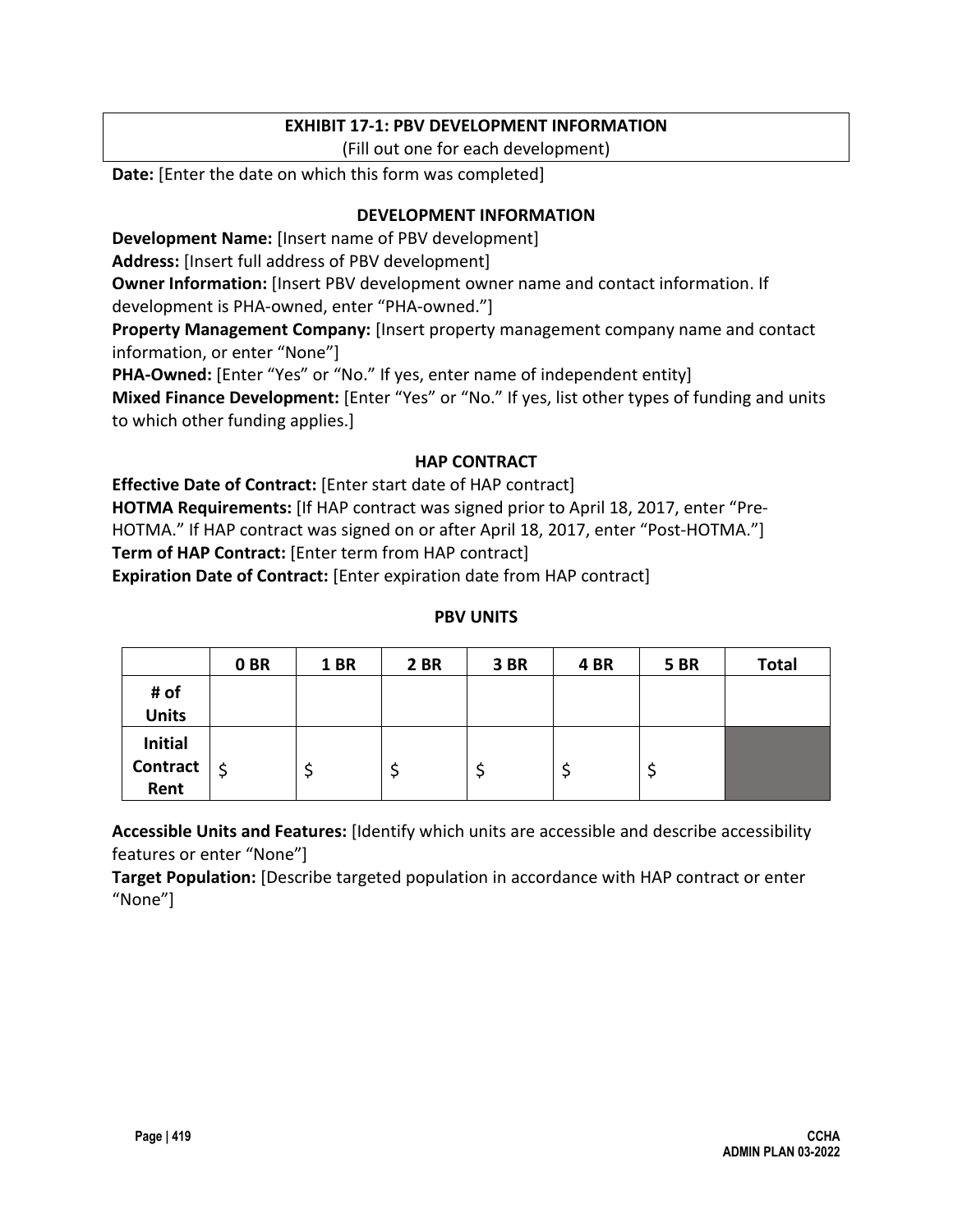## EXHIBIT 17-1: PBV DEVELOPMENT INFORMATION

(Fill out one for each development)

**Date:** [Enter the date on which this form was completed]

### DEVELOPMENT INFORMATION

**Development Name:** [Insert name of PBV development]

**Address:** [Insert full address of PBV development]

**Owner Information:** [Insert PBV development owner name and contact information. If development is PHA-owned, enter "PHA-owned."]

**Property Management Company:** [Insert property management company name and contact information, or enter "None"]

**PHA-Owned:** [Enter "Yes" or "No." If yes, enter name of independent entity]

**Mixed Finance Development:** [Enter "Yes" or "No." If yes, list other types of funding and units to which other funding applies.]

### HAP CONTRACT

**Effective Date of Contract:** [Enter start date of HAP contract]

**HOTMA Requirements:** [If HAP contract was signed prior to April 18, 2017, enter "Pre-HOTMA." If HAP contract was signed on or after April 18, 2017, enter "Post-HOTMA."]

**Term of HAP Contract:** [Enter term from HAP contract]

**Expiration Date of Contract:** [Enter expiration date from HAP contract]

### PBV UNITS

| | 0 BR | 1 BR | 2 BR | 3 BR | 4 BR | 5 BR | Total |
|---|---|---|---|---|---|---|---|
| # of Units | | | | | | | |
| Initial Contract Rent | $ | $ | $ | $ | $ | $ | |

**Accessible Units and Features:** [Identify which units are accessible and describe accessibility features or enter "None"]

**Target Population:** [Describe targeted population in accordance with HAP contract or enter "None"]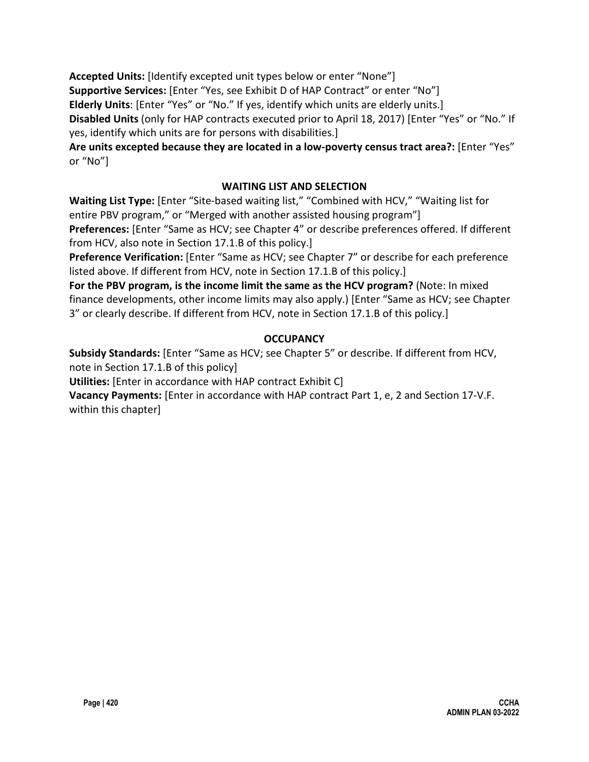**Accepted Units:** [Identify excepted unit types below or enter "None"]
**Supportive Services:** [Enter "Yes, see Exhibit D of HAP Contract" or enter "No"]
**Elderly Units**: [Enter "Yes" or "No." If yes, identify which units are elderly units.]
**Disabled Units** (only for HAP contracts executed prior to April 18, 2017) [Enter "Yes" or "No." If yes, identify which units are for persons with disabilities.]
**Are units excepted because they are located in a low-poverty census tract area?:** [Enter "Yes" or "No"]

**WAITING LIST AND SELECTION**

**Waiting List Type:** [Enter "Site-based waiting list," "Combined with HCV," "Waiting list for entire PBV program," or "Merged with another assisted housing program"]
**Preferences:** [Enter "Same as HCV; see Chapter 4" or describe preferences offered. If different from HCV, also note in Section 17.1.B of this policy.]
**Preference Verification:** [Enter "Same as HCV; see Chapter 7" or describe for each preference listed above. If different from HCV, note in Section 17.1.B of this policy.]
**For the PBV program, is the income limit the same as the HCV program?** (Note: In mixed finance developments, other income limits may also apply.) [Enter "Same as HCV; see Chapter 3" or clearly describe. If different from HCV, note in Section 17.1.B of this policy.]

**OCCUPANCY**

**Subsidy Standards:** [Enter "Same as HCV; see Chapter 5" or describe. If different from HCV, note in Section 17.1.B of this policy]
**Utilities:** [Enter in accordance with HAP contract Exhibit C]
**Vacancy Payments:** [Enter in accordance with HAP contract Part 1, e, 2 and Section 17-V.F. within this chapter]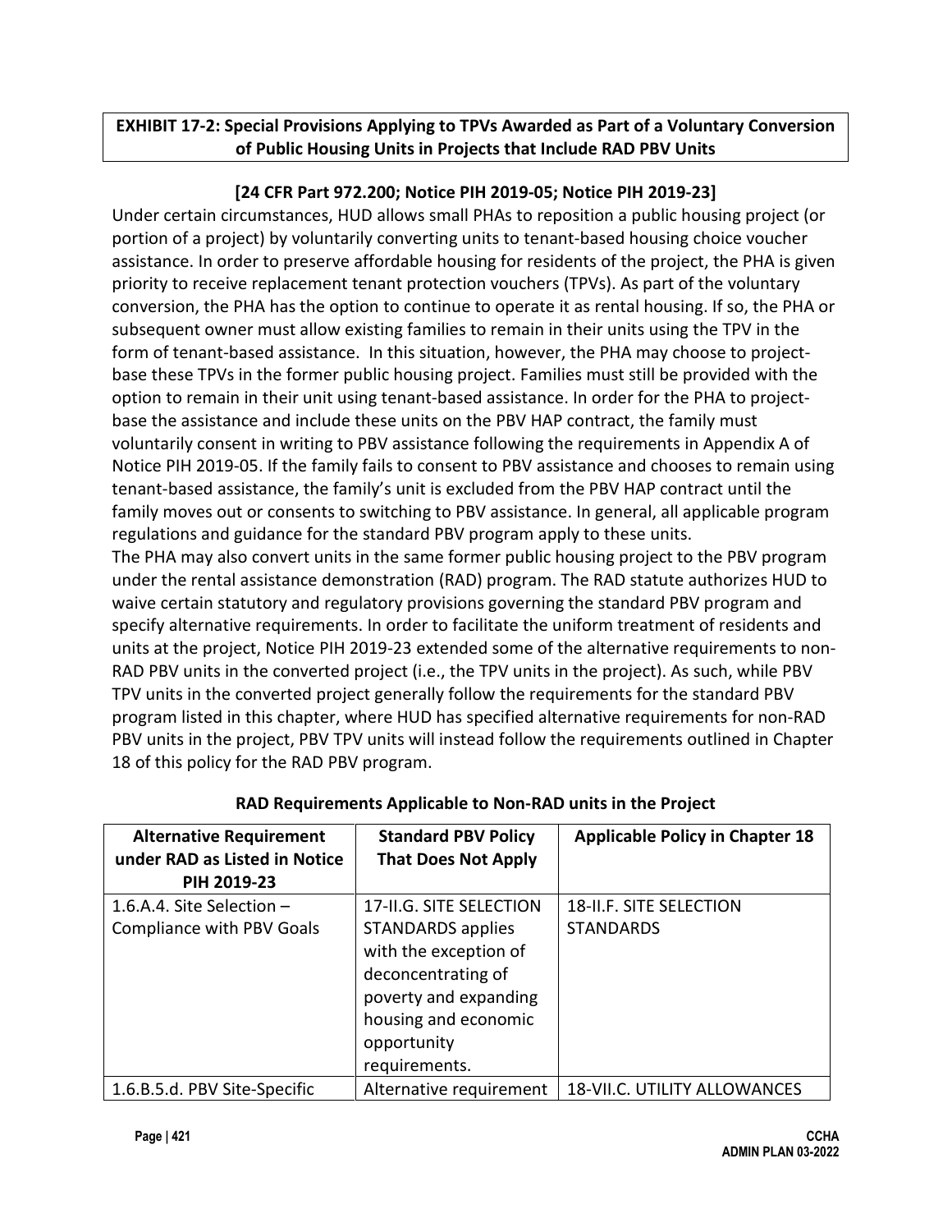**EXHIBIT 17-2: Special Provisions Applying to TPVs Awarded as Part of a Voluntary Conversion of Public Housing Units in Projects that Include RAD PBV Units**

**[24 CFR Part 972.200; Notice PIH 2019-05; Notice PIH 2019-23]**

Under certain circumstances, HUD allows small PHAs to reposition a public housing project (or portion of a project) by voluntarily converting units to tenant-based housing choice voucher assistance. In order to preserve affordable housing for residents of the project, the PHA is given priority to receive replacement tenant protection vouchers (TPVs). As part of the voluntary conversion, the PHA has the option to continue to operate it as rental housing. If so, the PHA or subsequent owner must allow existing families to remain in their units using the TPV in the form of tenant-based assistance. In this situation, however, the PHA may choose to project-base these TPVs in the former public housing project. Families must still be provided with the option to remain in their unit using tenant-based assistance. In order for the PHA to project-base the assistance and include these units on the PBV HAP contract, the family must voluntarily consent in writing to PBV assistance following the requirements in Appendix A of Notice PIH 2019-05. If the family fails to consent to PBV assistance and chooses to remain using tenant-based assistance, the family's unit is excluded from the PBV HAP contract until the family moves out or consents to switching to PBV assistance. In general, all applicable program regulations and guidance for the standard PBV program apply to these units.

The PHA may also convert units in the same former public housing project to the PBV program under the rental assistance demonstration (RAD) program. The RAD statute authorizes HUD to waive certain statutory and regulatory provisions governing the standard PBV program and specify alternative requirements. In order to facilitate the uniform treatment of residents and units at the project, Notice PIH 2019-23 extended some of the alternative requirements to non-RAD PBV units in the converted project (i.e., the TPV units in the project). As such, while PBV TPV units in the converted project generally follow the requirements for the standard PBV program listed in this chapter, where HUD has specified alternative requirements for non-RAD PBV units in the project, PBV TPV units will instead follow the requirements outlined in Chapter 18 of this policy for the RAD PBV program.

**RAD Requirements Applicable to Non-RAD units in the Project**

| Alternative Requirement under RAD as Listed in Notice PIH 2019-23 | Standard PBV Policy That Does Not Apply | Applicable Policy in Chapter 18 |
|---|---|---|
| 1.6.A.4. Site Selection – Compliance with PBV Goals | 17-II.G. SITE SELECTION STANDARDS applies with the exception of deconcentrating of poverty and expanding housing and economic opportunity requirements. | 18-II.F. SITE SELECTION STANDARDS |
| 1.6.B.5.d. PBV Site-Specific | Alternative requirement | 18-VII.C. UTILITY ALLOWANCES |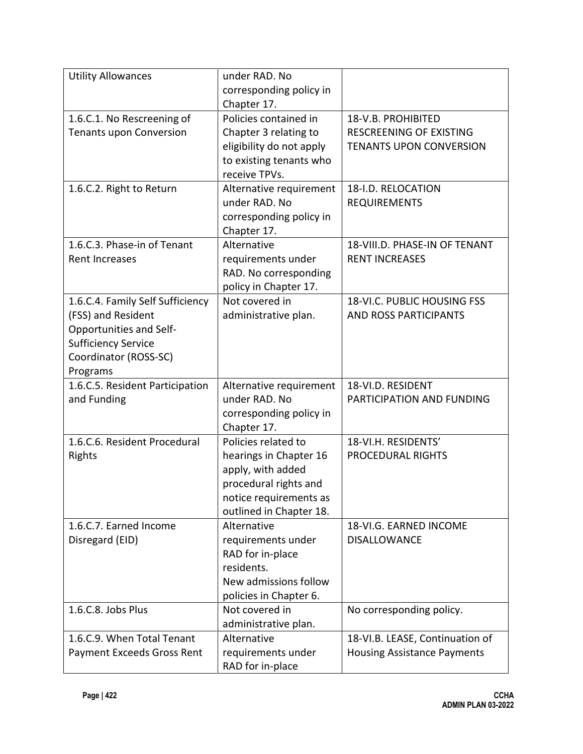| Utility Allowances | under RAD. No corresponding policy in Chapter 17. | |
|---|---|---|
| 1.6.C.1. No Rescreening of Tenants upon Conversion | Policies contained in Chapter 3 relating to eligibility do not apply to existing tenants who receive TPVs. | 18-V.B. PROHIBITED RESCREENING OF EXISTING TENANTS UPON CONVERSION |
| 1.6.C.2. Right to Return | Alternative requirement under RAD. No corresponding policy in Chapter 17. | 18-I.D. RELOCATION REQUIREMENTS |
| 1.6.C.3. Phase-in of Tenant Rent Increases | Alternative requirements under RAD. No corresponding policy in Chapter 17. | 18-VIII.D. PHASE-IN OF TENANT RENT INCREASES |
| 1.6.C.4. Family Self Sufficiency (FSS) and Resident Opportunities and Self-Sufficiency Service Coordinator (ROSS-SC) Programs | Not covered in administrative plan. | 18-VI.C. PUBLIC HOUSING FSS AND ROSS PARTICIPANTS |
| 1.6.C.5. Resident Participation and Funding | Alternative requirement under RAD. No corresponding policy in Chapter 17. | 18-VI.D. RESIDENT PARTICIPATION AND FUNDING |
| 1.6.C.6. Resident Procedural Rights | Policies related to hearings in Chapter 16 apply, with added procedural rights and notice requirements as outlined in Chapter 18. | 18-VI.H. RESIDENTS' PROCEDURAL RIGHTS |
| 1.6.C.7. Earned Income Disregard (EID) | Alternative requirements under RAD for in-place residents. New admissions follow policies in Chapter 6. | 18-VI.G. EARNED INCOME DISALLOWANCE |
| 1.6.C.8. Jobs Plus | Not covered in administrative plan. | No corresponding policy. |
| 1.6.C.9. When Total Tenant Payment Exceeds Gross Rent | Alternative requirements under RAD for in-place | 18-VI.B. LEASE, Continuation of Housing Assistance Payments |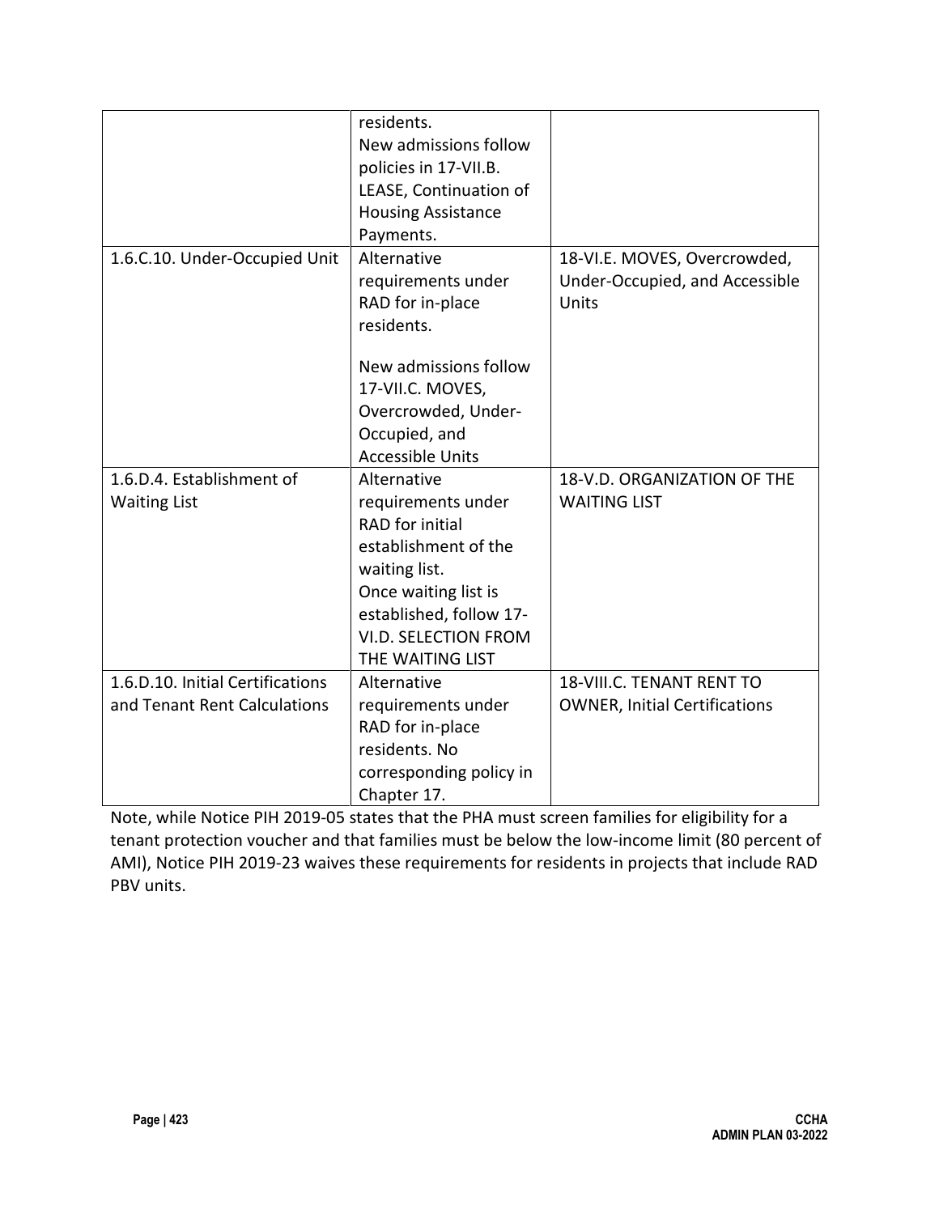| | | |
|---|---|---|
| | residents. New admissions follow policies in 17-VII.B. LEASE, Continuation of Housing Assistance Payments. | |
| 1.6.C.10. Under-Occupied Unit | Alternative requirements under RAD for in-place residents.<br><br>New admissions follow 17-VII.C. MOVES, Overcrowded, Under-Occupied, and Accessible Units | 18-VI.E. MOVES, Overcrowded, Under-Occupied, and Accessible Units |
| 1.6.D.4. Establishment of Waiting List | Alternative requirements under RAD for initial establishment of the waiting list. Once waiting list is established, follow 17-VI.D. SELECTION FROM THE WAITING LIST | 18-V.D. ORGANIZATION OF THE WAITING LIST |
| 1.6.D.10. Initial Certifications and Tenant Rent Calculations | Alternative requirements under RAD for in-place residents. No corresponding policy in Chapter 17. | 18-VIII.C. TENANT RENT TO OWNER, Initial Certifications |

Note, while Notice PIH 2019-05 states that the PHA must screen families for eligibility for a tenant protection voucher and that families must be below the low-income limit (80 percent of AMI), Notice PIH 2019-23 waives these requirements for residents in projects that include RAD PBV units.